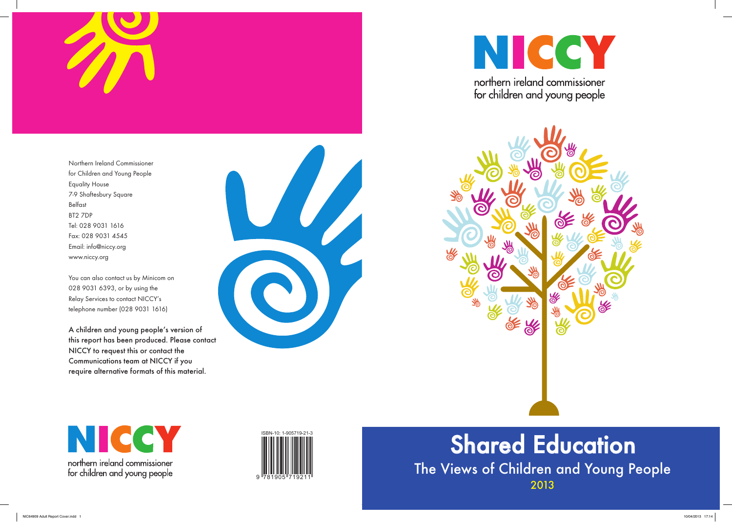# Shared Education

## The Views of Children and Young People

2013

NICCY

northern ireland commissioner for children and young people

Northern Ireland Commissioner
for Children and Young People
Equality House
7-9 Shaftesbury Square
Belfast
BT2 7DP
Tel: 028 9031 1616
Fax: 028 9031 4545
Email: info@niccy.org
www.niccy.org

You can also contact us by Minicom on 028 9031 6393, or by using the Relay Services to contact NICCY's telephone number (028 9031 1616)

A children and young people's version of this report has been produced. Please contact NICCY to request this or contact the Communications team at NICCY if you require alternative formats of this material.

NICCY

northern ireland commissioner for children and young people

ISBN-10: 1-905719-21-3

9 781905 719211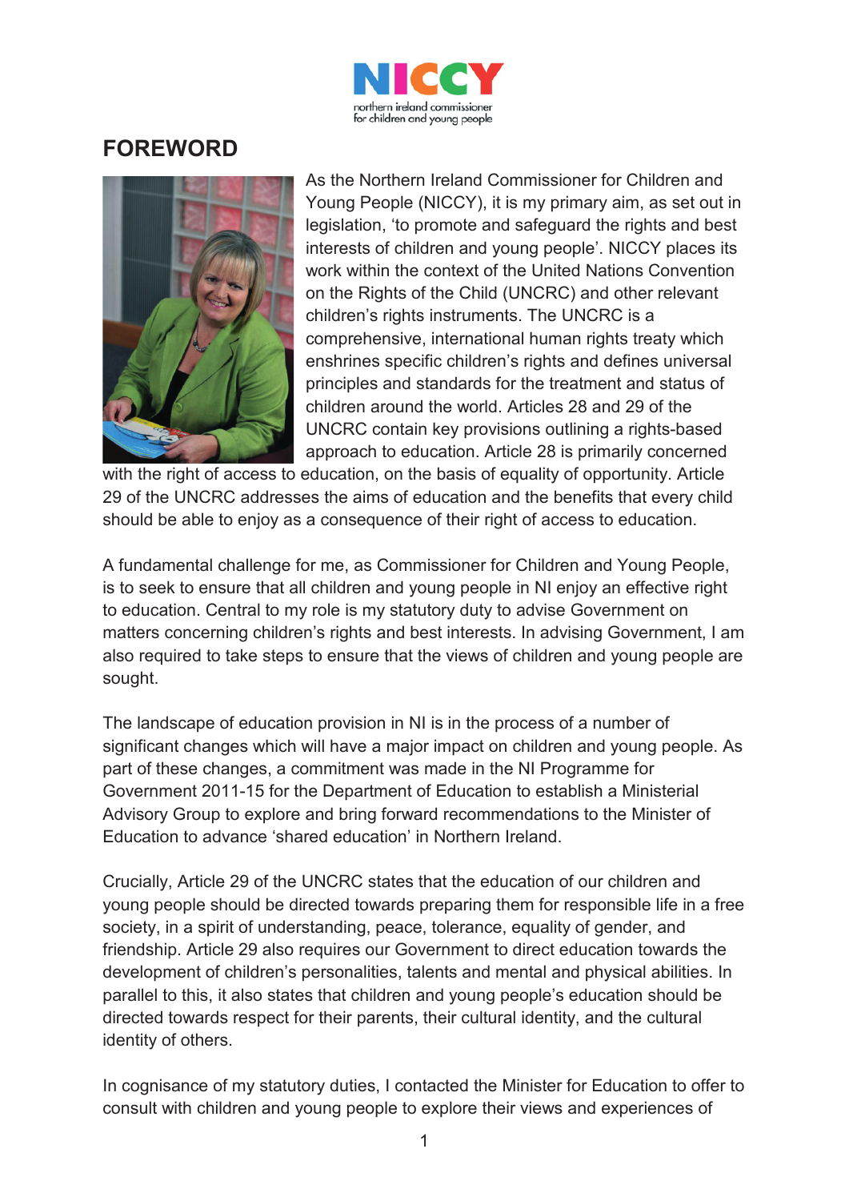# FOREWORD

As the Northern Ireland Commissioner for Children and Young People (NICCY), it is my primary aim, as set out in legislation, 'to promote and safeguard the rights and best interests of children and young people'. NICCY places its work within the context of the United Nations Convention on the Rights of the Child (UNCRC) and other relevant children's rights instruments. The UNCRC is a comprehensive, international human rights treaty which enshrines specific children's rights and defines universal principles and standards for the treatment and status of children around the world. Articles 28 and 29 of the UNCRC contain key provisions outlining a rights-based approach to education. Article 28 is primarily concerned with the right of access to education, on the basis of equality of opportunity. Article 29 of the UNCRC addresses the aims of education and the benefits that every child should be able to enjoy as a consequence of their right of access to education.

A fundamental challenge for me, as Commissioner for Children and Young People, is to seek to ensure that all children and young people in NI enjoy an effective right to education. Central to my role is my statutory duty to advise Government on matters concerning children's rights and best interests. In advising Government, I am also required to take steps to ensure that the views of children and young people are sought.

The landscape of education provision in NI is in the process of a number of significant changes which will have a major impact on children and young people. As part of these changes, a commitment was made in the NI Programme for Government 2011-15 for the Department of Education to establish a Ministerial Advisory Group to explore and bring forward recommendations to the Minister of Education to advance 'shared education' in Northern Ireland.

Crucially, Article 29 of the UNCRC states that the education of our children and young people should be directed towards preparing them for responsible life in a free society, in a spirit of understanding, peace, tolerance, equality of gender, and friendship. Article 29 also requires our Government to direct education towards the development of children's personalities, talents and mental and physical abilities. In parallel to this, it also states that children and young people's education should be directed towards respect for their parents, their cultural identity, and the cultural identity of others.

In cognisance of my statutory duties, I contacted the Minister for Education to offer to consult with children and young people to explore their views and experiences of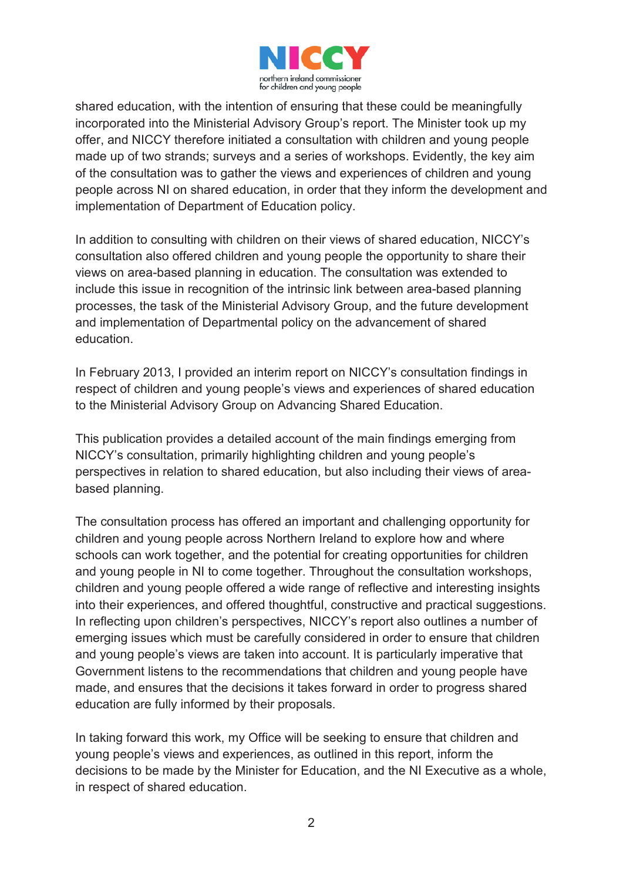shared education, with the intention of ensuring that these could be meaningfully incorporated into the Ministerial Advisory Group's report. The Minister took up my offer, and NICCY therefore initiated a consultation with children and young people made up of two strands; surveys and a series of workshops. Evidently, the key aim of the consultation was to gather the views and experiences of children and young people across NI on shared education, in order that they inform the development and implementation of Department of Education policy.

In addition to consulting with children on their views of shared education, NICCY's consultation also offered children and young people the opportunity to share their views on area-based planning in education. The consultation was extended to include this issue in recognition of the intrinsic link between area-based planning processes, the task of the Ministerial Advisory Group, and the future development and implementation of Departmental policy on the advancement of shared education.

In February 2013, I provided an interim report on NICCY's consultation findings in respect of children and young people's views and experiences of shared education to the Ministerial Advisory Group on Advancing Shared Education.

This publication provides a detailed account of the main findings emerging from NICCY's consultation, primarily highlighting children and young people's perspectives in relation to shared education, but also including their views of area-based planning.

The consultation process has offered an important and challenging opportunity for children and young people across Northern Ireland to explore how and where schools can work together, and the potential for creating opportunities for children and young people in NI to come together. Throughout the consultation workshops, children and young people offered a wide range of reflective and interesting insights into their experiences, and offered thoughtful, constructive and practical suggestions. In reflecting upon children's perspectives, NICCY's report also outlines a number of emerging issues which must be carefully considered in order to ensure that children and young people's views are taken into account. It is particularly imperative that Government listens to the recommendations that children and young people have made, and ensures that the decisions it takes forward in order to progress shared education are fully informed by their proposals.

In taking forward this work, my Office will be seeking to ensure that children and young people's views and experiences, as outlined in this report, inform the decisions to be made by the Minister for Education, and the NI Executive as a whole, in respect of shared education.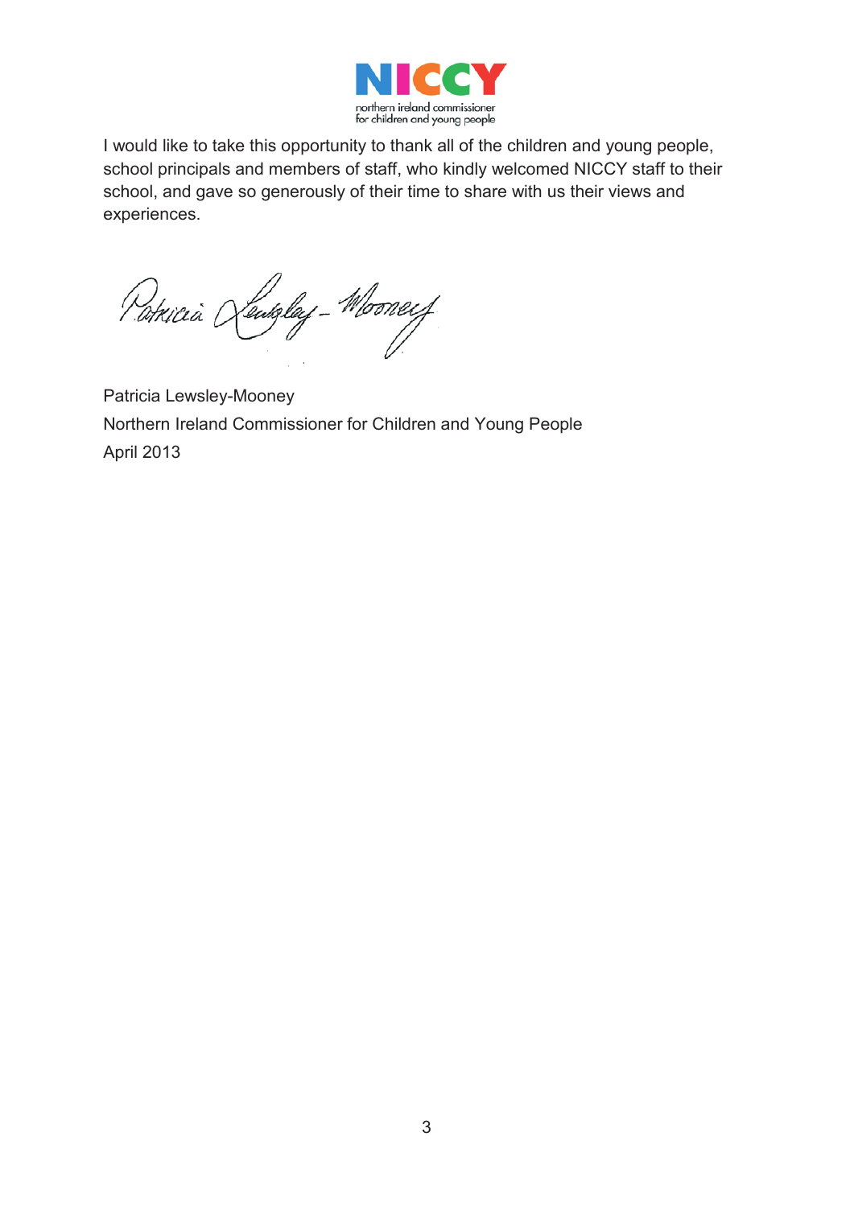I would like to take this opportunity to thank all of the children and young people, school principals and members of staff, who kindly welcomed NICCY staff to their school, and gave so generously of their time to share with us their views and experiences.

Patricia Lewsley-Mooney
Northern Ireland Commissioner for Children and Young People
April 2013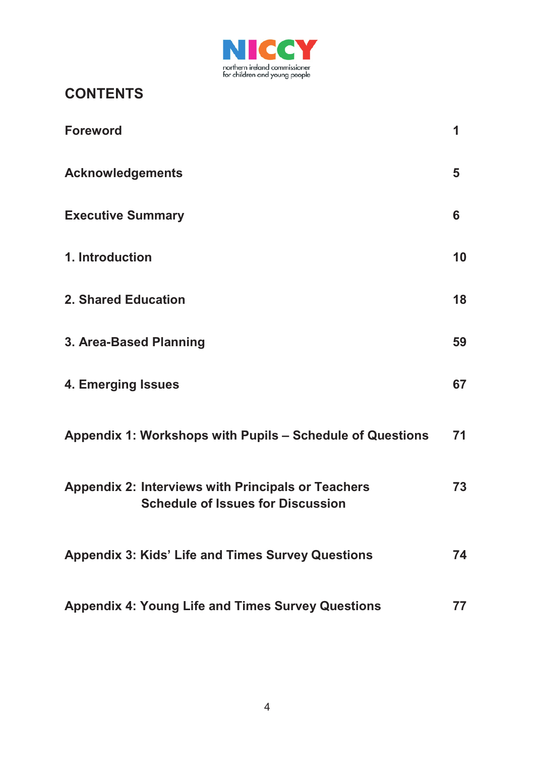## CONTENTS

| | |
|---|---|
| **Foreword** | **1** |
| **Acknowledgements** | **5** |
| **Executive Summary** | **6** |
| **1. Introduction** | **10** |
| **2. Shared Education** | **18** |
| **3. Area-Based Planning** | **59** |
| **4. Emerging Issues** | **67** |
| **Appendix 1: Workshops with Pupils – Schedule of Questions** | **71** |
| **Appendix 2: Interviews with Principals or Teachers Schedule of Issues for Discussion** | **73** |
| **Appendix 3: Kids' Life and Times Survey Questions** | **74** |
| **Appendix 4: Young Life and Times Survey Questions** | **77** |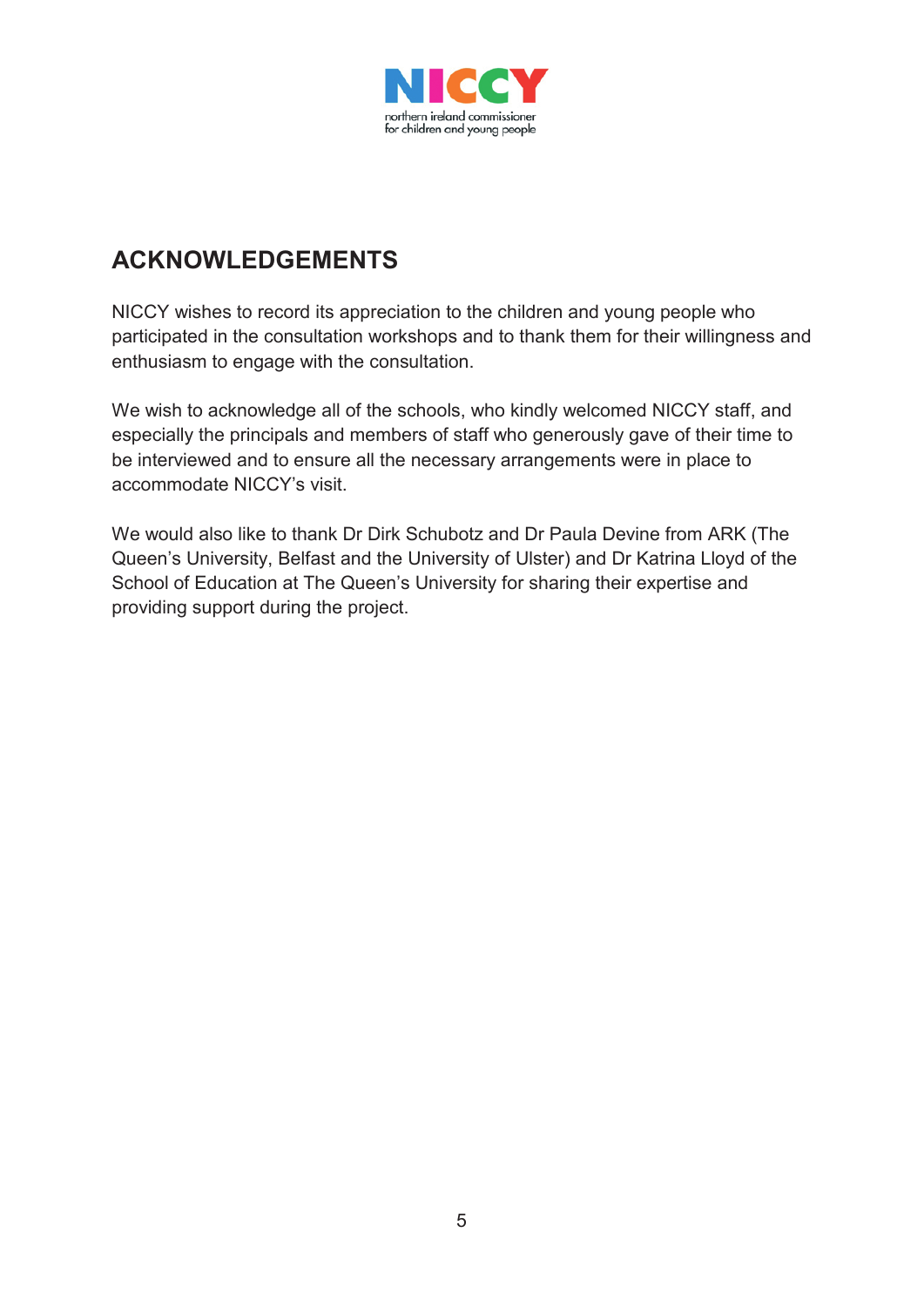## ACKNOWLEDGEMENTS

NICCY wishes to record its appreciation to the children and young people who participated in the consultation workshops and to thank them for their willingness and enthusiasm to engage with the consultation.

We wish to acknowledge all of the schools, who kindly welcomed NICCY staff, and especially the principals and members of staff who generously gave of their time to be interviewed and to ensure all the necessary arrangements were in place to accommodate NICCY's visit.

We would also like to thank Dr Dirk Schubotz and Dr Paula Devine from ARK (The Queen's University, Belfast and the University of Ulster) and Dr Katrina Lloyd of the School of Education at The Queen's University for sharing their expertise and providing support during the project.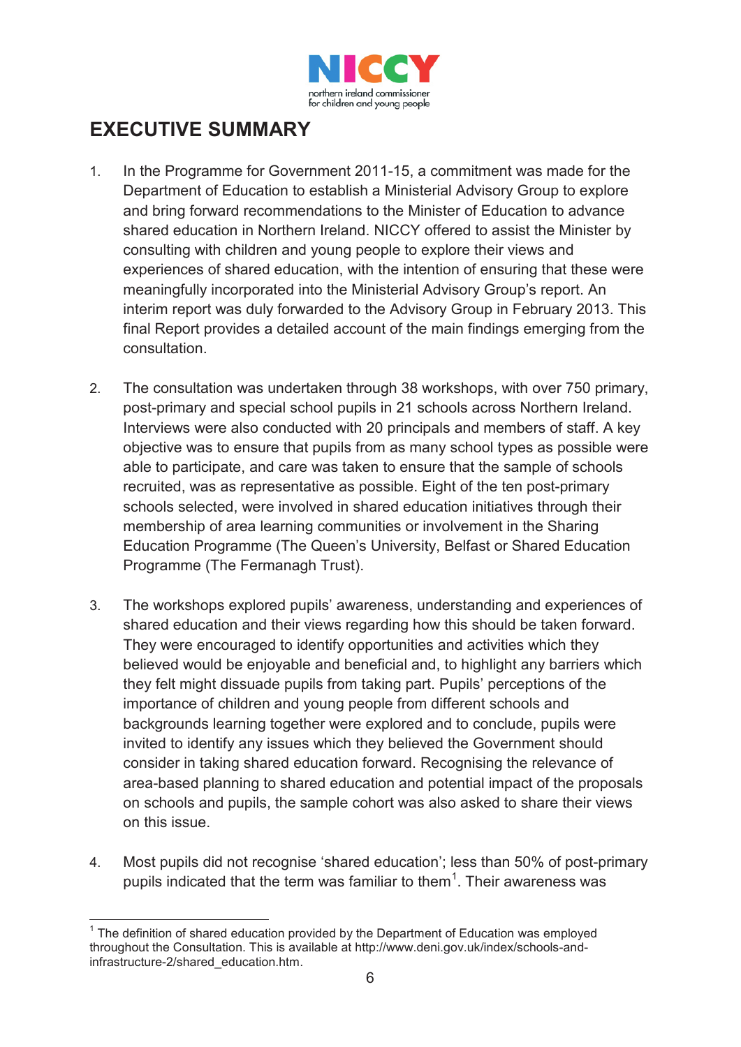# EXECUTIVE SUMMARY

1. In the Programme for Government 2011-15, a commitment was made for the Department of Education to establish a Ministerial Advisory Group to explore and bring forward recommendations to the Minister of Education to advance shared education in Northern Ireland. NICCY offered to assist the Minister by consulting with children and young people to explore their views and experiences of shared education, with the intention of ensuring that these were meaningfully incorporated into the Ministerial Advisory Group's report. An interim report was duly forwarded to the Advisory Group in February 2013. This final Report provides a detailed account of the main findings emerging from the consultation.

2. The consultation was undertaken through 38 workshops, with over 750 primary, post-primary and special school pupils in 21 schools across Northern Ireland. Interviews were also conducted with 20 principals and members of staff. A key objective was to ensure that pupils from as many school types as possible were able to participate, and care was taken to ensure that the sample of schools recruited, was as representative as possible. Eight of the ten post-primary schools selected, were involved in shared education initiatives through their membership of area learning communities or involvement in the Sharing Education Programme (The Queen's University, Belfast or Shared Education Programme (The Fermanagh Trust).

3. The workshops explored pupils' awareness, understanding and experiences of shared education and their views regarding how this should be taken forward. They were encouraged to identify opportunities and activities which they believed would be enjoyable and beneficial and, to highlight any barriers which they felt might dissuade pupils from taking part. Pupils' perceptions of the importance of children and young people from different schools and backgrounds learning together were explored and to conclude, pupils were invited to identify any issues which they believed the Government should consider in taking shared education forward. Recognising the relevance of area-based planning to shared education and potential impact of the proposals on schools and pupils, the sample cohort was also asked to share their views on this issue.

4. Most pupils did not recognise 'shared education'; less than 50% of post-primary pupils indicated that the term was familiar to them[1]. Their awareness was

[1] The definition of shared education provided by the Department of Education was employed throughout the Consultation. This is available at http://www.deni.gov.uk/index/schools-and-infrastructure-2/shared_education.htm.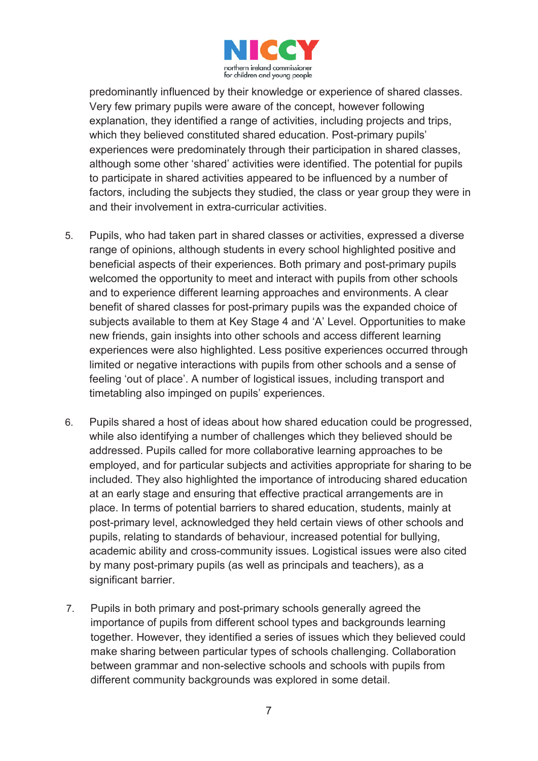predominantly influenced by their knowledge or experience of shared classes. Very few primary pupils were aware of the concept, however following explanation, they identified a range of activities, including projects and trips, which they believed constituted shared education. Post-primary pupils' experiences were predominately through their participation in shared classes, although some other 'shared' activities were identified. The potential for pupils to participate in shared activities appeared to be influenced by a number of factors, including the subjects they studied, the class or year group they were in and their involvement in extra-curricular activities.

5. Pupils, who had taken part in shared classes or activities, expressed a diverse range of opinions, although students in every school highlighted positive and beneficial aspects of their experiences. Both primary and post-primary pupils welcomed the opportunity to meet and interact with pupils from other schools and to experience different learning approaches and environments. A clear benefit of shared classes for post-primary pupils was the expanded choice of subjects available to them at Key Stage 4 and 'A' Level. Opportunities to make new friends, gain insights into other schools and access different learning experiences were also highlighted. Less positive experiences occurred through limited or negative interactions with pupils from other schools and a sense of feeling 'out of place'. A number of logistical issues, including transport and timetabling also impinged on pupils' experiences.

6. Pupils shared a host of ideas about how shared education could be progressed, while also identifying a number of challenges which they believed should be addressed. Pupils called for more collaborative learning approaches to be employed, and for particular subjects and activities appropriate for sharing to be included. They also highlighted the importance of introducing shared education at an early stage and ensuring that effective practical arrangements are in place. In terms of potential barriers to shared education, students, mainly at post-primary level, acknowledged they held certain views of other schools and pupils, relating to standards of behaviour, increased potential for bullying, academic ability and cross-community issues. Logistical issues were also cited by many post-primary pupils (as well as principals and teachers), as a significant barrier.

7. Pupils in both primary and post-primary schools generally agreed the importance of pupils from different school types and backgrounds learning together. However, they identified a series of issues which they believed could make sharing between particular types of schools challenging. Collaboration between grammar and non-selective schools and schools with pupils from different community backgrounds was explored in some detail.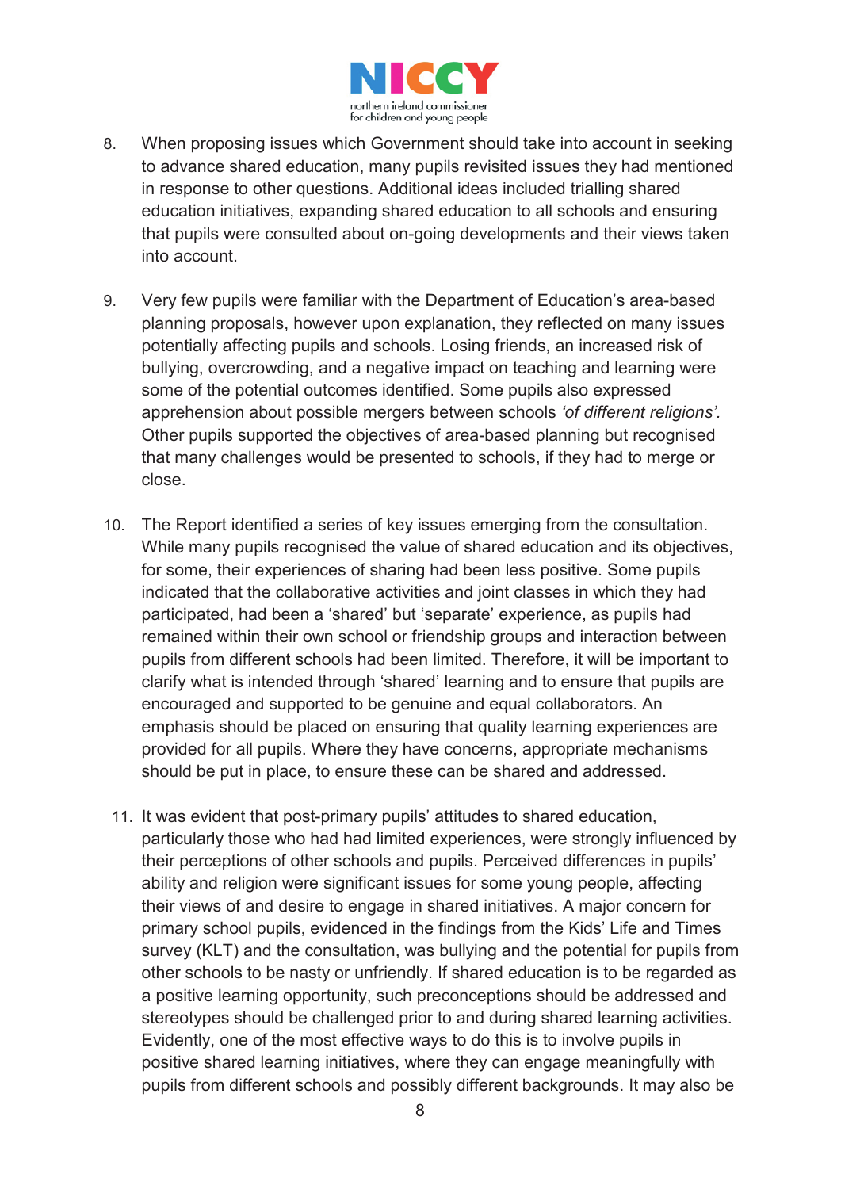8. When proposing issues which Government should take into account in seeking to advance shared education, many pupils revisited issues they had mentioned in response to other questions. Additional ideas included trialling shared education initiatives, expanding shared education to all schools and ensuring that pupils were consulted about on-going developments and their views taken into account.

9. Very few pupils were familiar with the Department of Education's area-based planning proposals, however upon explanation, they reflected on many issues potentially affecting pupils and schools. Losing friends, an increased risk of bullying, overcrowding, and a negative impact on teaching and learning were some of the potential outcomes identified. Some pupils also expressed apprehension about possible mergers between schools *'of different religions'.* Other pupils supported the objectives of area-based planning but recognised that many challenges would be presented to schools, if they had to merge or close.

10. The Report identified a series of key issues emerging from the consultation. While many pupils recognised the value of shared education and its objectives, for some, their experiences of sharing had been less positive. Some pupils indicated that the collaborative activities and joint classes in which they had participated, had been a 'shared' but 'separate' experience, as pupils had remained within their own school or friendship groups and interaction between pupils from different schools had been limited. Therefore, it will be important to clarify what is intended through 'shared' learning and to ensure that pupils are encouraged and supported to be genuine and equal collaborators. An emphasis should be placed on ensuring that quality learning experiences are provided for all pupils. Where they have concerns, appropriate mechanisms should be put in place, to ensure these can be shared and addressed.

11. It was evident that post-primary pupils' attitudes to shared education, particularly those who had had limited experiences, were strongly influenced by their perceptions of other schools and pupils. Perceived differences in pupils' ability and religion were significant issues for some young people, affecting their views of and desire to engage in shared initiatives. A major concern for primary school pupils, evidenced in the findings from the Kids' Life and Times survey (KLT) and the consultation, was bullying and the potential for pupils from other schools to be nasty or unfriendly. If shared education is to be regarded as a positive learning opportunity, such preconceptions should be addressed and stereotypes should be challenged prior to and during shared learning activities. Evidently, one of the most effective ways to do this is to involve pupils in positive shared learning initiatives, where they can engage meaningfully with pupils from different schools and possibly different backgrounds. It may also be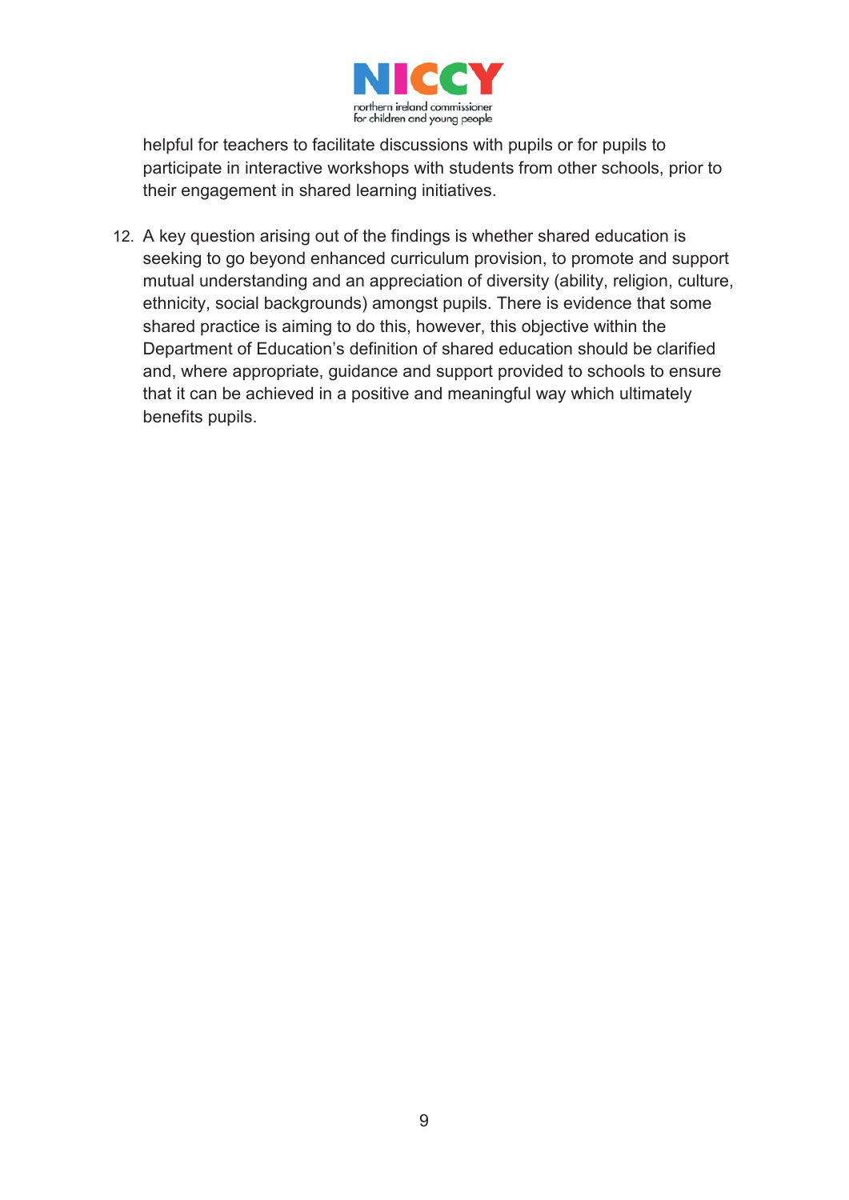helpful for teachers to facilitate discussions with pupils or for pupils to participate in interactive workshops with students from other schools, prior to their engagement in shared learning initiatives.

12. A key question arising out of the findings is whether shared education is seeking to go beyond enhanced curriculum provision, to promote and support mutual understanding and an appreciation of diversity (ability, religion, culture, ethnicity, social backgrounds) amongst pupils. There is evidence that some shared practice is aiming to do this, however, this objective within the Department of Education's definition of shared education should be clarified and, where appropriate, guidance and support provided to schools to ensure that it can be achieved in a positive and meaningful way which ultimately benefits pupils.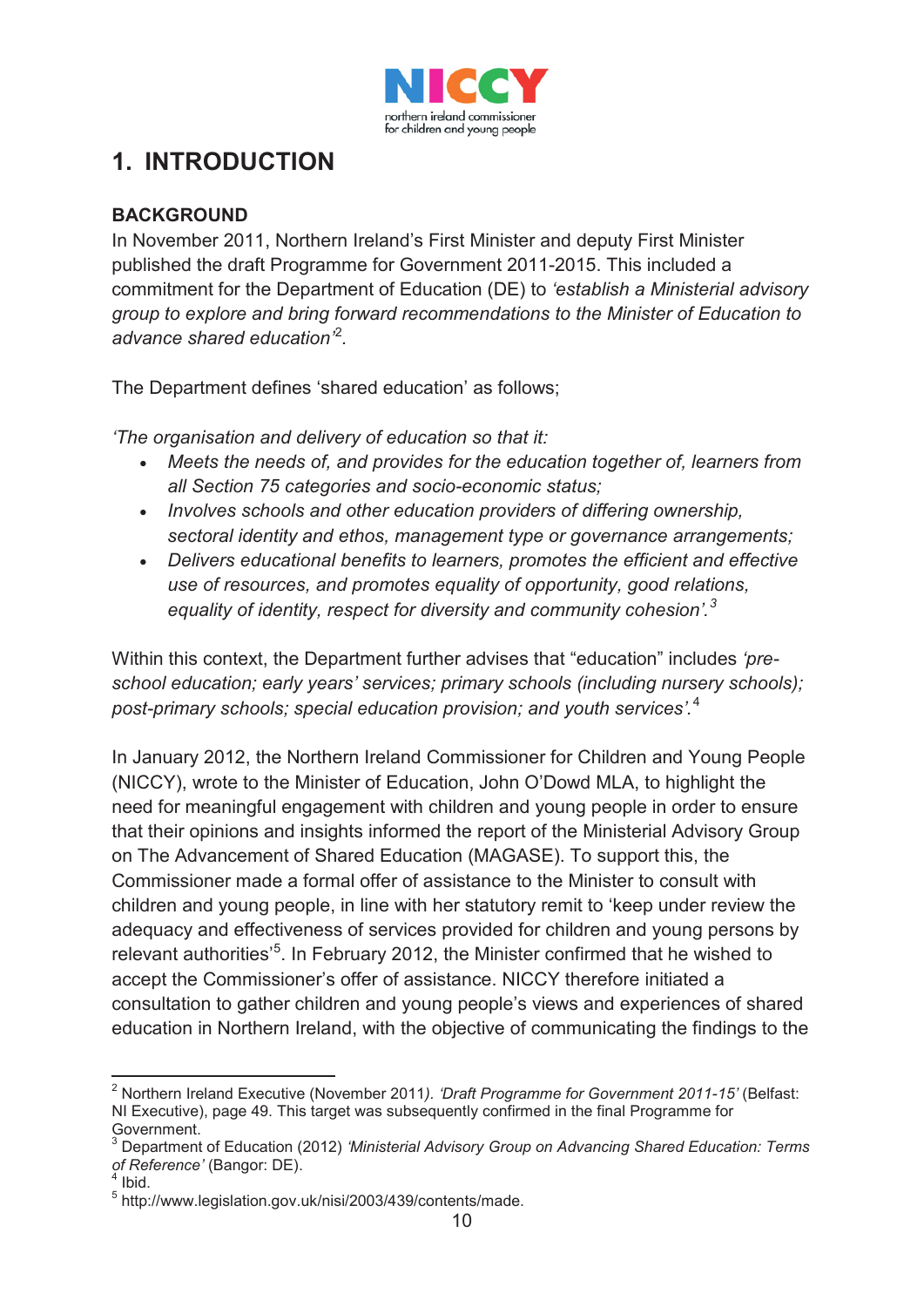## 1. INTRODUCTION

### BACKGROUND

In November 2011, Northern Ireland's First Minister and deputy First Minister published the draft Programme for Government 2011-2015. This included a commitment for the Department of Education (DE) to *'establish a Ministerial advisory group to explore and bring forward recommendations to the Minister of Education to advance shared education'*[2].

The Department defines 'shared education' as follows;

*'The organisation and delivery of education so that it:*

- *Meets the needs of, and provides for the education together of, learners from all Section 75 categories and socio-economic status;*
- *Involves schools and other education providers of differing ownership, sectoral identity and ethos, management type or governance arrangements;*
- *Delivers educational benefits to learners, promotes the efficient and effective use of resources, and promotes equality of opportunity, good relations, equality of identity, respect for diversity and community cohesion'.*[3]

Within this context, the Department further advises that "education" includes *'pre-school education; early years' services; primary schools (including nursery schools); post-primary schools; special education provision; and youth services'.*[4]

In January 2012, the Northern Ireland Commissioner for Children and Young People (NICCY), wrote to the Minister of Education, John O'Dowd MLA, to highlight the need for meaningful engagement with children and young people in order to ensure that their opinions and insights informed the report of the Ministerial Advisory Group on The Advancement of Shared Education (MAGASE). To support this, the Commissioner made a formal offer of assistance to the Minister to consult with children and young people, in line with her statutory remit to 'keep under review the adequacy and effectiveness of services provided for children and young persons by relevant authorities'[5]. In February 2012, the Minister confirmed that he wished to accept the Commissioner's offer of assistance. NICCY therefore initiated a consultation to gather children and young people's views and experiences of shared education in Northern Ireland, with the objective of communicating the findings to the

---

[2] Northern Ireland Executive (November 2011). *'Draft Programme for Government 2011-15'* (Belfast: NI Executive), page 49. This target was subsequently confirmed in the final Programme for Government.

[3] Department of Education (2012) *'Ministerial Advisory Group on Advancing Shared Education: Terms of Reference'* (Bangor: DE).

[4] Ibid.

[5] http://www.legislation.gov.uk/nisi/2003/439/contents/made.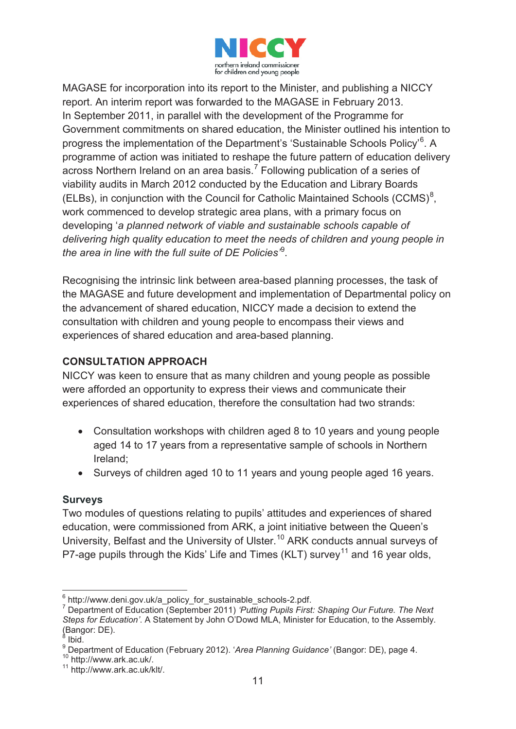MAGASE for incorporation into its report to the Minister, and publishing a NICCY report. An interim report was forwarded to the MAGASE in February 2013.
In September 2011, in parallel with the development of the Programme for Government commitments on shared education, the Minister outlined his intention to progress the implementation of the Department's 'Sustainable Schools Policy'[6]. A programme of action was initiated to reshape the future pattern of education delivery across Northern Ireland on an area basis.[7] Following publication of a series of viability audits in March 2012 conducted by the Education and Library Boards (ELBs), in conjunction with the Council for Catholic Maintained Schools (CCMS)[8], work commenced to develop strategic area plans, with a primary focus on developing '*a planned network of viable and sustainable schools capable of delivering high quality education to meet the needs of children and young people in the area in line with the full suite of DE Policies*'[9].

Recognising the intrinsic link between area-based planning processes, the task of the MAGASE and future development and implementation of Departmental policy on the advancement of shared education, NICCY made a decision to extend the consultation with children and young people to encompass their views and experiences of shared education and area-based planning.

## CONSULTATION APPROACH

NICCY was keen to ensure that as many children and young people as possible were afforded an opportunity to express their views and communicate their experiences of shared education, therefore the consultation had two strands:

- Consultation workshops with children aged 8 to 10 years and young people aged 14 to 17 years from a representative sample of schools in Northern Ireland;
- Surveys of children aged 10 to 11 years and young people aged 16 years.

### Surveys

Two modules of questions relating to pupils' attitudes and experiences of shared education, were commissioned from ARK, a joint initiative between the Queen's University, Belfast and the University of Ulster.[10] ARK conducts annual surveys of P7-age pupils through the Kids' Life and Times (KLT) survey[11] and 16 year olds,

---

[6] http://www.deni.gov.uk/a_policy_for_sustainable_schools-2.pdf.
[7] Department of Education (September 2011) *'Putting Pupils First: Shaping Our Future. The Next Steps for Education'*. A Statement by John O'Dowd MLA, Minister for Education, to the Assembly. (Bangor: DE).
[8] Ibid.
[9] Department of Education (February 2012). '*Area Planning Guidance'* (Bangor: DE), page 4.
[10] http://www.ark.ac.uk/.
[11] http://www.ark.ac.uk/klt/.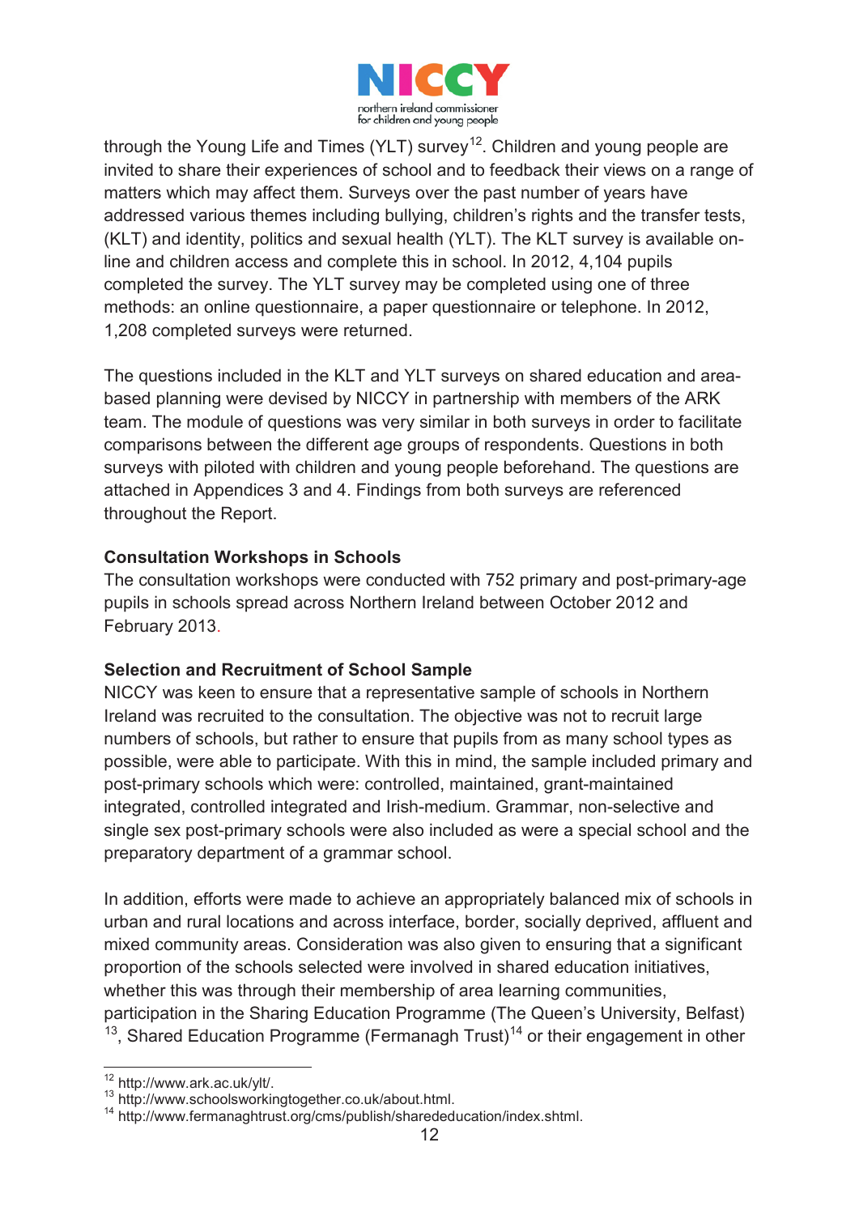through the Young Life and Times (YLT) survey[12]. Children and young people are invited to share their experiences of school and to feedback their views on a range of matters which may affect them. Surveys over the past number of years have addressed various themes including bullying, children's rights and the transfer tests, (KLT) and identity, politics and sexual health (YLT). The KLT survey is available on-line and children access and complete this in school. In 2012, 4,104 pupils completed the survey. The YLT survey may be completed using one of three methods: an online questionnaire, a paper questionnaire or telephone. In 2012, 1,208 completed surveys were returned.

The questions included in the KLT and YLT surveys on shared education and area-based planning were devised by NICCY in partnership with members of the ARK team. The module of questions was very similar in both surveys in order to facilitate comparisons between the different age groups of respondents. Questions in both surveys with piloted with children and young people beforehand. The questions are attached in Appendices 3 and 4. Findings from both surveys are referenced throughout the Report.

**Consultation Workshops in Schools**

The consultation workshops were conducted with 752 primary and post-primary-age pupils in schools spread across Northern Ireland between October 2012 and February 2013.

**Selection and Recruitment of School Sample**

NICCY was keen to ensure that a representative sample of schools in Northern Ireland was recruited to the consultation. The objective was not to recruit large numbers of schools, but rather to ensure that pupils from as many school types as possible, were able to participate. With this in mind, the sample included primary and post-primary schools which were: controlled, maintained, grant-maintained integrated, controlled integrated and Irish-medium. Grammar, non-selective and single sex post-primary schools were also included as were a special school and the preparatory department of a grammar school.

In addition, efforts were made to achieve an appropriately balanced mix of schools in urban and rural locations and across interface, border, socially deprived, affluent and mixed community areas. Consideration was also given to ensuring that a significant proportion of the schools selected were involved in shared education initiatives, whether this was through their membership of area learning communities, participation in the Sharing Education Programme (The Queen's University, Belfast)[13], Shared Education Programme (Fermanagh Trust)[14] or their engagement in other

---

[12] http://www.ark.ac.uk/ylt/.

[13] http://www.schoolsworkingtogether.co.uk/about.html.

[14] http://www.fermanaghtrust.org/cms/publish/sharededucation/index.shtml.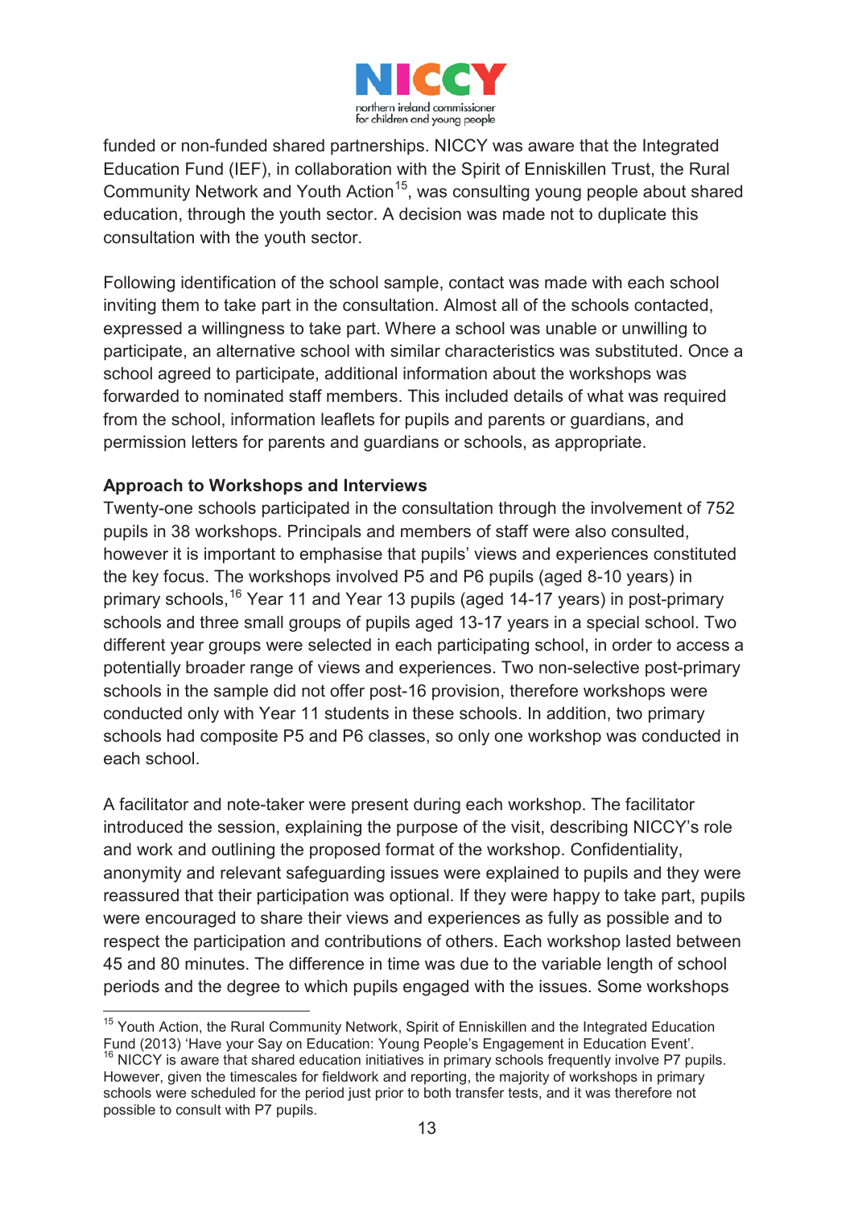funded or non-funded shared partnerships. NICCY was aware that the Integrated Education Fund (IEF), in collaboration with the Spirit of Enniskillen Trust, the Rural Community Network and Youth Action[15], was consulting young people about shared education, through the youth sector. A decision was made not to duplicate this consultation with the youth sector.

Following identification of the school sample, contact was made with each school inviting them to take part in the consultation. Almost all of the schools contacted, expressed a willingness to take part. Where a school was unable or unwilling to participate, an alternative school with similar characteristics was substituted. Once a school agreed to participate, additional information about the workshops was forwarded to nominated staff members. This included details of what was required from the school, information leaflets for pupils and parents or guardians, and permission letters for parents and guardians or schools, as appropriate.

**Approach to Workshops and Interviews**

Twenty-one schools participated in the consultation through the involvement of 752 pupils in 38 workshops. Principals and members of staff were also consulted, however it is important to emphasise that pupils' views and experiences constituted the key focus. The workshops involved P5 and P6 pupils (aged 8-10 years) in primary schools,[16] Year 11 and Year 13 pupils (aged 14-17 years) in post-primary schools and three small groups of pupils aged 13-17 years in a special school. Two different year groups were selected in each participating school, in order to access a potentially broader range of views and experiences. Two non-selective post-primary schools in the sample did not offer post-16 provision, therefore workshops were conducted only with Year 11 students in these schools. In addition, two primary schools had composite P5 and P6 classes, so only one workshop was conducted in each school.

A facilitator and note-taker were present during each workshop. The facilitator introduced the session, explaining the purpose of the visit, describing NICCY's role and work and outlining the proposed format of the workshop. Confidentiality, anonymity and relevant safeguarding issues were explained to pupils and they were reassured that their participation was optional. If they were happy to take part, pupils were encouraged to share their views and experiences as fully as possible and to respect the participation and contributions of others. Each workshop lasted between 45 and 80 minutes. The difference in time was due to the variable length of school periods and the degree to which pupils engaged with the issues. Some workshops

---

[15] Youth Action, the Rural Community Network, Spirit of Enniskillen and the Integrated Education Fund (2013) 'Have your Say on Education: Young People's Engagement in Education Event'.

[16] NICCY is aware that shared education initiatives in primary schools frequently involve P7 pupils. However, given the timescales for fieldwork and reporting, the majority of workshops in primary schools were scheduled for the period just prior to both transfer tests, and it was therefore not possible to consult with P7 pupils.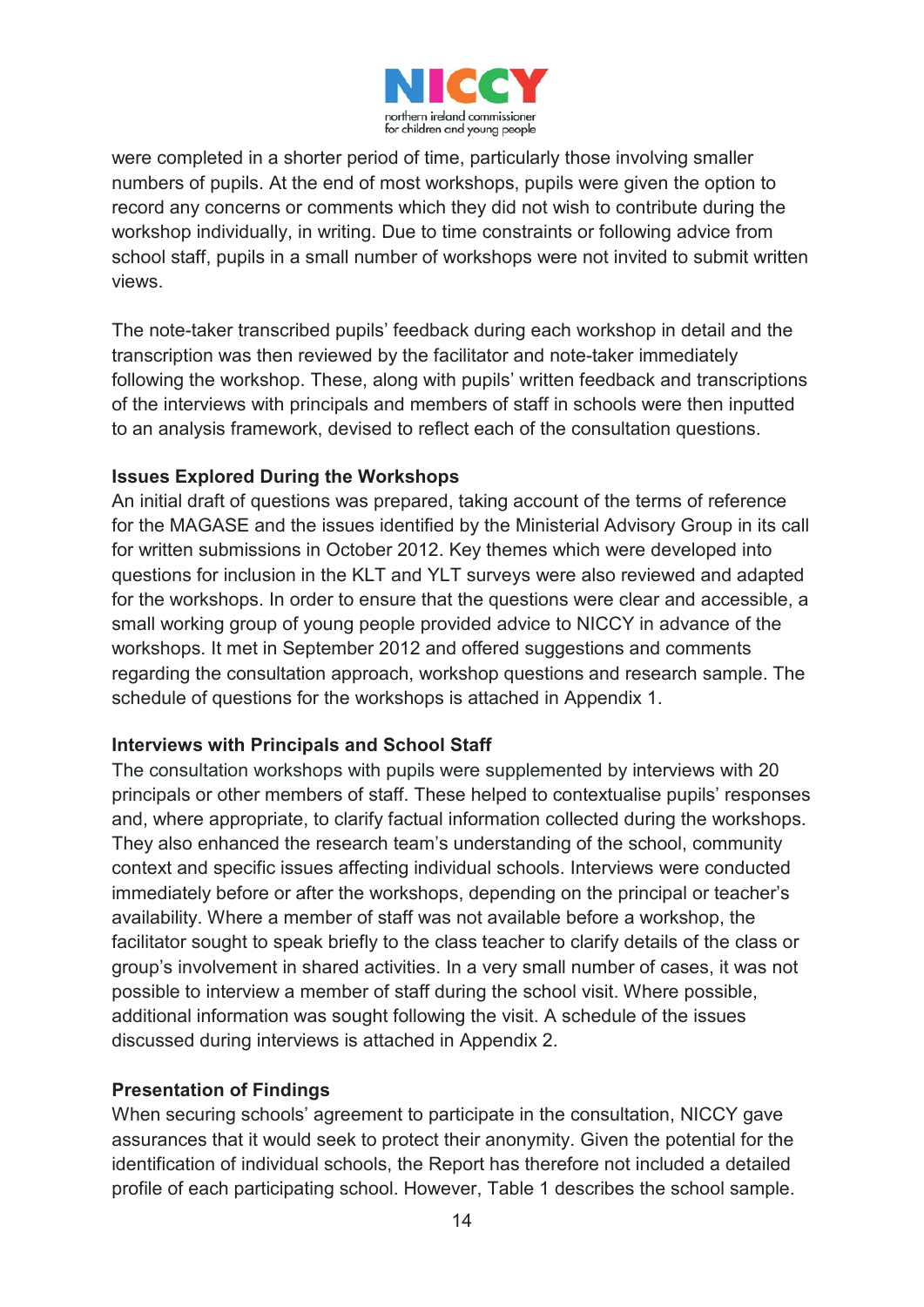were completed in a shorter period of time, particularly those involving smaller numbers of pupils. At the end of most workshops, pupils were given the option to record any concerns or comments which they did not wish to contribute during the workshop individually, in writing. Due to time constraints or following advice from school staff, pupils in a small number of workshops were not invited to submit written views.

The note-taker transcribed pupils' feedback during each workshop in detail and the transcription was then reviewed by the facilitator and note-taker immediately following the workshop. These, along with pupils' written feedback and transcriptions of the interviews with principals and members of staff in schools were then inputted to an analysis framework, devised to reflect each of the consultation questions.

**Issues Explored During the Workshops**

An initial draft of questions was prepared, taking account of the terms of reference for the MAGASE and the issues identified by the Ministerial Advisory Group in its call for written submissions in October 2012. Key themes which were developed into questions for inclusion in the KLT and YLT surveys were also reviewed and adapted for the workshops. In order to ensure that the questions were clear and accessible, a small working group of young people provided advice to NICCY in advance of the workshops. It met in September 2012 and offered suggestions and comments regarding the consultation approach, workshop questions and research sample. The schedule of questions for the workshops is attached in Appendix 1.

**Interviews with Principals and School Staff**

The consultation workshops with pupils were supplemented by interviews with 20 principals or other members of staff. These helped to contextualise pupils' responses and, where appropriate, to clarify factual information collected during the workshops. They also enhanced the research team's understanding of the school, community context and specific issues affecting individual schools. Interviews were conducted immediately before or after the workshops, depending on the principal or teacher's availability. Where a member of staff was not available before a workshop, the facilitator sought to speak briefly to the class teacher to clarify details of the class or group's involvement in shared activities. In a very small number of cases, it was not possible to interview a member of staff during the school visit. Where possible, additional information was sought following the visit. A schedule of the issues discussed during interviews is attached in Appendix 2.

**Presentation of Findings**

When securing schools' agreement to participate in the consultation, NICCY gave assurances that it would seek to protect their anonymity. Given the potential for the identification of individual schools, the Report has therefore not included a detailed profile of each participating school. However, Table 1 describes the school sample.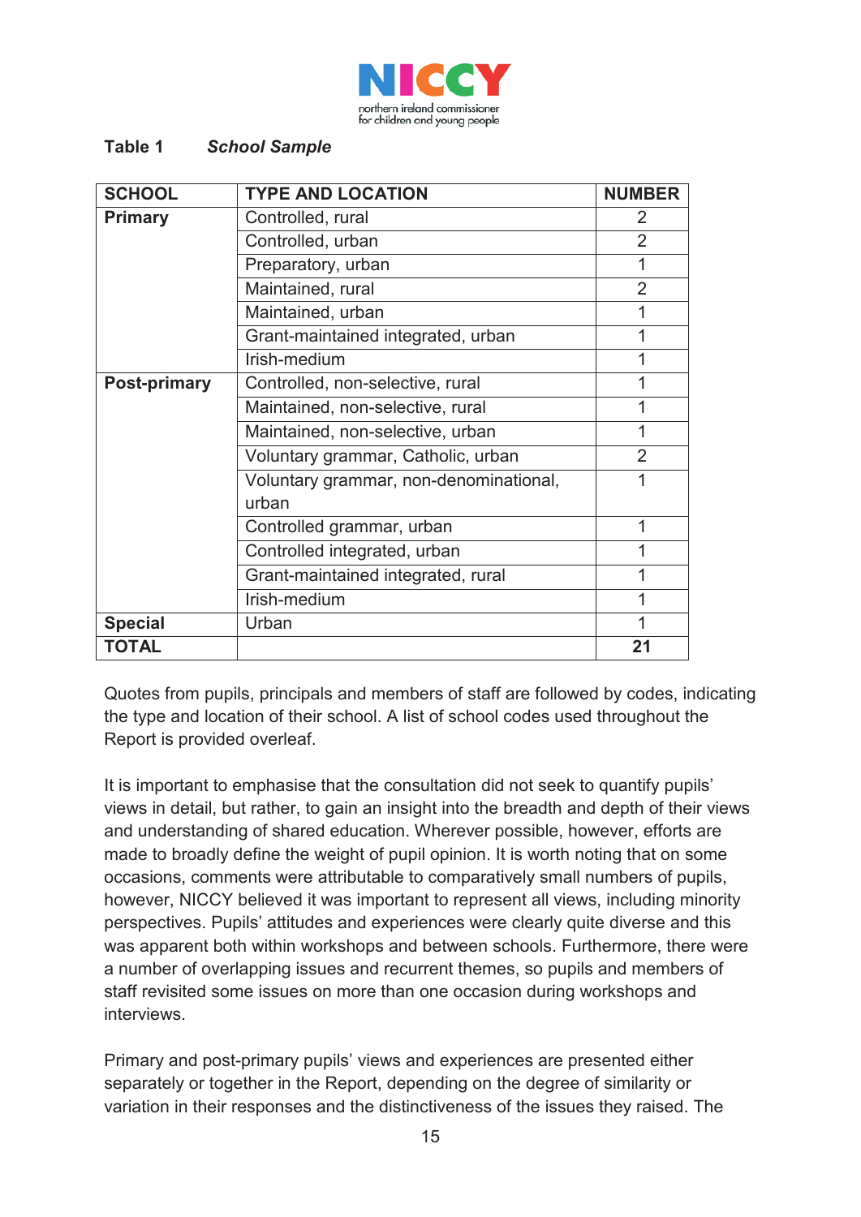**Table 1** ***School Sample***

| SCHOOL | TYPE AND LOCATION | NUMBER |
|---|---|---|
| **Primary** | Controlled, rural | 2 |
| | Controlled, urban | 2 |
| | Preparatory, urban | 1 |
| | Maintained, rural | 2 |
| | Maintained, urban | 1 |
| | Grant-maintained integrated, urban | 1 |
| | Irish-medium | 1 |
| **Post-primary** | Controlled, non-selective, rural | 1 |
| | Maintained, non-selective, rural | 1 |
| | Maintained, non-selective, urban | 1 |
| | Voluntary grammar, Catholic, urban | 2 |
| | Voluntary grammar, non-denominational, urban | 1 |
| | Controlled grammar, urban | 1 |
| | Controlled integrated, urban | 1 |
| | Grant-maintained integrated, rural | 1 |
| | Irish-medium | 1 |
| **Special** | Urban | 1 |
| **TOTAL** | | **21** |

Quotes from pupils, principals and members of staff are followed by codes, indicating the type and location of their school. A list of school codes used throughout the Report is provided overleaf.

It is important to emphasise that the consultation did not seek to quantify pupils' views in detail, but rather, to gain an insight into the breadth and depth of their views and understanding of shared education. Wherever possible, however, efforts are made to broadly define the weight of pupil opinion. It is worth noting that on some occasions, comments were attributable to comparatively small numbers of pupils, however, NICCY believed it was important to represent all views, including minority perspectives. Pupils' attitudes and experiences were clearly quite diverse and this was apparent both within workshops and between schools. Furthermore, there were a number of overlapping issues and recurrent themes, so pupils and members of staff revisited some issues on more than one occasion during workshops and interviews.

Primary and post-primary pupils' views and experiences are presented either separately or together in the Report, depending on the degree of similarity or variation in their responses and the distinctiveness of the issues they raised. The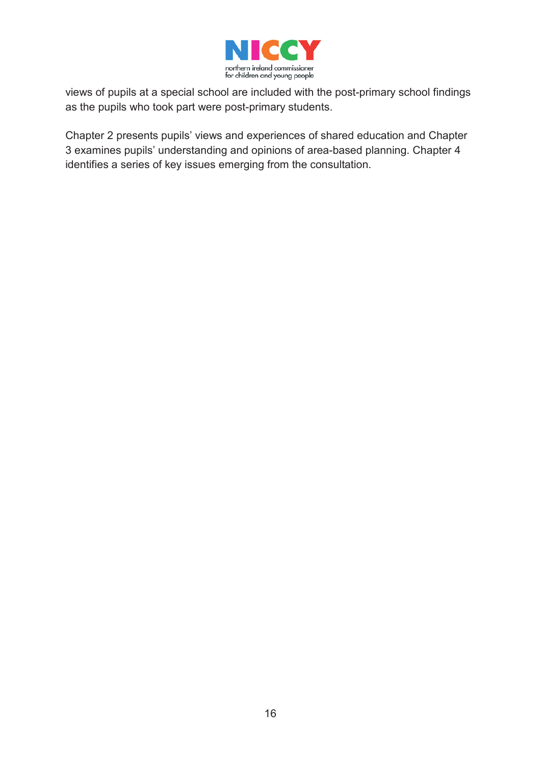views of pupils at a special school are included with the post-primary school findings as the pupils who took part were post-primary students.

Chapter 2 presents pupils' views and experiences of shared education and Chapter 3 examines pupils' understanding and opinions of area-based planning. Chapter 4 identifies a series of key issues emerging from the consultation.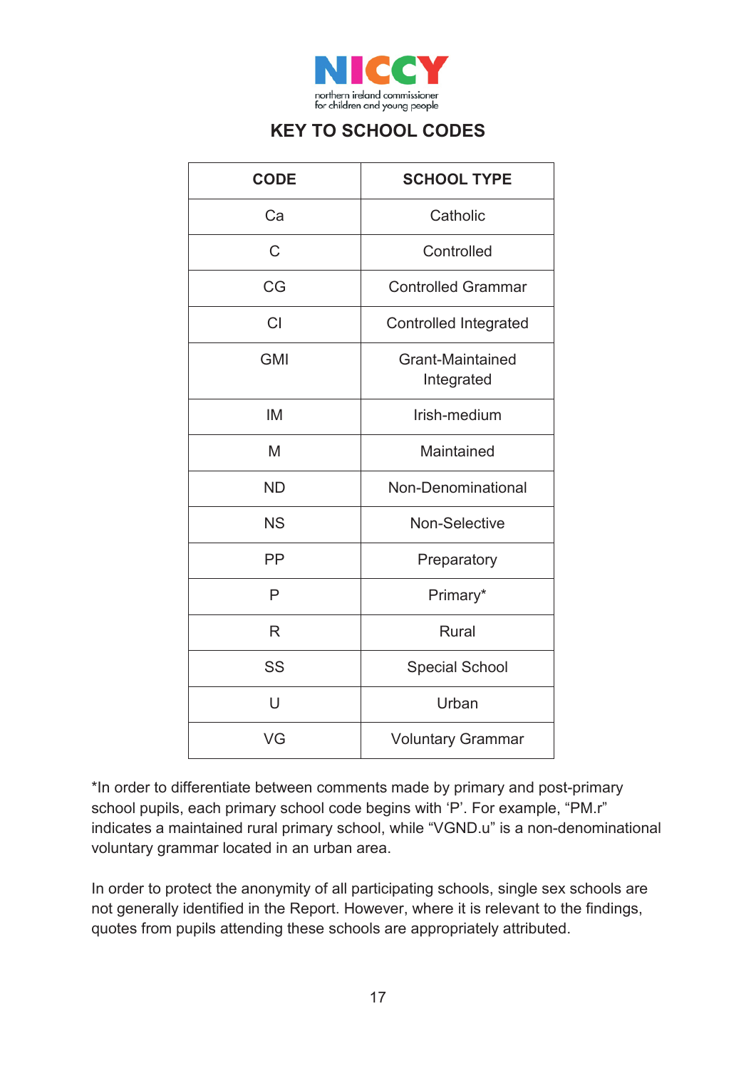NICCY
northern ireland commissioner for children and young people

## KEY TO SCHOOL CODES

| CODE | SCHOOL TYPE |
|---|---|
| Ca | Catholic |
| C | Controlled |
| CG | Controlled Grammar |
| CI | Controlled Integrated |
| GMI | Grant-Maintained Integrated |
| IM | Irish-medium |
| M | Maintained |
| ND | Non-Denominational |
| NS | Non-Selective |
| PP | Preparatory |
| P | Primary* |
| R | Rural |
| SS | Special School |
| U | Urban |
| VG | Voluntary Grammar |

*In order to differentiate between comments made by primary and post-primary school pupils, each primary school code begins with ‘P’. For example, “PM.r” indicates a maintained rural primary school, while “VGND.u” is a non-denominational voluntary grammar located in an urban area.

In order to protect the anonymity of all participating schools, single sex schools are not generally identified in the Report. However, where it is relevant to the findings, quotes from pupils attending these schools are appropriately attributed.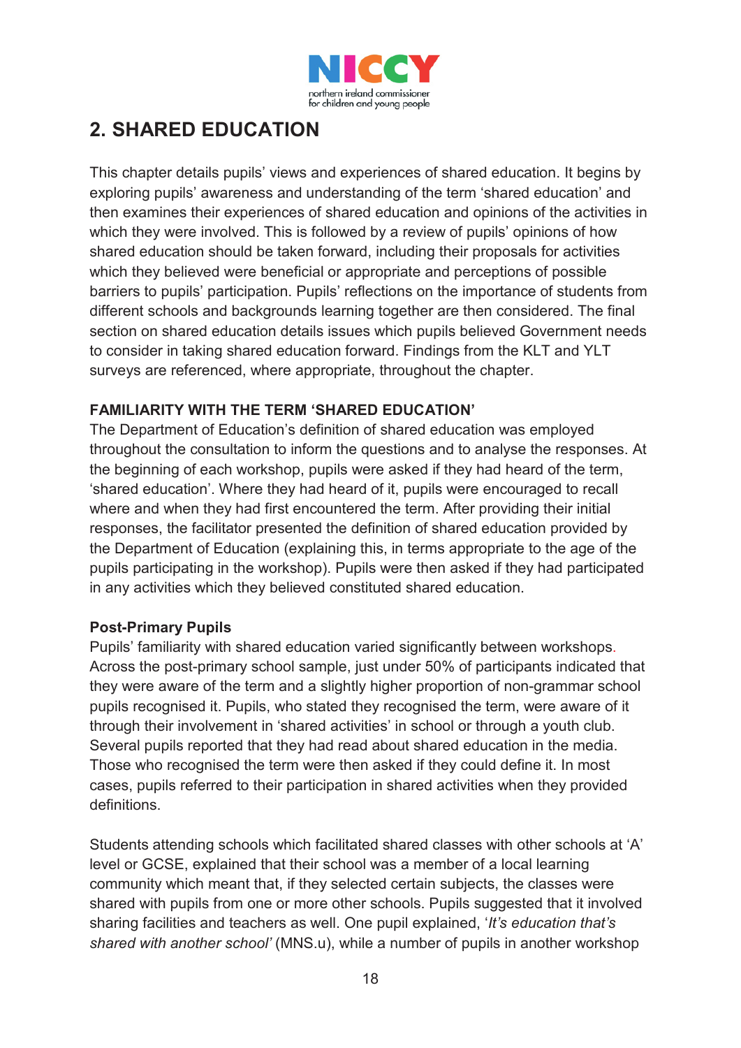## 2. SHARED EDUCATION

This chapter details pupils' views and experiences of shared education. It begins by exploring pupils' awareness and understanding of the term 'shared education' and then examines their experiences of shared education and opinions of the activities in which they were involved. This is followed by a review of pupils' opinions of how shared education should be taken forward, including their proposals for activities which they believed were beneficial or appropriate and perceptions of possible barriers to pupils' participation. Pupils' reflections on the importance of students from different schools and backgrounds learning together are then considered. The final section on shared education details issues which pupils believed Government needs to consider in taking shared education forward. Findings from the KLT and YLT surveys are referenced, where appropriate, throughout the chapter.

**FAMILIARITY WITH THE TERM 'SHARED EDUCATION'**

The Department of Education's definition of shared education was employed throughout the consultation to inform the questions and to analyse the responses. At the beginning of each workshop, pupils were asked if they had heard of the term, 'shared education'. Where they had heard of it, pupils were encouraged to recall where and when they had first encountered the term. After providing their initial responses, the facilitator presented the definition of shared education provided by the Department of Education (explaining this, in terms appropriate to the age of the pupils participating in the workshop). Pupils were then asked if they had participated in any activities which they believed constituted shared education.

**Post-Primary Pupils**

Pupils' familiarity with shared education varied significantly between workshops. Across the post-primary school sample, just under 50% of participants indicated that they were aware of the term and a slightly higher proportion of non-grammar school pupils recognised it. Pupils, who stated they recognised the term, were aware of it through their involvement in 'shared activities' in school or through a youth club. Several pupils reported that they had read about shared education in the media. Those who recognised the term were then asked if they could define it. In most cases, pupils referred to their participation in shared activities when they provided definitions.

Students attending schools which facilitated shared classes with other schools at 'A' level or GCSE, explained that their school was a member of a local learning community which meant that, if they selected certain subjects, the classes were shared with pupils from one or more other schools. Pupils suggested that it involved sharing facilities and teachers as well. One pupil explained, '*It's education that's shared with another school'* (MNS.u), while a number of pupils in another workshop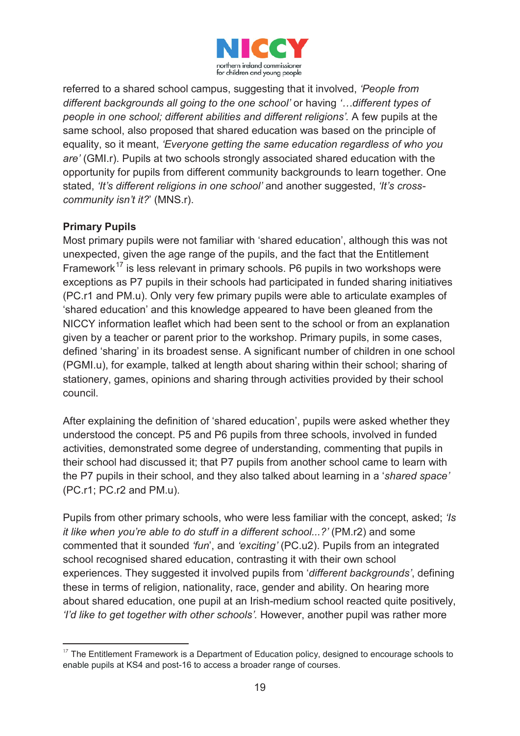referred to a shared school campus, suggesting that it involved, *'People from different backgrounds all going to the one school'* or having *'…different types of people in one school; different abilities and different religions'.* A few pupils at the same school, also proposed that shared education was based on the principle of equality, so it meant, *'Everyone getting the same education regardless of who you are'* (GMI.r). Pupils at two schools strongly associated shared education with the opportunity for pupils from different community backgrounds to learn together. One stated, *'It's different religions in one school'* and another suggested, *'It's cross-community isn't it?*' (MNS.r).

**Primary Pupils**

Most primary pupils were not familiar with 'shared education', although this was not unexpected, given the age range of the pupils, and the fact that the Entitlement Framework[17] is less relevant in primary schools. P6 pupils in two workshops were exceptions as P7 pupils in their schools had participated in funded sharing initiatives (PC.r1 and PM.u). Only very few primary pupils were able to articulate examples of 'shared education' and this knowledge appeared to have been gleaned from the NICCY information leaflet which had been sent to the school or from an explanation given by a teacher or parent prior to the workshop. Primary pupils, in some cases, defined 'sharing' in its broadest sense. A significant number of children in one school (PGMI.u), for example, talked at length about sharing within their school; sharing of stationery, games, opinions and sharing through activities provided by their school council.

After explaining the definition of 'shared education', pupils were asked whether they understood the concept. P5 and P6 pupils from three schools, involved in funded activities, demonstrated some degree of understanding, commenting that pupils in their school had discussed it; that P7 pupils from another school came to learn with the P7 pupils in their school, and they also talked about learning in a '*shared space'* (PC.r1; PC.r2 and PM.u).

Pupils from other primary schools, who were less familiar with the concept, asked; *'Is it like when you're able to do stuff in a different school...?'* (PM.r2) and some commented that it sounded *'fun*', and *'exciting'* (PC.u2). Pupils from an integrated school recognised shared education, contrasting it with their own school experiences. They suggested it involved pupils from '*different backgrounds'*, defining these in terms of religion, nationality, race, gender and ability. On hearing more about shared education, one pupil at an Irish-medium school reacted quite positively, *'I'd like to get together with other schools'.* However, another pupil was rather more

---

[17] The Entitlement Framework is a Department of Education policy, designed to encourage schools to enable pupils at KS4 and post-16 to access a broader range of courses.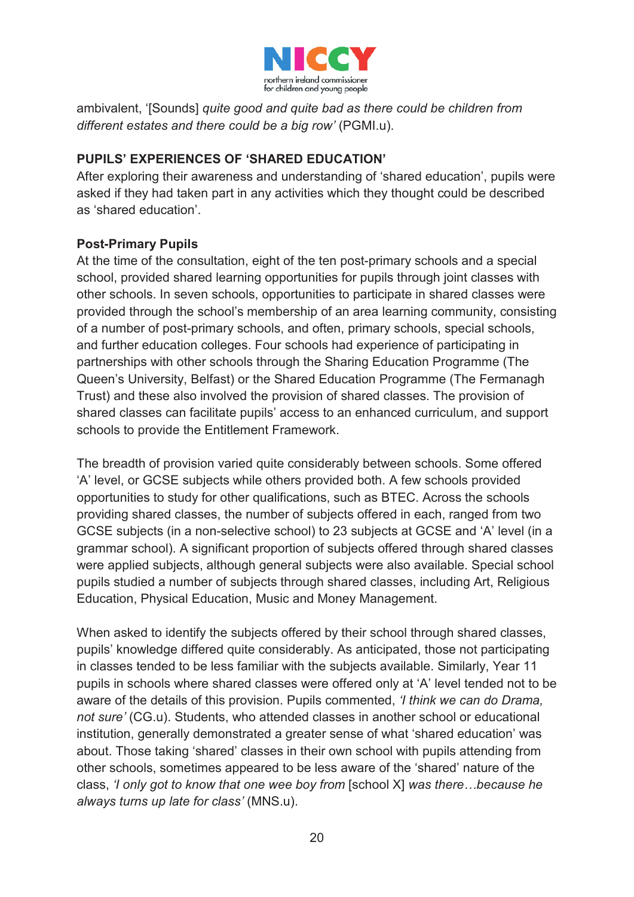ambivalent, '[Sounds] *quite good and quite bad as there could be children from different estates and there could be a big row'* (PGMI.u).

## PUPILS' EXPERIENCES OF 'SHARED EDUCATION'

After exploring their awareness and understanding of 'shared education', pupils were asked if they had taken part in any activities which they thought could be described as 'shared education'.

### Post-Primary Pupils

At the time of the consultation, eight of the ten post-primary schools and a special school, provided shared learning opportunities for pupils through joint classes with other schools. In seven schools, opportunities to participate in shared classes were provided through the school's membership of an area learning community, consisting of a number of post-primary schools, and often, primary schools, special schools, and further education colleges. Four schools had experience of participating in partnerships with other schools through the Sharing Education Programme (The Queen's University, Belfast) or the Shared Education Programme (The Fermanagh Trust) and these also involved the provision of shared classes. The provision of shared classes can facilitate pupils' access to an enhanced curriculum, and support schools to provide the Entitlement Framework.

The breadth of provision varied quite considerably between schools. Some offered 'A' level, or GCSE subjects while others provided both. A few schools provided opportunities to study for other qualifications, such as BTEC. Across the schools providing shared classes, the number of subjects offered in each, ranged from two GCSE subjects (in a non-selective school) to 23 subjects at GCSE and 'A' level (in a grammar school). A significant proportion of subjects offered through shared classes were applied subjects, although general subjects were also available. Special school pupils studied a number of subjects through shared classes, including Art, Religious Education, Physical Education, Music and Money Management.

When asked to identify the subjects offered by their school through shared classes, pupils' knowledge differed quite considerably. As anticipated, those not participating in classes tended to be less familiar with the subjects available. Similarly, Year 11 pupils in schools where shared classes were offered only at 'A' level tended not to be aware of the details of this provision. Pupils commented, *'I think we can do Drama, not sure'* (CG.u). Students, who attended classes in another school or educational institution, generally demonstrated a greater sense of what 'shared education' was about. Those taking 'shared' classes in their own school with pupils attending from other schools, sometimes appeared to be less aware of the 'shared' nature of the class, *'I only got to know that one wee boy from* [school X] *was there…because he always turns up late for class'* (MNS.u).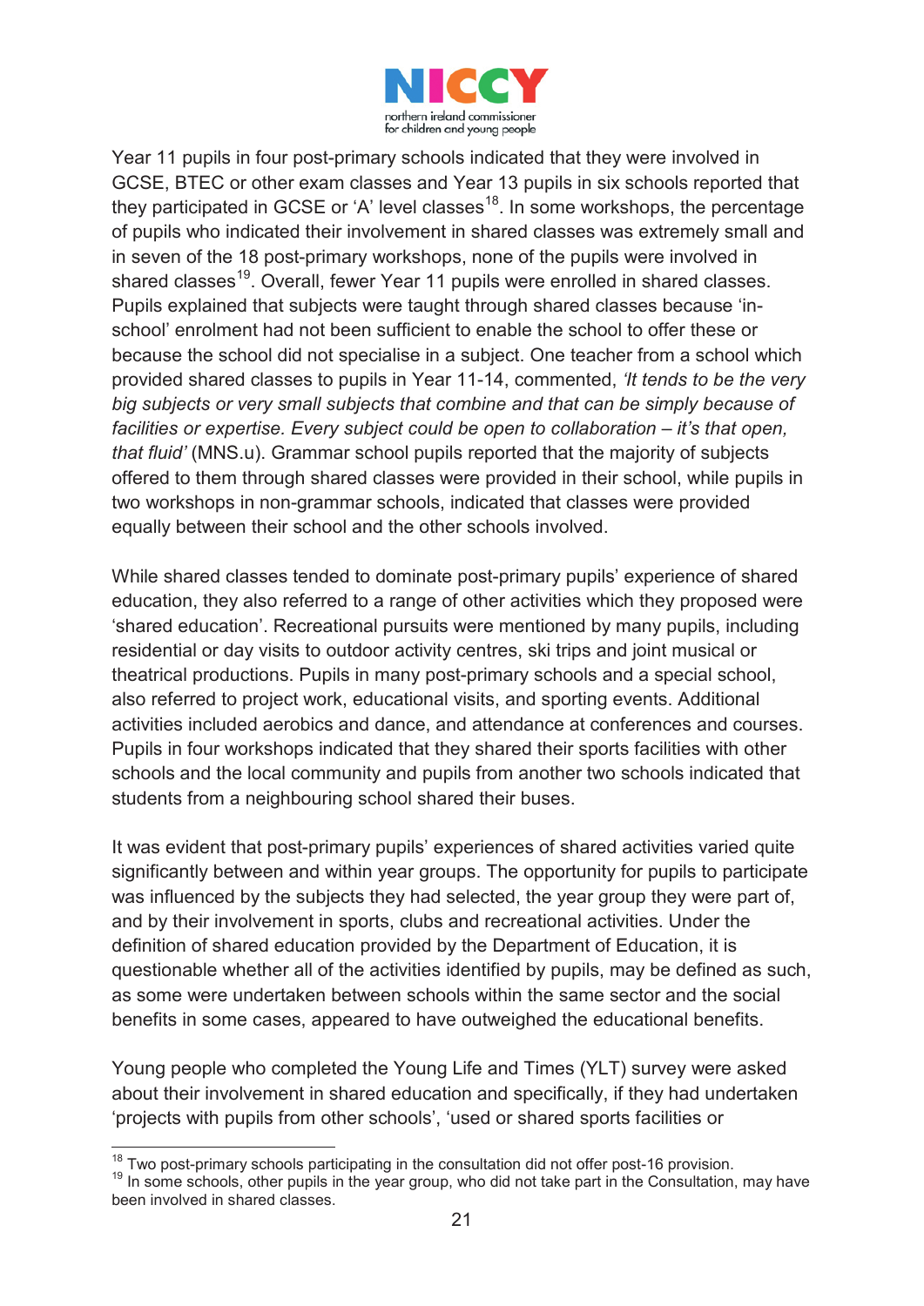Year 11 pupils in four post-primary schools indicated that they were involved in GCSE, BTEC or other exam classes and Year 13 pupils in six schools reported that they participated in GCSE or 'A' level classes[18]. In some workshops, the percentage of pupils who indicated their involvement in shared classes was extremely small and in seven of the 18 post-primary workshops, none of the pupils were involved in shared classes[19]. Overall, fewer Year 11 pupils were enrolled in shared classes. Pupils explained that subjects were taught through shared classes because 'in-school' enrolment had not been sufficient to enable the school to offer these or because the school did not specialise in a subject. One teacher from a school which provided shared classes to pupils in Year 11-14, commented, *'It tends to be the very big subjects or very small subjects that combine and that can be simply because of facilities or expertise. Every subject could be open to collaboration – it's that open, that fluid'* (MNS.u). Grammar school pupils reported that the majority of subjects offered to them through shared classes were provided in their school, while pupils in two workshops in non-grammar schools, indicated that classes were provided equally between their school and the other schools involved.

While shared classes tended to dominate post-primary pupils' experience of shared education, they also referred to a range of other activities which they proposed were 'shared education'. Recreational pursuits were mentioned by many pupils, including residential or day visits to outdoor activity centres, ski trips and joint musical or theatrical productions. Pupils in many post-primary schools and a special school, also referred to project work, educational visits, and sporting events. Additional activities included aerobics and dance, and attendance at conferences and courses. Pupils in four workshops indicated that they shared their sports facilities with other schools and the local community and pupils from another two schools indicated that students from a neighbouring school shared their buses.

It was evident that post-primary pupils' experiences of shared activities varied quite significantly between and within year groups. The opportunity for pupils to participate was influenced by the subjects they had selected, the year group they were part of, and by their involvement in sports, clubs and recreational activities. Under the definition of shared education provided by the Department of Education, it is questionable whether all of the activities identified by pupils, may be defined as such, as some were undertaken between schools within the same sector and the social benefits in some cases, appeared to have outweighed the educational benefits.

Young people who completed the Young Life and Times (YLT) survey were asked about their involvement in shared education and specifically, if they had undertaken 'projects with pupils from other schools', 'used or shared sports facilities or

[18] Two post-primary schools participating in the consultation did not offer post-16 provision.

[19] In some schools, other pupils in the year group, who did not take part in the Consultation, may have been involved in shared classes.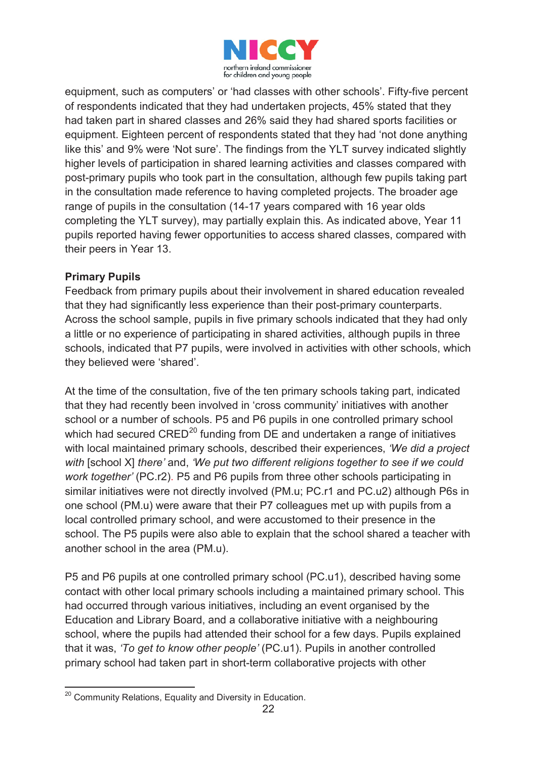equipment, such as computers' or 'had classes with other schools'. Fifty-five percent of respondents indicated that they had undertaken projects, 45% stated that they had taken part in shared classes and 26% said they had shared sports facilities or equipment. Eighteen percent of respondents stated that they had 'not done anything like this' and 9% were 'Not sure'. The findings from the YLT survey indicated slightly higher levels of participation in shared learning activities and classes compared with post-primary pupils who took part in the consultation, although few pupils taking part in the consultation made reference to having completed projects. The broader age range of pupils in the consultation (14-17 years compared with 16 year olds completing the YLT survey), may partially explain this. As indicated above, Year 11 pupils reported having fewer opportunities to access shared classes, compared with their peers in Year 13.

**Primary Pupils**

Feedback from primary pupils about their involvement in shared education revealed that they had significantly less experience than their post-primary counterparts. Across the school sample, pupils in five primary schools indicated that they had only a little or no experience of participating in shared activities, although pupils in three schools, indicated that P7 pupils, were involved in activities with other schools, which they believed were 'shared'.

At the time of the consultation, five of the ten primary schools taking part, indicated that they had recently been involved in 'cross community' initiatives with another school or a number of schools. P5 and P6 pupils in one controlled primary school which had secured CRED[20] funding from DE and undertaken a range of initiatives with local maintained primary schools, described their experiences, *'We did a project with* [school X] *there'* and, *'We put two different religions together to see if we could work together'* (PC.r2). P5 and P6 pupils from three other schools participating in similar initiatives were not directly involved (PM.u; PC.r1 and PC.u2) although P6s in one school (PM.u) were aware that their P7 colleagues met up with pupils from a local controlled primary school, and were accustomed to their presence in the school. The P5 pupils were also able to explain that the school shared a teacher with another school in the area (PM.u).

P5 and P6 pupils at one controlled primary school (PC.u1), described having some contact with other local primary schools including a maintained primary school. This had occurred through various initiatives, including an event organised by the Education and Library Board, and a collaborative initiative with a neighbouring school, where the pupils had attended their school for a few days. Pupils explained that it was, *'To get to know other people'* (PC.u1). Pupils in another controlled primary school had taken part in short-term collaborative projects with other

[20] Community Relations, Equality and Diversity in Education.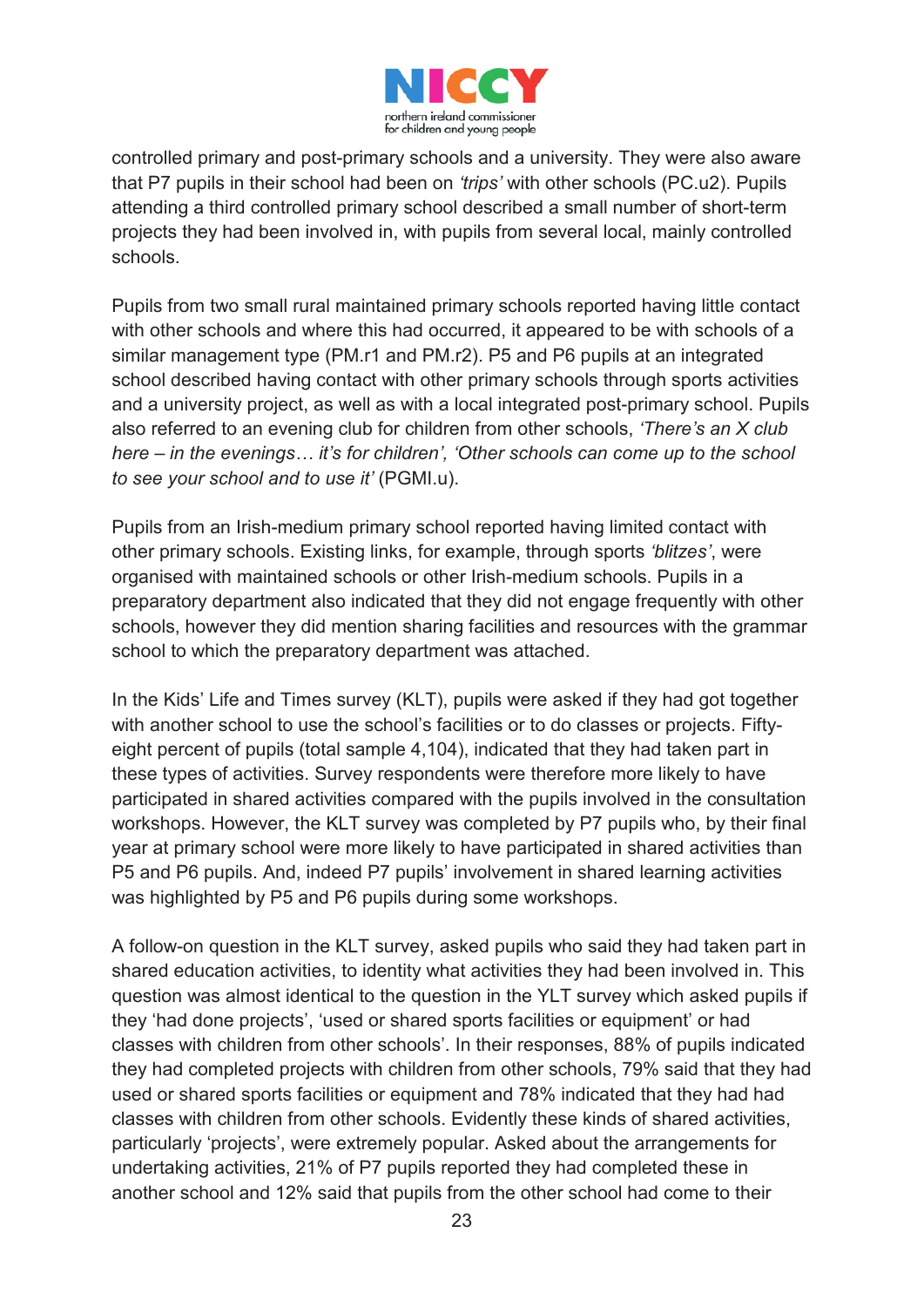controlled primary and post-primary schools and a university. They were also aware that P7 pupils in their school had been on *'trips'* with other schools (PC.u2). Pupils attending a third controlled primary school described a small number of short-term projects they had been involved in, with pupils from several local, mainly controlled schools.

Pupils from two small rural maintained primary schools reported having little contact with other schools and where this had occurred, it appeared to be with schools of a similar management type (PM.r1 and PM.r2). P5 and P6 pupils at an integrated school described having contact with other primary schools through sports activities and a university project, as well as with a local integrated post-primary school. Pupils also referred to an evening club for children from other schools, *'There's an X club here – in the evenings… it's for children', 'Other schools can come up to the school to see your school and to use it'* (PGMI.u).

Pupils from an Irish-medium primary school reported having limited contact with other primary schools. Existing links, for example, through sports *'blitzes'*, were organised with maintained schools or other Irish-medium schools. Pupils in a preparatory department also indicated that they did not engage frequently with other schools, however they did mention sharing facilities and resources with the grammar school to which the preparatory department was attached.

In the Kids' Life and Times survey (KLT), pupils were asked if they had got together with another school to use the school's facilities or to do classes or projects. Fifty-eight percent of pupils (total sample 4,104), indicated that they had taken part in these types of activities. Survey respondents were therefore more likely to have participated in shared activities compared with the pupils involved in the consultation workshops. However, the KLT survey was completed by P7 pupils who, by their final year at primary school were more likely to have participated in shared activities than P5 and P6 pupils. And, indeed P7 pupils' involvement in shared learning activities was highlighted by P5 and P6 pupils during some workshops.

A follow-on question in the KLT survey, asked pupils who said they had taken part in shared education activities, to identity what activities they had been involved in. This question was almost identical to the question in the YLT survey which asked pupils if they 'had done projects', 'used or shared sports facilities or equipment' or had classes with children from other schools'. In their responses, 88% of pupils indicated they had completed projects with children from other schools, 79% said that they had used or shared sports facilities or equipment and 78% indicated that they had had classes with children from other schools. Evidently these kinds of shared activities, particularly 'projects', were extremely popular. Asked about the arrangements for undertaking activities, 21% of P7 pupils reported they had completed these in another school and 12% said that pupils from the other school had come to their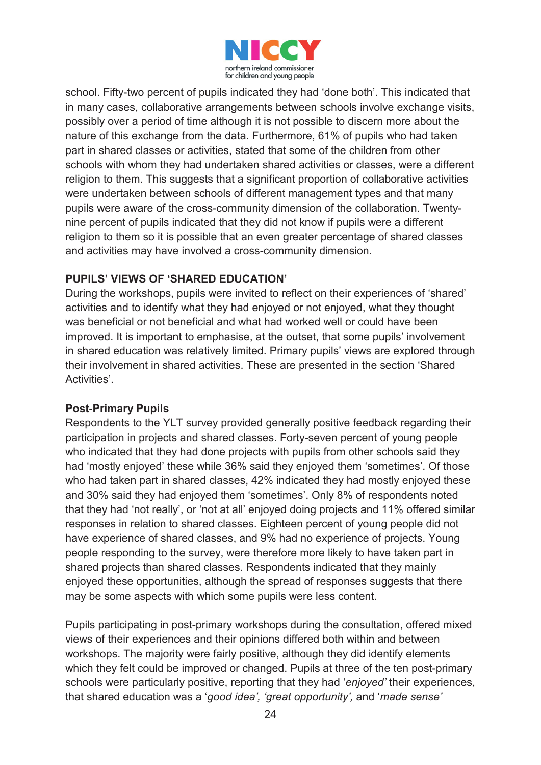school. Fifty-two percent of pupils indicated they had 'done both'. This indicated that in many cases, collaborative arrangements between schools involve exchange visits, possibly over a period of time although it is not possible to discern more about the nature of this exchange from the data. Furthermore, 61% of pupils who had taken part in shared classes or activities, stated that some of the children from other schools with whom they had undertaken shared activities or classes, were a different religion to them. This suggests that a significant proportion of collaborative activities were undertaken between schools of different management types and that many pupils were aware of the cross-community dimension of the collaboration. Twenty-nine percent of pupils indicated that they did not know if pupils were a different religion to them so it is possible that an even greater percentage of shared classes and activities may have involved a cross-community dimension.

**PUPILS' VIEWS OF 'SHARED EDUCATION'**

During the workshops, pupils were invited to reflect on their experiences of 'shared' activities and to identify what they had enjoyed or not enjoyed, what they thought was beneficial or not beneficial and what had worked well or could have been improved. It is important to emphasise, at the outset, that some pupils' involvement in shared education was relatively limited. Primary pupils' views are explored through their involvement in shared activities. These are presented in the section 'Shared Activities'.

**Post-Primary Pupils**

Respondents to the YLT survey provided generally positive feedback regarding their participation in projects and shared classes. Forty-seven percent of young people who indicated that they had done projects with pupils from other schools said they had 'mostly enjoyed' these while 36% said they enjoyed them 'sometimes'. Of those who had taken part in shared classes, 42% indicated they had mostly enjoyed these and 30% said they had enjoyed them 'sometimes'. Only 8% of respondents noted that they had 'not really', or 'not at all' enjoyed doing projects and 11% offered similar responses in relation to shared classes. Eighteen percent of young people did not have experience of shared classes, and 9% had no experience of projects. Young people responding to the survey, were therefore more likely to have taken part in shared projects than shared classes. Respondents indicated that they mainly enjoyed these opportunities, although the spread of responses suggests that there may be some aspects with which some pupils were less content.

Pupils participating in post-primary workshops during the consultation, offered mixed views of their experiences and their opinions differed both within and between workshops. The majority were fairly positive, although they did identify elements which they felt could be improved or changed. Pupils at three of the ten post-primary schools were particularly positive, reporting that they had '*enjoyed'* their experiences, that shared education was a '*good idea', 'great opportunity',* and '*made sense'*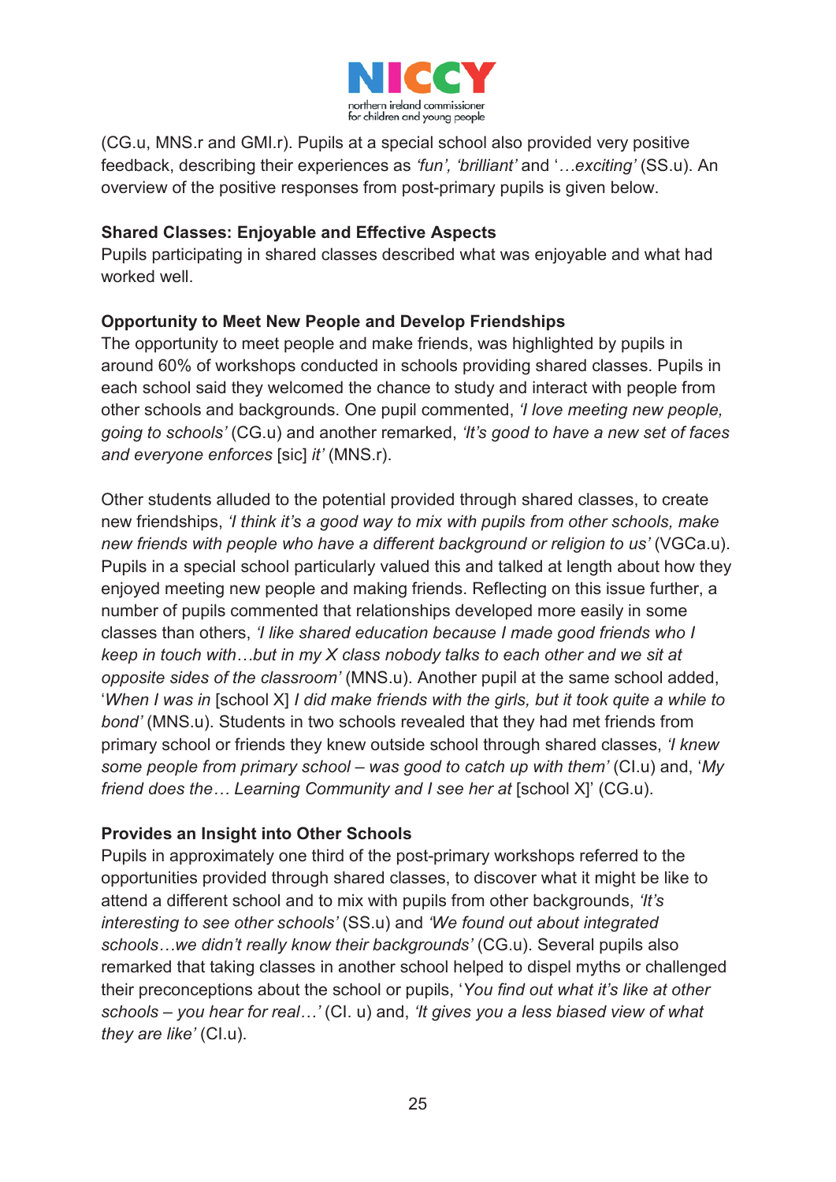(CG.u, MNS.r and GMI.r). Pupils at a special school also provided very positive feedback, describing their experiences as *'fun', 'brilliant'* and '*…exciting'* (SS.u). An overview of the positive responses from post-primary pupils is given below.

**Shared Classes: Enjoyable and Effective Aspects**

Pupils participating in shared classes described what was enjoyable and what had worked well.

**Opportunity to Meet New People and Develop Friendships**

The opportunity to meet people and make friends, was highlighted by pupils in around 60% of workshops conducted in schools providing shared classes. Pupils in each school said they welcomed the chance to study and interact with people from other schools and backgrounds. One pupil commented, *'I love meeting new people, going to schools'* (CG.u) and another remarked, *'It's good to have a new set of faces and everyone enforces* [sic] *it'* (MNS.r).

Other students alluded to the potential provided through shared classes, to create new friendships, *'I think it's a good way to mix with pupils from other schools, make new friends with people who have a different background or religion to us'* (VGCa.u). Pupils in a special school particularly valued this and talked at length about how they enjoyed meeting new people and making friends. Reflecting on this issue further, a number of pupils commented that relationships developed more easily in some classes than others, *'I like shared education because I made good friends who I keep in touch with…but in my X class nobody talks to each other and we sit at opposite sides of the classroom'* (MNS.u). Another pupil at the same school added, '*When I was in* [school X] *I did make friends with the girls, but it took quite a while to bond'* (MNS.u). Students in two schools revealed that they had met friends from primary school or friends they knew outside school through shared classes, *'I knew some people from primary school – was good to catch up with them'* (CI.u) and, '*My friend does the… Learning Community and I see her at* [school X]' (CG.u).

**Provides an Insight into Other Schools**

Pupils in approximately one third of the post-primary workshops referred to the opportunities provided through shared classes, to discover what it might be like to attend a different school and to mix with pupils from other backgrounds, *'It's interesting to see other schools'* (SS.u) and *'We found out about integrated schools…we didn't really know their backgrounds'* (CG.u). Several pupils also remarked that taking classes in another school helped to dispel myths or challenged their preconceptions about the school or pupils, '*You find out what it's like at other schools – you hear for real…'* (CI. u) and, *'It gives you a less biased view of what they are like'* (CI.u).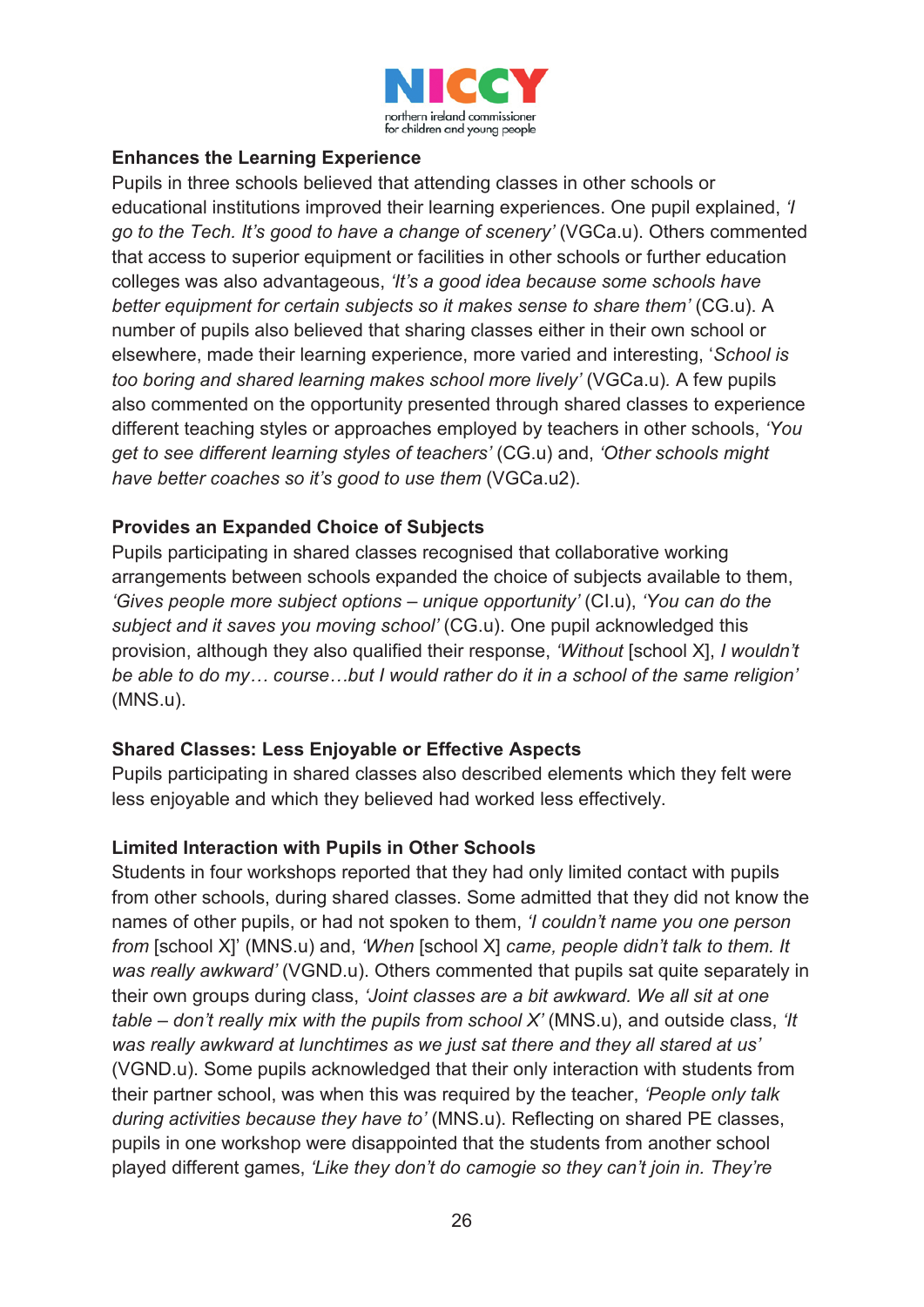**Enhances the Learning Experience**

Pupils in three schools believed that attending classes in other schools or educational institutions improved their learning experiences. One pupil explained, *'I go to the Tech. It's good to have a change of scenery'* (VGCa.u). Others commented that access to superior equipment or facilities in other schools or further education colleges was also advantageous, *'It's a good idea because some schools have better equipment for certain subjects so it makes sense to share them'* (CG.u). A number of pupils also believed that sharing classes either in their own school or elsewhere, made their learning experience, more varied and interesting, '*School is too boring and shared learning makes school more lively'* (VGCa.u). A few pupils also commented on the opportunity presented through shared classes to experience different teaching styles or approaches employed by teachers in other schools, *'You get to see different learning styles of teachers'* (CG.u) and, *'Other schools might have better coaches so it's good to use them* (VGCa.u2).

**Provides an Expanded Choice of Subjects**

Pupils participating in shared classes recognised that collaborative working arrangements between schools expanded the choice of subjects available to them, *'Gives people more subject options – unique opportunity'* (CI.u), *'You can do the subject and it saves you moving school'* (CG.u). One pupil acknowledged this provision, although they also qualified their response, *'Without* [school X], *I wouldn't be able to do my… course…but I would rather do it in a school of the same religion'* (MNS.u).

**Shared Classes: Less Enjoyable or Effective Aspects**

Pupils participating in shared classes also described elements which they felt were less enjoyable and which they believed had worked less effectively.

**Limited Interaction with Pupils in Other Schools**

Students in four workshops reported that they had only limited contact with pupils from other schools, during shared classes. Some admitted that they did not know the names of other pupils, or had not spoken to them, *'I couldn't name you one person from* [school X]' (MNS.u) and, *'When* [school X] *came, people didn't talk to them. It was really awkward'* (VGND.u). Others commented that pupils sat quite separately in their own groups during class, *'Joint classes are a bit awkward. We all sit at one table – don't really mix with the pupils from school X'* (MNS.u), and outside class, *'It was really awkward at lunchtimes as we just sat there and they all stared at us'* (VGND.u). Some pupils acknowledged that their only interaction with students from their partner school, was when this was required by the teacher, *'People only talk during activities because they have to'* (MNS.u). Reflecting on shared PE classes, pupils in one workshop were disappointed that the students from another school played different games, *'Like they don't do camogie so they can't join in. They're*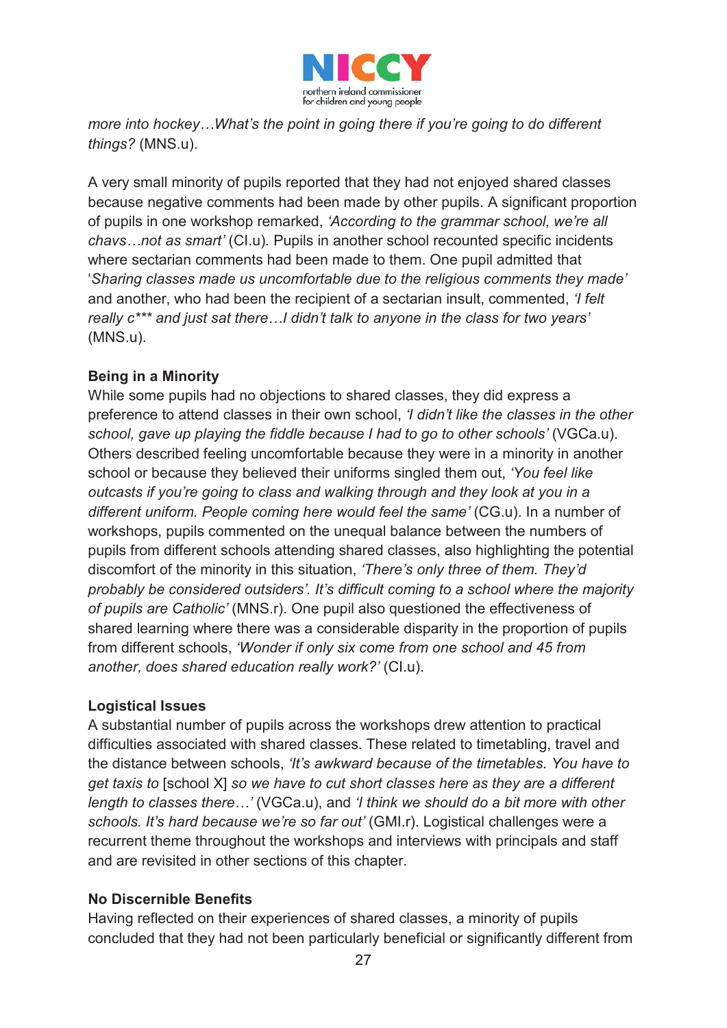*more into hockey…What's the point in going there if you're going to do different things?* (MNS.u).

A very small minority of pupils reported that they had not enjoyed shared classes because negative comments had been made by other pupils. A significant proportion of pupils in one workshop remarked, *'According to the grammar school, we're all chavs…not as smart'* (CI.u). Pupils in another school recounted specific incidents where sectarian comments had been made to them. One pupil admitted that '*Sharing classes made us uncomfortable due to the religious comments they made'* and another, who had been the recipient of a sectarian insult, commented, *'I felt really c*** and just sat there…I didn't talk to anyone in the class for two years'* (MNS.u).

**Being in a Minority**

While some pupils had no objections to shared classes, they did express a preference to attend classes in their own school, *'I didn't like the classes in the other school, gave up playing the fiddle because I had to go to other schools'* (VGCa.u). Others described feeling uncomfortable because they were in a minority in another school or because they believed their uniforms singled them out, *'You feel like outcasts if you're going to class and walking through and they look at you in a different uniform. People coming here would feel the same'* (CG.u). In a number of workshops, pupils commented on the unequal balance between the numbers of pupils from different schools attending shared classes, also highlighting the potential discomfort of the minority in this situation, *'There's only three of them. They'd probably be considered outsiders'. It's difficult coming to a school where the majority of pupils are Catholic'* (MNS.r). One pupil also questioned the effectiveness of shared learning where there was a considerable disparity in the proportion of pupils from different schools, *'Wonder if only six come from one school and 45 from another, does shared education really work?'* (CI.u).

**Logistical Issues**

A substantial number of pupils across the workshops drew attention to practical difficulties associated with shared classes. These related to timetabling, travel and the distance between schools, *'It's awkward because of the timetables. You have to get taxis to* [school X] *so we have to cut short classes here as they are a different length to classes there…'* (VGCa.u), and *'I think we should do a bit more with other schools. It's hard because we're so far out'* (GMI.r). Logistical challenges were a recurrent theme throughout the workshops and interviews with principals and staff and are revisited in other sections of this chapter.

**No Discernible Benefits**

Having reflected on their experiences of shared classes, a minority of pupils concluded that they had not been particularly beneficial or significantly different from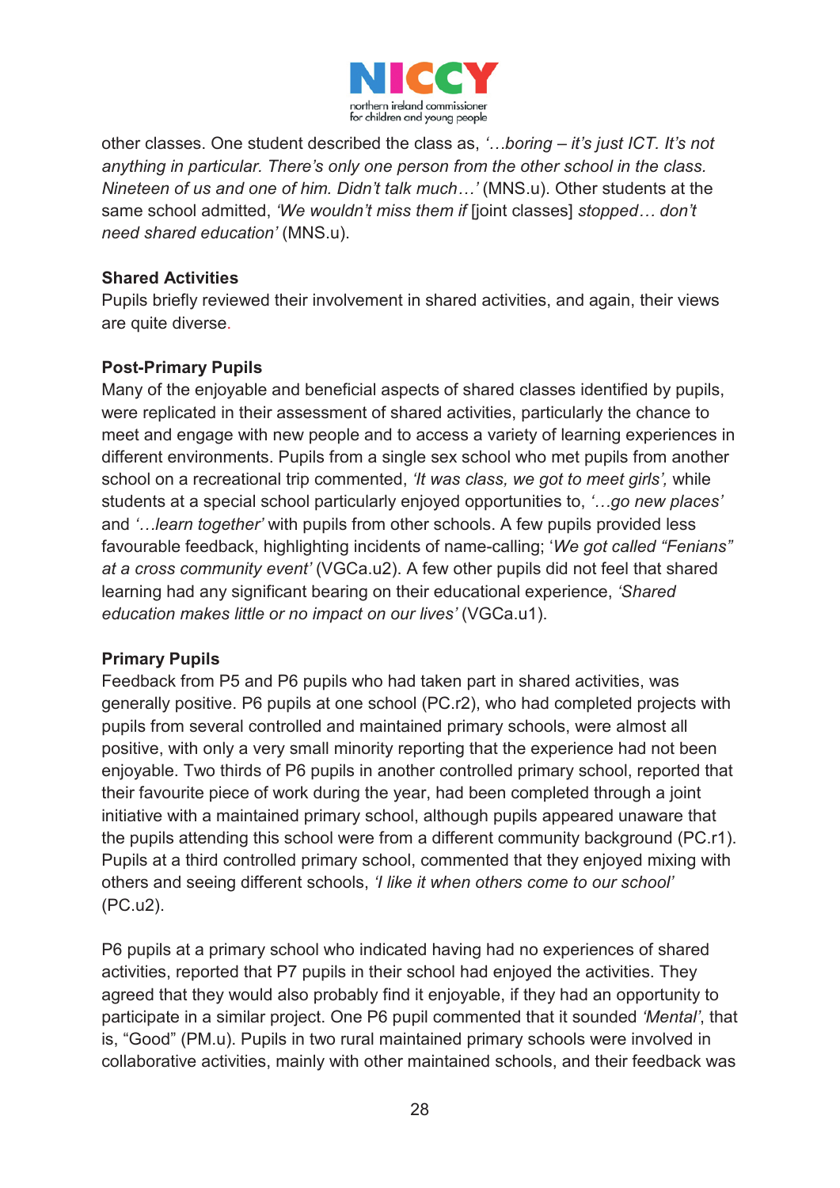other classes. One student described the class as, *'…boring – it's just ICT. It's not anything in particular. There's only one person from the other school in the class. Nineteen of us and one of him. Didn't talk much…'* (MNS.u). Other students at the same school admitted, *'We wouldn't miss them if* [joint classes] *stopped… don't need shared education'* (MNS.u).

**Shared Activities**

Pupils briefly reviewed their involvement in shared activities, and again, their views are quite diverse.

**Post-Primary Pupils**

Many of the enjoyable and beneficial aspects of shared classes identified by pupils, were replicated in their assessment of shared activities, particularly the chance to meet and engage with new people and to access a variety of learning experiences in different environments. Pupils from a single sex school who met pupils from another school on a recreational trip commented, *'It was class, we got to meet girls',* while students at a special school particularly enjoyed opportunities to, *'…go new places'* and *'…learn together'* with pupils from other schools. A few pupils provided less favourable feedback, highlighting incidents of name-calling; '*We got called "Fenians" at a cross community event'* (VGCa.u2). A few other pupils did not feel that shared learning had any significant bearing on their educational experience, *'Shared education makes little or no impact on our lives'* (VGCa.u1).

**Primary Pupils**

Feedback from P5 and P6 pupils who had taken part in shared activities, was generally positive. P6 pupils at one school (PC.r2), who had completed projects with pupils from several controlled and maintained primary schools, were almost all positive, with only a very small minority reporting that the experience had not been enjoyable. Two thirds of P6 pupils in another controlled primary school, reported that their favourite piece of work during the year, had been completed through a joint initiative with a maintained primary school, although pupils appeared unaware that the pupils attending this school were from a different community background (PC.r1). Pupils at a third controlled primary school, commented that they enjoyed mixing with others and seeing different schools, *'I like it when others come to our school'* (PC.u2).

P6 pupils at a primary school who indicated having had no experiences of shared activities, reported that P7 pupils in their school had enjoyed the activities. They agreed that they would also probably find it enjoyable, if they had an opportunity to participate in a similar project. One P6 pupil commented that it sounded *'Mental'*, that is, "Good" (PM.u). Pupils in two rural maintained primary schools were involved in collaborative activities, mainly with other maintained schools, and their feedback was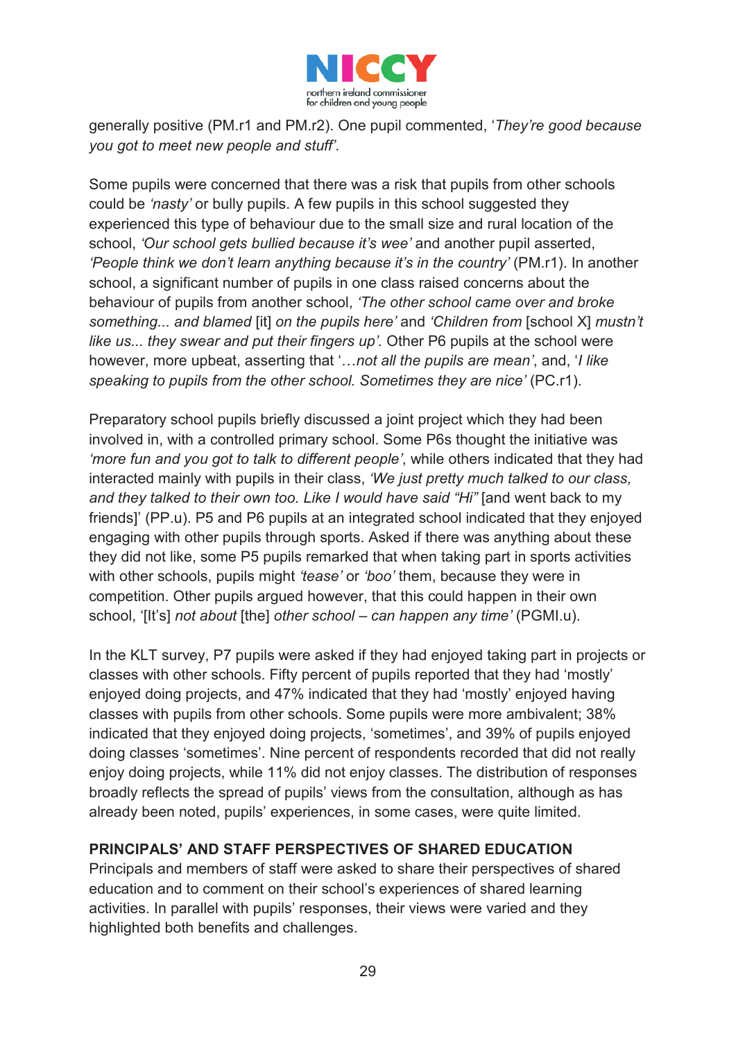generally positive (PM.r1 and PM.r2). One pupil commented, '*They're good because you got to meet new people and stuff'*.

Some pupils were concerned that there was a risk that pupils from other schools could be *'nasty'* or bully pupils. A few pupils in this school suggested they experienced this type of behaviour due to the small size and rural location of the school, *'Our school gets bullied because it's wee'* and another pupil asserted, *'People think we don't learn anything because it's in the country'* (PM.r1). In another school, a significant number of pupils in one class raised concerns about the behaviour of pupils from another school, *'The other school came over and broke something... and blamed* [it] *on the pupils here'* and *'Children from* [school X] *mustn't like us... they swear and put their fingers up'.* Other P6 pupils at the school were however, more upbeat, asserting that '*…not all the pupils are mean'*, and, '*I like speaking to pupils from the other school. Sometimes they are nice'* (PC.r1).

Preparatory school pupils briefly discussed a joint project which they had been involved in, with a controlled primary school. Some P6s thought the initiative was *'more fun and you got to talk to different people'*, while others indicated that they had interacted mainly with pupils in their class, *'We just pretty much talked to our class, and they talked to their own too. Like I would have said "Hi"* [and went back to my friends]' (PP.u). P5 and P6 pupils at an integrated school indicated that they enjoyed engaging with other pupils through sports. Asked if there was anything about these they did not like, some P5 pupils remarked that when taking part in sports activities with other schools, pupils might *'tease'* or *'boo'* them, because they were in competition. Other pupils argued however, that this could happen in their own school, '[It's] *not about* [the] *other school – can happen any time'* (PGMI.u).

In the KLT survey, P7 pupils were asked if they had enjoyed taking part in projects or classes with other schools. Fifty percent of pupils reported that they had 'mostly' enjoyed doing projects, and 47% indicated that they had 'mostly' enjoyed having classes with pupils from other schools. Some pupils were more ambivalent; 38% indicated that they enjoyed doing projects, 'sometimes', and 39% of pupils enjoyed doing classes 'sometimes'. Nine percent of respondents recorded that did not really enjoy doing projects, while 11% did not enjoy classes. The distribution of responses broadly reflects the spread of pupils' views from the consultation, although as has already been noted, pupils' experiences, in some cases, were quite limited.

## PRINCIPALS' AND STAFF PERSPECTIVES OF SHARED EDUCATION

Principals and members of staff were asked to share their perspectives of shared education and to comment on their school's experiences of shared learning activities. In parallel with pupils' responses, their views were varied and they highlighted both benefits and challenges.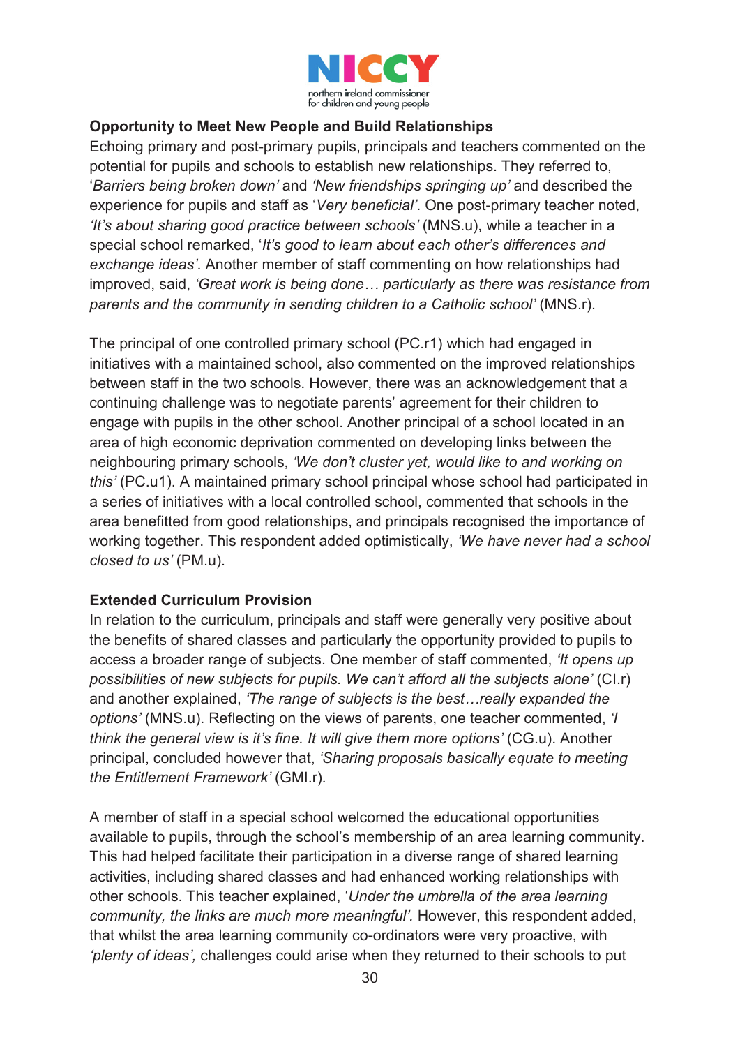**Opportunity to Meet New People and Build Relationships**

Echoing primary and post-primary pupils, principals and teachers commented on the potential for pupils and schools to establish new relationships. They referred to, '*Barriers being broken down'* and *'New friendships springing up'* and described the experience for pupils and staff as '*Very beneficial'*. One post-primary teacher noted, *'It's about sharing good practice between schools'* (MNS.u), while a teacher in a special school remarked, '*It's good to learn about each other's differences and exchange ideas'*. Another member of staff commenting on how relationships had improved, said, *'Great work is being done… particularly as there was resistance from parents and the community in sending children to a Catholic school'* (MNS.r).

The principal of one controlled primary school (PC.r1) which had engaged in initiatives with a maintained school, also commented on the improved relationships between staff in the two schools. However, there was an acknowledgement that a continuing challenge was to negotiate parents' agreement for their children to engage with pupils in the other school. Another principal of a school located in an area of high economic deprivation commented on developing links between the neighbouring primary schools, *'We don't cluster yet, would like to and working on this'* (PC.u1). A maintained primary school principal whose school had participated in a series of initiatives with a local controlled school, commented that schools in the area benefitted from good relationships, and principals recognised the importance of working together. This respondent added optimistically, *'We have never had a school closed to us'* (PM.u).

**Extended Curriculum Provision**

In relation to the curriculum, principals and staff were generally very positive about the benefits of shared classes and particularly the opportunity provided to pupils to access a broader range of subjects. One member of staff commented, *'It opens up possibilities of new subjects for pupils. We can't afford all the subjects alone'* (CI.r) and another explained, *'The range of subjects is the best…really expanded the options'* (MNS.u). Reflecting on the views of parents, one teacher commented, *'I think the general view is it's fine. It will give them more options'* (CG.u). Another principal, concluded however that, *'Sharing proposals basically equate to meeting the Entitlement Framework'* (GMI.r).

A member of staff in a special school welcomed the educational opportunities available to pupils, through the school's membership of an area learning community. This had helped facilitate their participation in a diverse range of shared learning activities, including shared classes and had enhanced working relationships with other schools. This teacher explained, '*Under the umbrella of the area learning community, the links are much more meaningful'.* However, this respondent added, that whilst the area learning community co-ordinators were very proactive, with *'plenty of ideas',* challenges could arise when they returned to their schools to put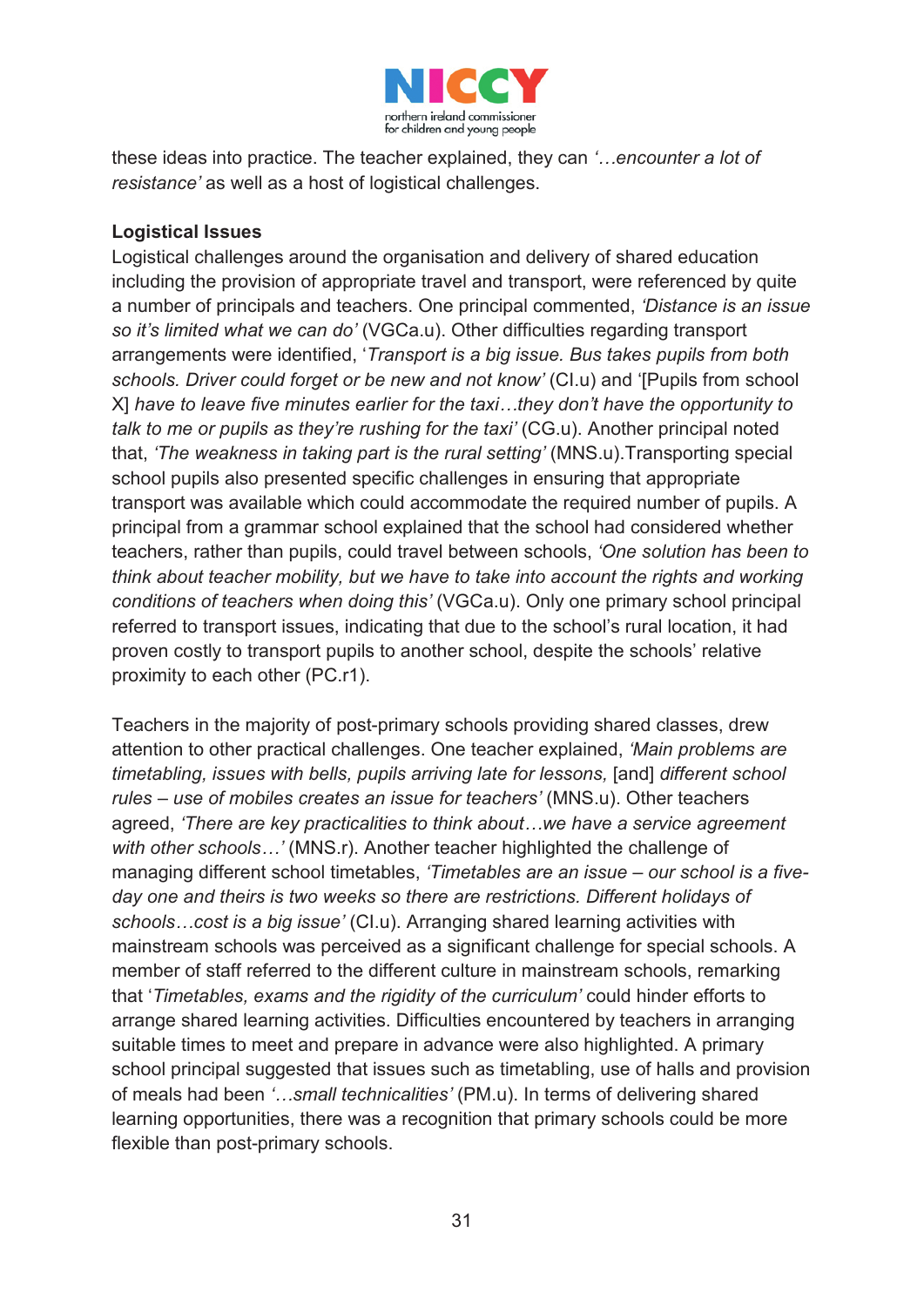these ideas into practice. The teacher explained, they can *'…encounter a lot of resistance'* as well as a host of logistical challenges.

**Logistical Issues**

Logistical challenges around the organisation and delivery of shared education including the provision of appropriate travel and transport, were referenced by quite a number of principals and teachers. One principal commented, *'Distance is an issue so it's limited what we can do'* (VGCa.u). Other difficulties regarding transport arrangements were identified, '*Transport is a big issue. Bus takes pupils from both schools. Driver could forget or be new and not know'* (CI.u) and '[Pupils from school X] *have to leave five minutes earlier for the taxi…they don't have the opportunity to talk to me or pupils as they're rushing for the taxi'* (CG.u). Another principal noted that, *'The weakness in taking part is the rural setting'* (MNS.u).Transporting special school pupils also presented specific challenges in ensuring that appropriate transport was available which could accommodate the required number of pupils. A principal from a grammar school explained that the school had considered whether teachers, rather than pupils, could travel between schools, *'One solution has been to think about teacher mobility, but we have to take into account the rights and working conditions of teachers when doing this'* (VGCa.u). Only one primary school principal referred to transport issues, indicating that due to the school's rural location, it had proven costly to transport pupils to another school, despite the schools' relative proximity to each other (PC.r1).

Teachers in the majority of post-primary schools providing shared classes, drew attention to other practical challenges. One teacher explained, *'Main problems are timetabling, issues with bells, pupils arriving late for lessons,* [and] *different school rules – use of mobiles creates an issue for teachers'* (MNS.u). Other teachers agreed, *'There are key practicalities to think about…we have a service agreement with other schools…'* (MNS.r). Another teacher highlighted the challenge of managing different school timetables, *'Timetables are an issue – our school is a five-day one and theirs is two weeks so there are restrictions. Different holidays of schools…cost is a big issue'* (CI.u). Arranging shared learning activities with mainstream schools was perceived as a significant challenge for special schools. A member of staff referred to the different culture in mainstream schools, remarking that '*Timetables, exams and the rigidity of the curriculum'* could hinder efforts to arrange shared learning activities. Difficulties encountered by teachers in arranging suitable times to meet and prepare in advance were also highlighted. A primary school principal suggested that issues such as timetabling, use of halls and provision of meals had been *'…small technicalities'* (PM.u). In terms of delivering shared learning opportunities, there was a recognition that primary schools could be more flexible than post-primary schools.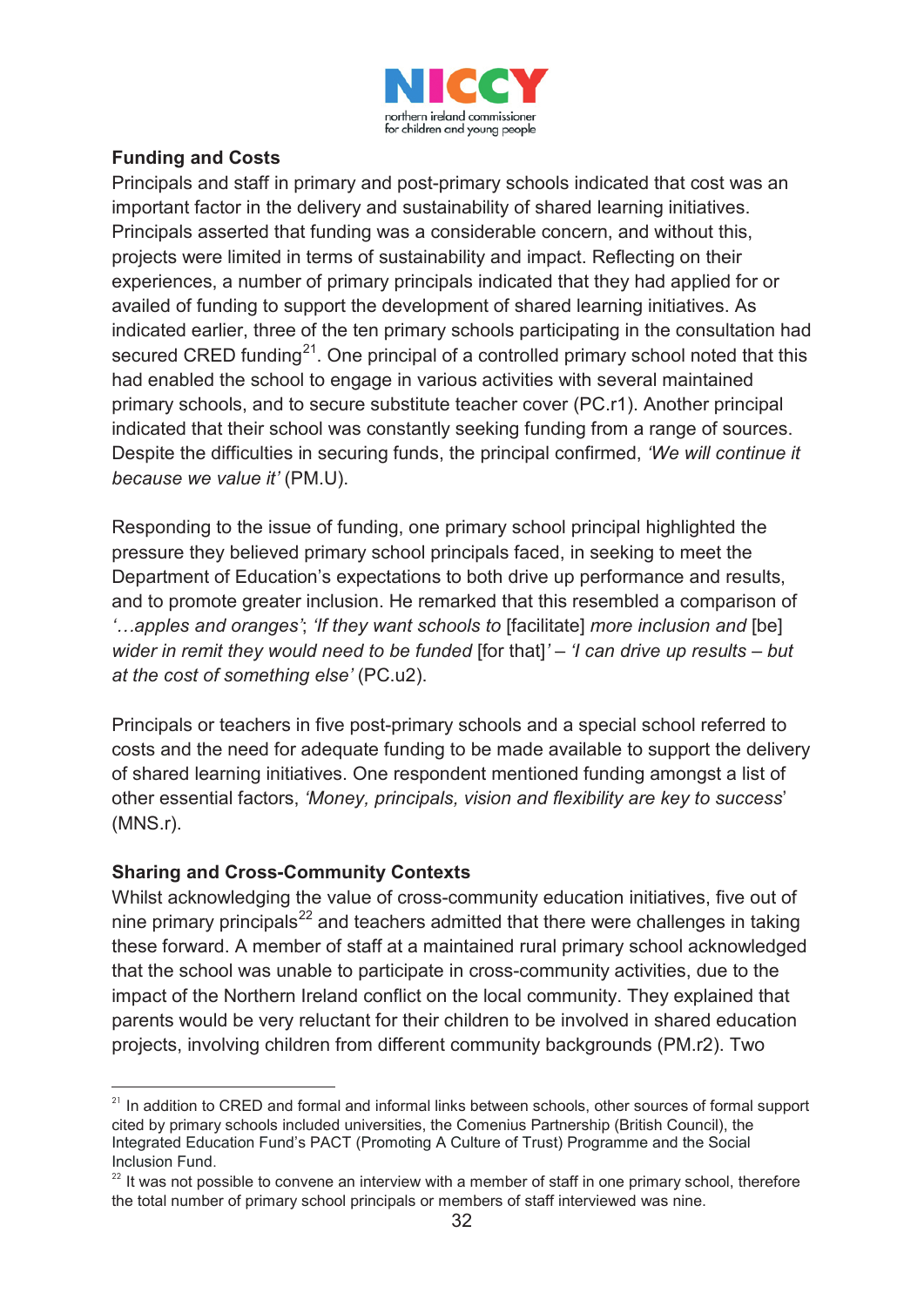### Funding and Costs

Principals and staff in primary and post-primary schools indicated that cost was an important factor in the delivery and sustainability of shared learning initiatives. Principals asserted that funding was a considerable concern, and without this, projects were limited in terms of sustainability and impact. Reflecting on their experiences, a number of primary principals indicated that they had applied for or availed of funding to support the development of shared learning initiatives. As indicated earlier, three of the ten primary schools participating in the consultation had secured CRED funding[21]. One principal of a controlled primary school noted that this had enabled the school to engage in various activities with several maintained primary schools, and to secure substitute teacher cover (PC.r1). Another principal indicated that their school was constantly seeking funding from a range of sources. Despite the difficulties in securing funds, the principal confirmed, *'We will continue it because we value it'* (PM.U).

Responding to the issue of funding, one primary school principal highlighted the pressure they believed primary school principals faced, in seeking to meet the Department of Education's expectations to both drive up performance and results, and to promote greater inclusion. He remarked that this resembled a comparison of *'…apples and oranges'*; *'If they want schools to* [facilitate] *more inclusion and* [be] *wider in remit they would need to be funded* [for that]*' – 'I can drive up results – but at the cost of something else'* (PC.u2).

Principals or teachers in five post-primary schools and a special school referred to costs and the need for adequate funding to be made available to support the delivery of shared learning initiatives. One respondent mentioned funding amongst a list of other essential factors, *'Money, principals, vision and flexibility are key to success'* (MNS.r).

### Sharing and Cross-Community Contexts

Whilst acknowledging the value of cross-community education initiatives, five out of nine primary principals[22] and teachers admitted that there were challenges in taking these forward. A member of staff at a maintained rural primary school acknowledged that the school was unable to participate in cross-community activities, due to the impact of the Northern Ireland conflict on the local community. They explained that parents would be very reluctant for their children to be involved in shared education projects, involving children from different community backgrounds (PM.r2). Two

---

[21] In addition to CRED and formal and informal links between schools, other sources of formal support cited by primary schools included universities, the Comenius Partnership (British Council), the Integrated Education Fund's PACT (Promoting A Culture of Trust) Programme and the Social Inclusion Fund.

[22] It was not possible to convene an interview with a member of staff in one primary school, therefore the total number of primary school principals or members of staff interviewed was nine.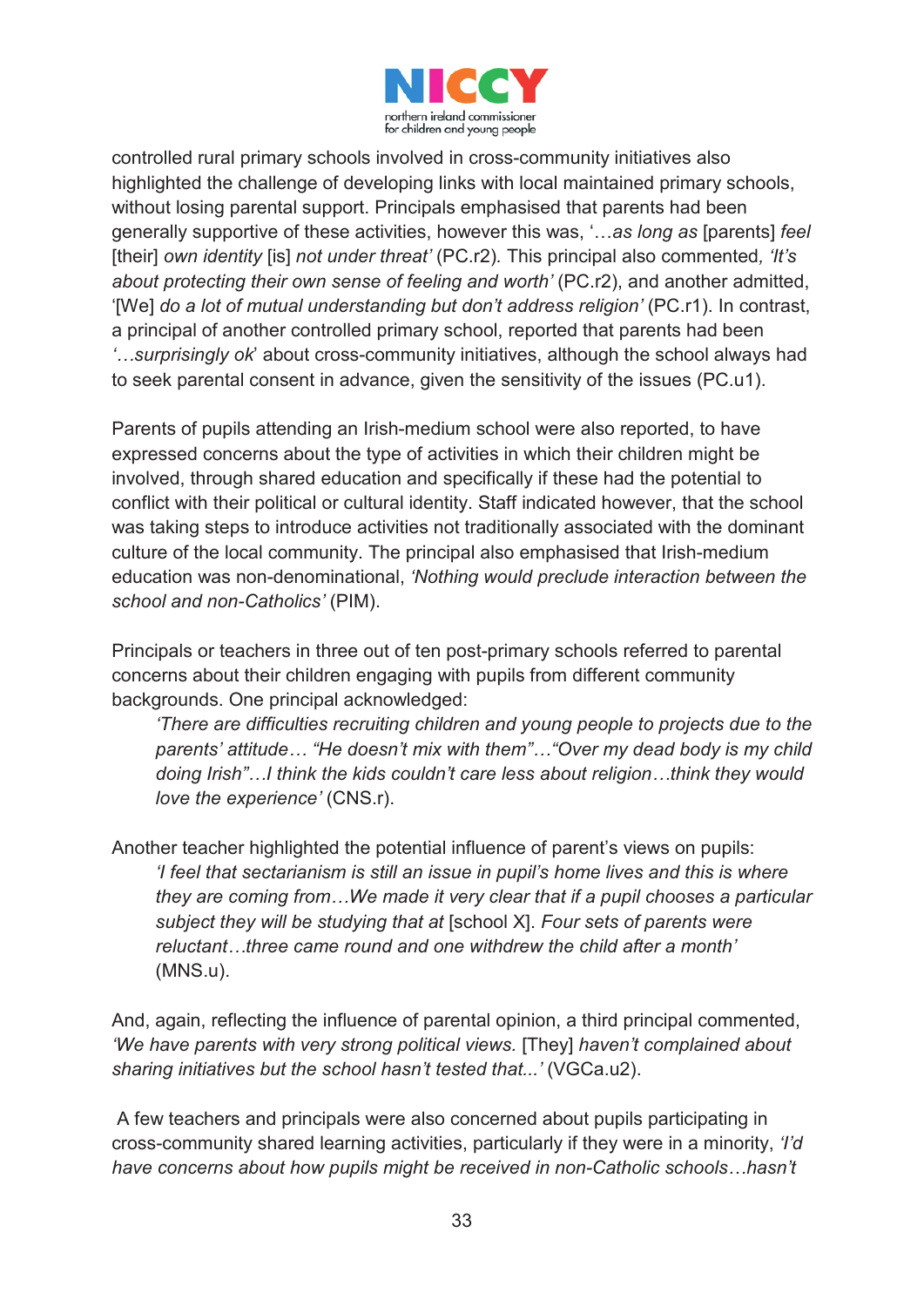controlled rural primary schools involved in cross-community initiatives also highlighted the challenge of developing links with local maintained primary schools, without losing parental support. Principals emphasised that parents had been generally supportive of these activities, however this was, '…*as long as* [parents] *feel* [their] *own identity* [is] *not under threat'* (PC.r2)*.* This principal also commented*, 'It's about protecting their own sense of feeling and worth'* (PC.r2), and another admitted, '[We] *do a lot of mutual understanding but don't address religion'* (PC.r1). In contrast, a principal of another controlled primary school, reported that parents had been *'…surprisingly ok*' about cross-community initiatives, although the school always had to seek parental consent in advance, given the sensitivity of the issues (PC.u1).

Parents of pupils attending an Irish-medium school were also reported, to have expressed concerns about the type of activities in which their children might be involved, through shared education and specifically if these had the potential to conflict with their political or cultural identity. Staff indicated however, that the school was taking steps to introduce activities not traditionally associated with the dominant culture of the local community. The principal also emphasised that Irish-medium education was non-denominational, *'Nothing would preclude interaction between the school and non-Catholics'* (PIM).

Principals or teachers in three out of ten post-primary schools referred to parental concerns about their children engaging with pupils from different community backgrounds. One principal acknowledged:

> *'There are difficulties recruiting children and young people to projects due to the parents' attitude… "He doesn't mix with them"…"Over my dead body is my child doing Irish"…I think the kids couldn't care less about religion…think they would love the experience'* (CNS.r).

Another teacher highlighted the potential influence of parent's views on pupils:

> *'I feel that sectarianism is still an issue in pupil's home lives and this is where they are coming from…We made it very clear that if a pupil chooses a particular subject they will be studying that at* [school X]. *Four sets of parents were reluctant…three came round and one withdrew the child after a month'* (MNS.u).

And, again, reflecting the influence of parental opinion, a third principal commented, *'We have parents with very strong political views.* [They] *haven't complained about sharing initiatives but the school hasn't tested that...'* (VGCa.u2).

A few teachers and principals were also concerned about pupils participating in cross-community shared learning activities, particularly if they were in a minority, *'I'd have concerns about how pupils might be received in non-Catholic schools…hasn't*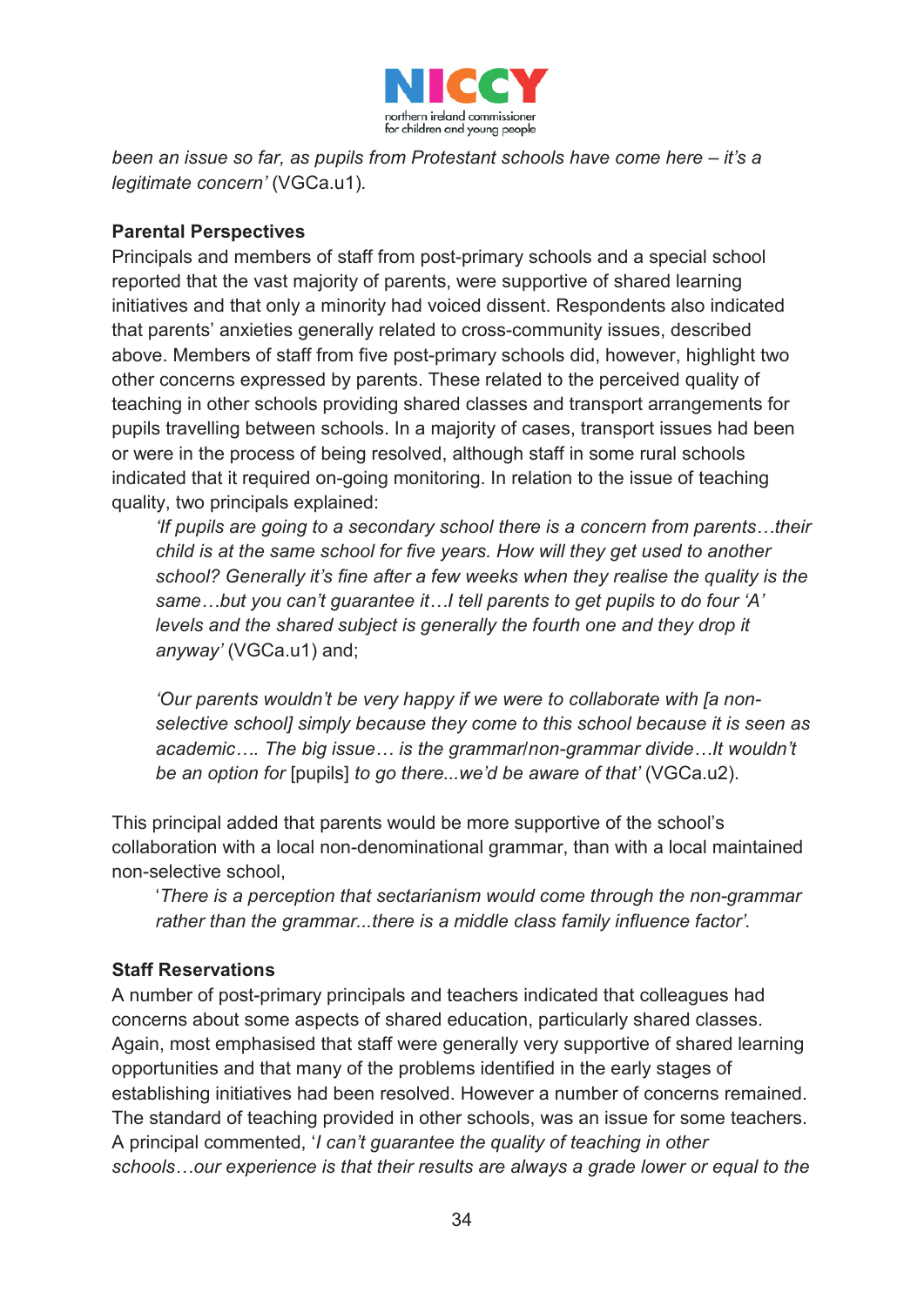*been an issue so far, as pupils from Protestant schools have come here – it's a legitimate concern'* (VGCa.u1).

**Parental Perspectives**

Principals and members of staff from post-primary schools and a special school reported that the vast majority of parents, were supportive of shared learning initiatives and that only a minority had voiced dissent. Respondents also indicated that parents' anxieties generally related to cross-community issues, described above. Members of staff from five post-primary schools did, however, highlight two other concerns expressed by parents. These related to the perceived quality of teaching in other schools providing shared classes and transport arrangements for pupils travelling between schools. In a majority of cases, transport issues had been or were in the process of being resolved, although staff in some rural schools indicated that it required on-going monitoring. In relation to the issue of teaching quality, two principals explained:

> *'If pupils are going to a secondary school there is a concern from parents…their child is at the same school for five years. How will they get used to another school? Generally it's fine after a few weeks when they realise the quality is the same…but you can't guarantee it…I tell parents to get pupils to do four 'A' levels and the shared subject is generally the fourth one and they drop it anyway'* (VGCa.u1) and;
>
> *'Our parents wouldn't be very happy if we were to collaborate with [a non-selective school] simply because they come to this school because it is seen as academic…. The big issue… is the grammar/non-grammar divide…It wouldn't be an option for* [pupils] *to go there...we'd be aware of that'* (VGCa.u2).

This principal added that parents would be more supportive of the school's collaboration with a local non-denominational grammar, than with a local maintained non-selective school,

> '*There is a perception that sectarianism would come through the non-grammar rather than the grammar...there is a middle class family influence factor'.*

**Staff Reservations**

A number of post-primary principals and teachers indicated that colleagues had concerns about some aspects of shared education, particularly shared classes. Again, most emphasised that staff were generally very supportive of shared learning opportunities and that many of the problems identified in the early stages of establishing initiatives had been resolved. However a number of concerns remained. The standard of teaching provided in other schools, was an issue for some teachers. A principal commented, '*I can't guarantee the quality of teaching in other schools…our experience is that their results are always a grade lower or equal to the*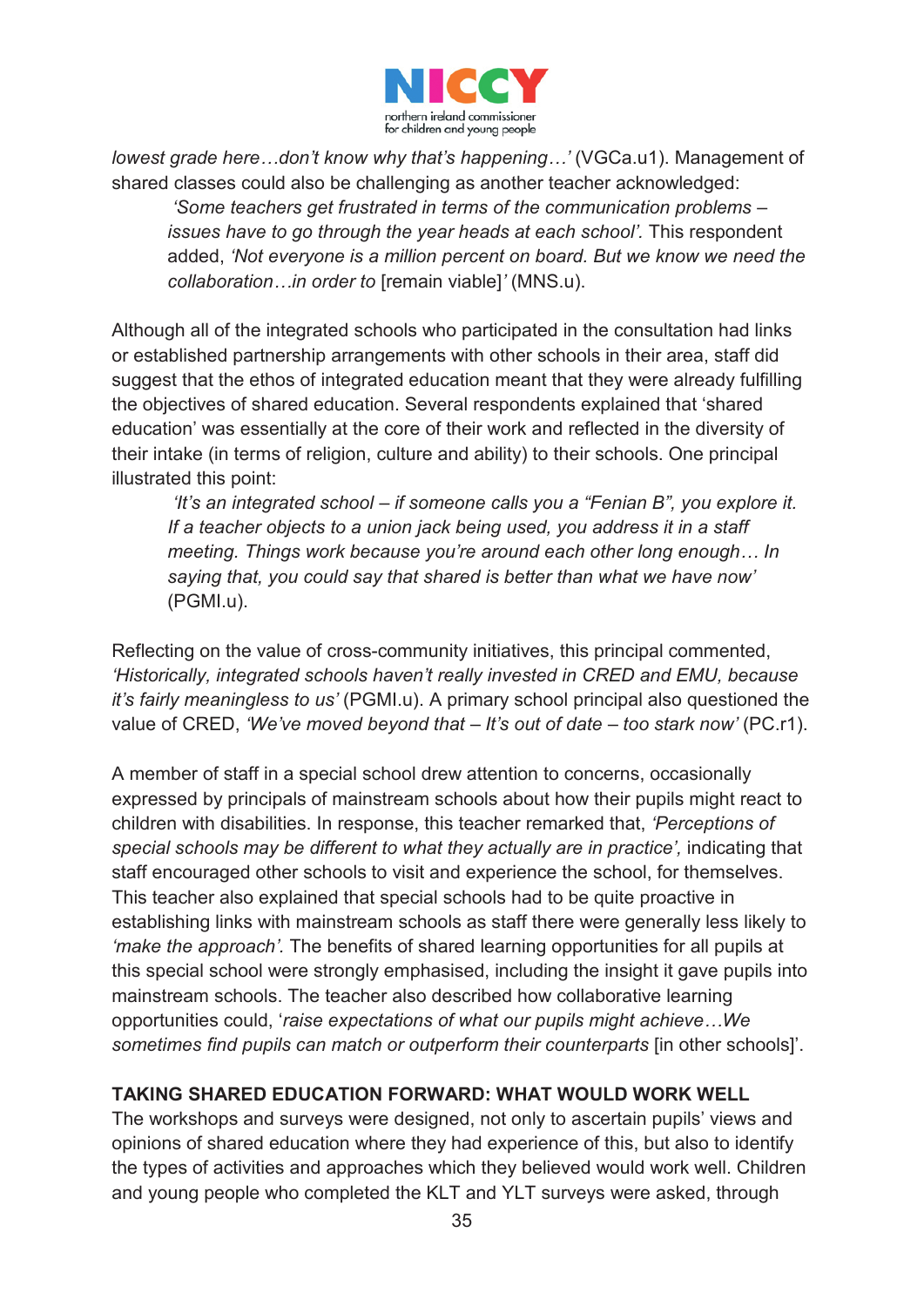*lowest grade here…don't know why that's happening…'* (VGCa.u1). Management of shared classes could also be challenging as another teacher acknowledged:

> *'Some teachers get frustrated in terms of the communication problems – issues have to go through the year heads at each school'.* This respondent added, *'Not everyone is a million percent on board. But we know we need the collaboration…in order to* [remain viable]*'* (MNS.u).

Although all of the integrated schools who participated in the consultation had links or established partnership arrangements with other schools in their area, staff did suggest that the ethos of integrated education meant that they were already fulfilling the objectives of shared education. Several respondents explained that 'shared education' was essentially at the core of their work and reflected in the diversity of their intake (in terms of religion, culture and ability) to their schools. One principal illustrated this point:

> *'It's an integrated school – if someone calls you a "Fenian B", you explore it. If a teacher objects to a union jack being used, you address it in a staff meeting. Things work because you're around each other long enough… In saying that, you could say that shared is better than what we have now'* (PGMI.u).

Reflecting on the value of cross-community initiatives, this principal commented, *'Historically, integrated schools haven't really invested in CRED and EMU, because it's fairly meaningless to us'* (PGMI.u). A primary school principal also questioned the value of CRED, *'We've moved beyond that – It's out of date – too stark now'* (PC.r1).

A member of staff in a special school drew attention to concerns, occasionally expressed by principals of mainstream schools about how their pupils might react to children with disabilities. In response, this teacher remarked that, *'Perceptions of special schools may be different to what they actually are in practice',* indicating that staff encouraged other schools to visit and experience the school, for themselves. This teacher also explained that special schools had to be quite proactive in establishing links with mainstream schools as staff there were generally less likely to *'make the approach'.* The benefits of shared learning opportunities for all pupils at this special school were strongly emphasised, including the insight it gave pupils into mainstream schools. The teacher also described how collaborative learning opportunities could, '*raise expectations of what our pupils might achieve…We sometimes find pupils can match or outperform their counterparts* [in other schools]'.

**TAKING SHARED EDUCATION FORWARD: WHAT WOULD WORK WELL**

The workshops and surveys were designed, not only to ascertain pupils' views and opinions of shared education where they had experience of this, but also to identify the types of activities and approaches which they believed would work well. Children and young people who completed the KLT and YLT surveys were asked, through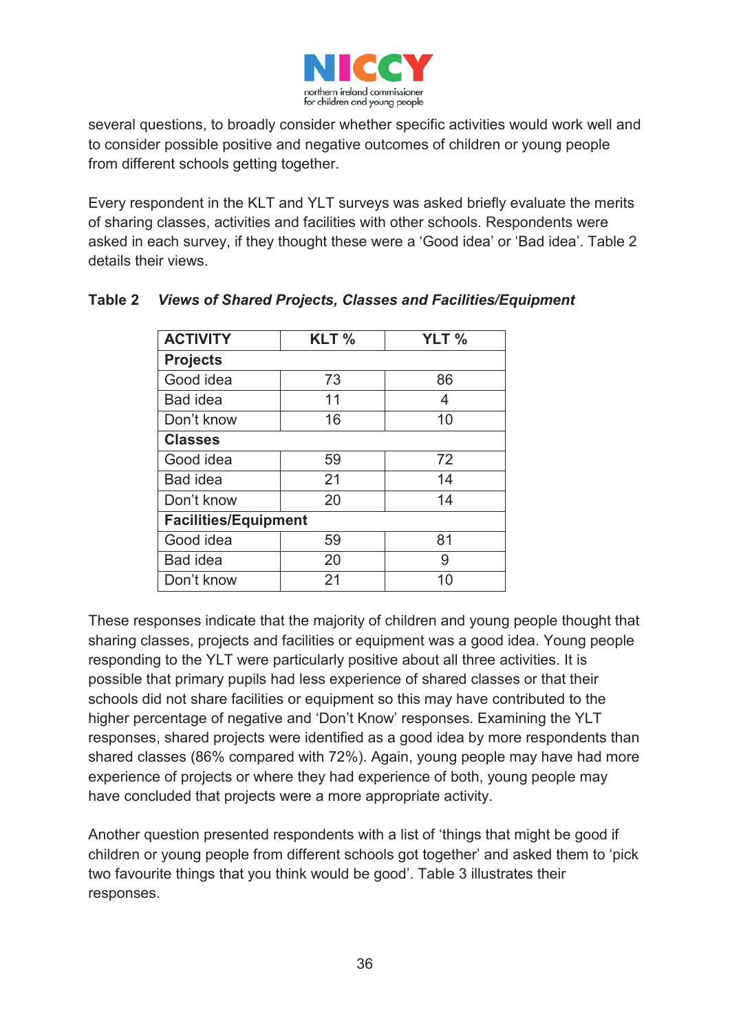several questions, to broadly consider whether specific activities would work well and to consider possible positive and negative outcomes of children or young people from different schools getting together.

Every respondent in the KLT and YLT surveys was asked briefly evaluate the merits of sharing classes, activities and facilities with other schools. Respondents were asked in each survey, if they thought these were a 'Good idea' or 'Bad idea'. Table 2 details their views.

**Table 2** ***Views of Shared Projects, Classes and Facilities/Equipment***

| ACTIVITY | KLT % | YLT % |
|---|---|---|
| **Projects** | | |
| Good idea | 73 | 86 |
| Bad idea | 11 | 4 |
| Don't know | 16 | 10 |
| **Classes** | | |
| Good idea | 59 | 72 |
| Bad idea | 21 | 14 |
| Don't know | 20 | 14 |
| **Facilities/Equipment** | | |
| Good idea | 59 | 81 |
| Bad idea | 20 | 9 |
| Don't know | 21 | 10 |

These responses indicate that the majority of children and young people thought that sharing classes, projects and facilities or equipment was a good idea. Young people responding to the YLT were particularly positive about all three activities. It is possible that primary pupils had less experience of shared classes or that their schools did not share facilities or equipment so this may have contributed to the higher percentage of negative and 'Don't Know' responses. Examining the YLT responses, shared projects were identified as a good idea by more respondents than shared classes (86% compared with 72%). Again, young people may have had more experience of projects or where they had experience of both, young people may have concluded that projects were a more appropriate activity.

Another question presented respondents with a list of 'things that might be good if children or young people from different schools got together' and asked them to 'pick two favourite things that you think would be good'. Table 3 illustrates their responses.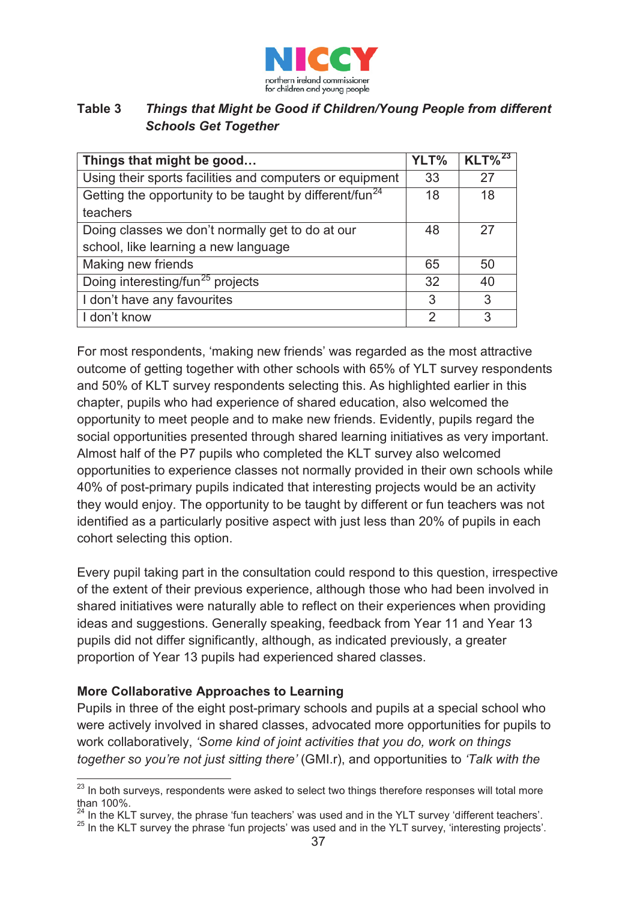**Table 3** ***Things that Might be Good if Children/Young People from different Schools Get Together***

| Things that might be good… | YLT% | KLT%[23] |
|---|---|---|
| Using their sports facilities and computers or equipment | 33 | 27 |
| Getting the opportunity to be taught by different/fun[24] teachers | 18 | 18 |
| Doing classes we don't normally get to do at our school, like learning a new language | 48 | 27 |
| Making new friends | 65 | 50 |
| Doing interesting/fun[25] projects | 32 | 40 |
| I don't have any favourites | 3 | 3 |
| I don't know | 2 | 3 |

For most respondents, 'making new friends' was regarded as the most attractive outcome of getting together with other schools with 65% of YLT survey respondents and 50% of KLT survey respondents selecting this. As highlighted earlier in this chapter, pupils who had experience of shared education, also welcomed the opportunity to meet people and to make new friends. Evidently, pupils regard the social opportunities presented through shared learning initiatives as very important. Almost half of the P7 pupils who completed the KLT survey also welcomed opportunities to experience classes not normally provided in their own schools while 40% of post-primary pupils indicated that interesting projects would be an activity they would enjoy. The opportunity to be taught by different or fun teachers was not identified as a particularly positive aspect with just less than 20% of pupils in each cohort selecting this option.

Every pupil taking part in the consultation could respond to this question, irrespective of the extent of their previous experience, although those who had been involved in shared initiatives were naturally able to reflect on their experiences when providing ideas and suggestions. Generally speaking, feedback from Year 11 and Year 13 pupils did not differ significantly, although, as indicated previously, a greater proportion of Year 13 pupils had experienced shared classes.

**More Collaborative Approaches to Learning**

Pupils in three of the eight post-primary schools and pupils at a special school who were actively involved in shared classes, advocated more opportunities for pupils to work collaboratively, *'Some kind of joint activities that you do, work on things together so you're not just sitting there'* (GMI.r), and opportunities to *'Talk with the*

---

[23] In both surveys, respondents were asked to select two things therefore responses will total more than 100%.

[24] In the KLT survey, the phrase 'fun teachers' was used and in the YLT survey 'different teachers'.

[25] In the KLT survey the phrase 'fun projects' was used and in the YLT survey, 'interesting projects'.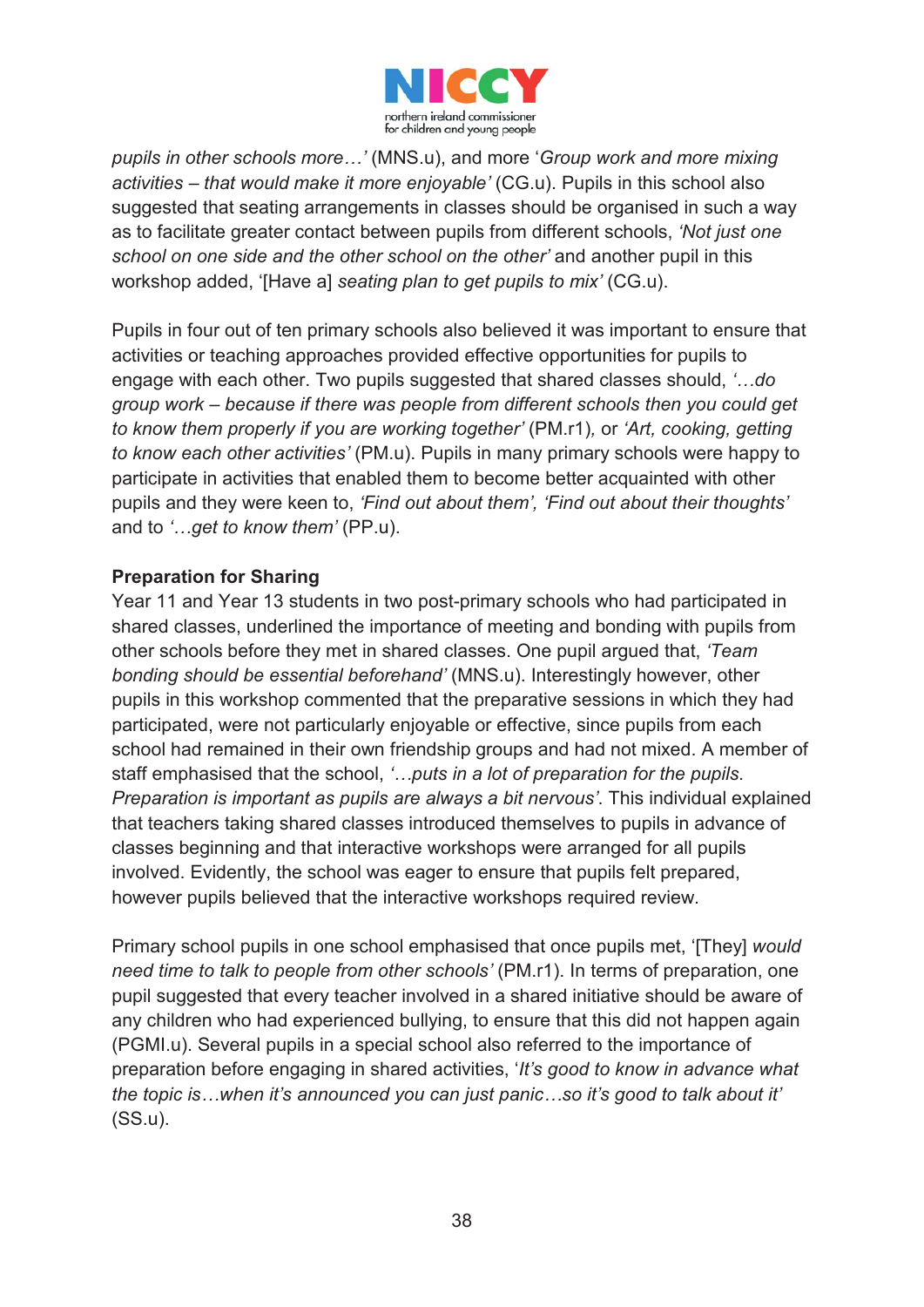*pupils in other schools more…'* (MNS.u), and more '*Group work and more mixing activities – that would make it more enjoyable'* (CG.u). Pupils in this school also suggested that seating arrangements in classes should be organised in such a way as to facilitate greater contact between pupils from different schools, *'Not just one school on one side and the other school on the other'* and another pupil in this workshop added, '[Have a] *seating plan to get pupils to mix'* (CG.u).

Pupils in four out of ten primary schools also believed it was important to ensure that activities or teaching approaches provided effective opportunities for pupils to engage with each other. Two pupils suggested that shared classes should, *'…do group work – because if there was people from different schools then you could get to know them properly if you are working together'* (PM.r1), or *'Art, cooking, getting to know each other activities'* (PM.u). Pupils in many primary schools were happy to participate in activities that enabled them to become better acquainted with other pupils and they were keen to, *'Find out about them', 'Find out about their thoughts'* and to *'…get to know them'* (PP.u).

**Preparation for Sharing**

Year 11 and Year 13 students in two post-primary schools who had participated in shared classes, underlined the importance of meeting and bonding with pupils from other schools before they met in shared classes. One pupil argued that, *'Team bonding should be essential beforehand'* (MNS.u). Interestingly however, other pupils in this workshop commented that the preparative sessions in which they had participated, were not particularly enjoyable or effective, since pupils from each school had remained in their own friendship groups and had not mixed. A member of staff emphasised that the school, *'…puts in a lot of preparation for the pupils. Preparation is important as pupils are always a bit nervous'*. This individual explained that teachers taking shared classes introduced themselves to pupils in advance of classes beginning and that interactive workshops were arranged for all pupils involved. Evidently, the school was eager to ensure that pupils felt prepared, however pupils believed that the interactive workshops required review.

Primary school pupils in one school emphasised that once pupils met, '[They] *would need time to talk to people from other schools'* (PM.r1). In terms of preparation, one pupil suggested that every teacher involved in a shared initiative should be aware of any children who had experienced bullying, to ensure that this did not happen again (PGMI.u). Several pupils in a special school also referred to the importance of preparation before engaging in shared activities, '*It's good to know in advance what the topic is…when it's announced you can just panic…so it's good to talk about it'* (SS.u).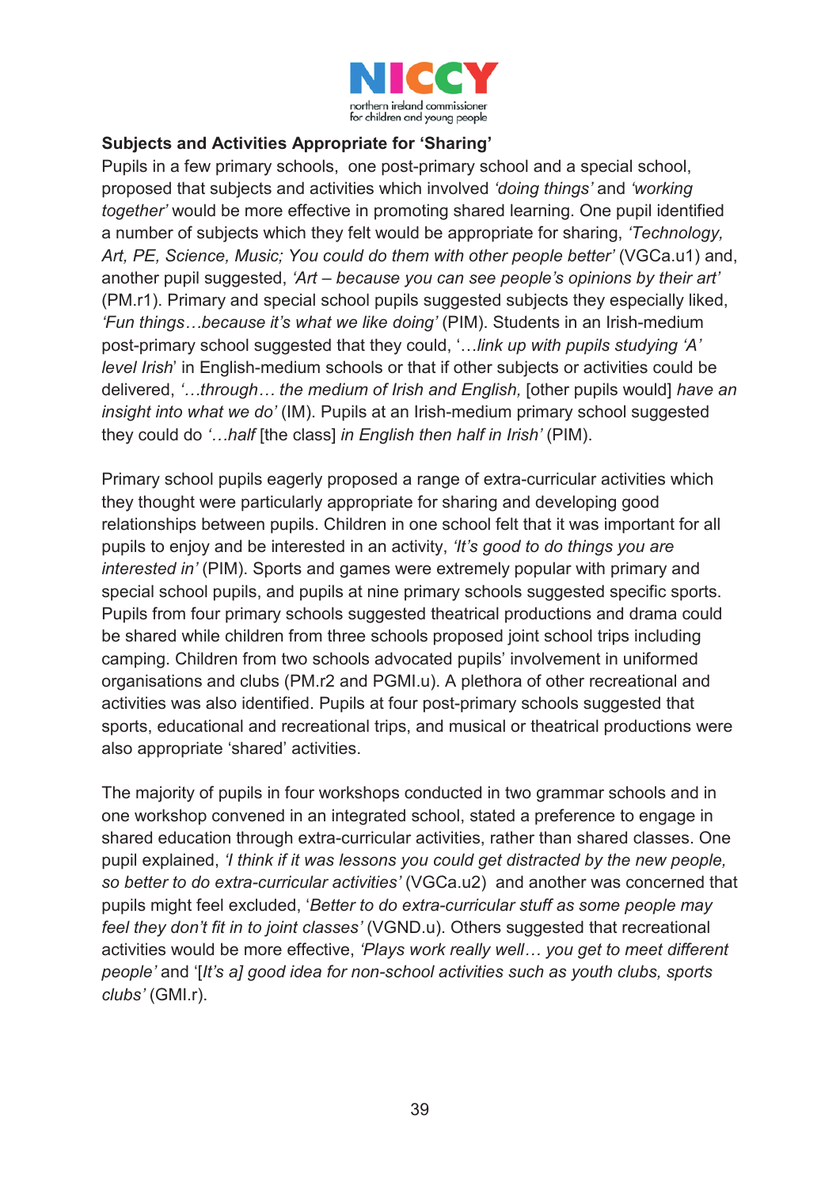**Subjects and Activities Appropriate for 'Sharing'**

Pupils in a few primary schools, one post-primary school and a special school, proposed that subjects and activities which involved *'doing things'* and *'working together'* would be more effective in promoting shared learning. One pupil identified a number of subjects which they felt would be appropriate for sharing, *'Technology, Art, PE, Science, Music; You could do them with other people better'* (VGCa.u1) and, another pupil suggested, *'Art – because you can see people's opinions by their art'* (PM.r1). Primary and special school pupils suggested subjects they especially liked, *'Fun things…because it's what we like doing'* (PIM). Students in an Irish-medium post-primary school suggested that they could, '*…link up with pupils studying 'A' level Irish*' in English-medium schools or that if other subjects or activities could be delivered, *'…through… the medium of Irish and English,* [other pupils would] *have an insight into what we do'* (IM). Pupils at an Irish-medium primary school suggested they could do *'…half* [the class] *in English then half in Irish'* (PIM).

Primary school pupils eagerly proposed a range of extra-curricular activities which they thought were particularly appropriate for sharing and developing good relationships between pupils. Children in one school felt that it was important for all pupils to enjoy and be interested in an activity, *'It's good to do things you are interested in'* (PIM). Sports and games were extremely popular with primary and special school pupils, and pupils at nine primary schools suggested specific sports. Pupils from four primary schools suggested theatrical productions and drama could be shared while children from three schools proposed joint school trips including camping. Children from two schools advocated pupils' involvement in uniformed organisations and clubs (PM.r2 and PGMI.u). A plethora of other recreational and activities was also identified. Pupils at four post-primary schools suggested that sports, educational and recreational trips, and musical or theatrical productions were also appropriate 'shared' activities.

The majority of pupils in four workshops conducted in two grammar schools and in one workshop convened in an integrated school, stated a preference to engage in shared education through extra-curricular activities, rather than shared classes. One pupil explained, *'I think if it was lessons you could get distracted by the new people, so better to do extra-curricular activities'* (VGCa.u2) and another was concerned that pupils might feel excluded, '*Better to do extra-curricular stuff as some people may feel they don't fit in to joint classes'* (VGND.u). Others suggested that recreational activities would be more effective, *'Plays work really well… you get to meet different people'* and '[*It's a] good idea for non-school activities such as youth clubs, sports clubs'* (GMI.r).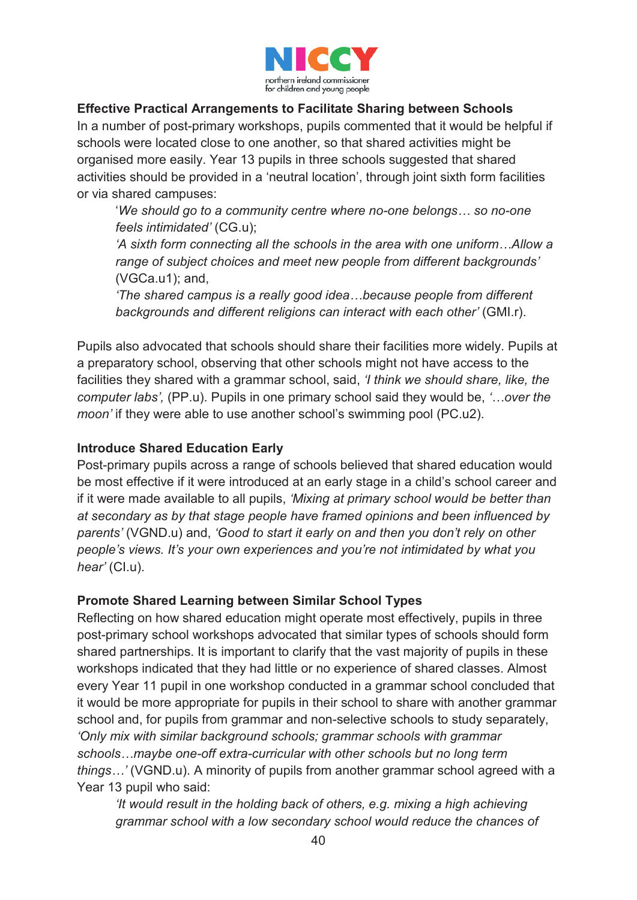**Effective Practical Arrangements to Facilitate Sharing between Schools**

In a number of post-primary workshops, pupils commented that it would be helpful if schools were located close to one another, so that shared activities might be organised more easily. Year 13 pupils in three schools suggested that shared activities should be provided in a 'neutral location', through joint sixth form facilities or via shared campuses:

> '*We should go to a community centre where no-one belongs… so no-one feels intimidated'* (CG.u);
>
> *'A sixth form connecting all the schools in the area with one uniform…Allow a range of subject choices and meet new people from different backgrounds'* (VGCa.u1); and,
>
> *'The shared campus is a really good idea…because people from different backgrounds and different religions can interact with each other'* (GMI.r).

Pupils also advocated that schools should share their facilities more widely. Pupils at a preparatory school, observing that other schools might not have access to the facilities they shared with a grammar school, said, *'I think we should share, like, the computer labs',* (PP.u). Pupils in one primary school said they would be, *'…over the moon'* if they were able to use another school's swimming pool (PC.u2).

**Introduce Shared Education Early**

Post-primary pupils across a range of schools believed that shared education would be most effective if it were introduced at an early stage in a child's school career and if it were made available to all pupils, *'Mixing at primary school would be better than at secondary as by that stage people have framed opinions and been influenced by parents'* (VGND.u) and, *'Good to start it early on and then you don't rely on other people's views. It's your own experiences and you're not intimidated by what you hear'* (CI.u).

**Promote Shared Learning between Similar School Types**

Reflecting on how shared education might operate most effectively, pupils in three post-primary school workshops advocated that similar types of schools should form shared partnerships. It is important to clarify that the vast majority of pupils in these workshops indicated that they had little or no experience of shared classes. Almost every Year 11 pupil in one workshop conducted in a grammar school concluded that it would be more appropriate for pupils in their school to share with another grammar school and, for pupils from grammar and non-selective schools to study separately, *'Only mix with similar background schools; grammar schools with grammar schools…maybe one-off extra-curricular with other schools but no long term things…'* (VGND.u). A minority of pupils from another grammar school agreed with a Year 13 pupil who said:

> *'It would result in the holding back of others, e.g. mixing a high achieving grammar school with a low secondary school would reduce the chances of*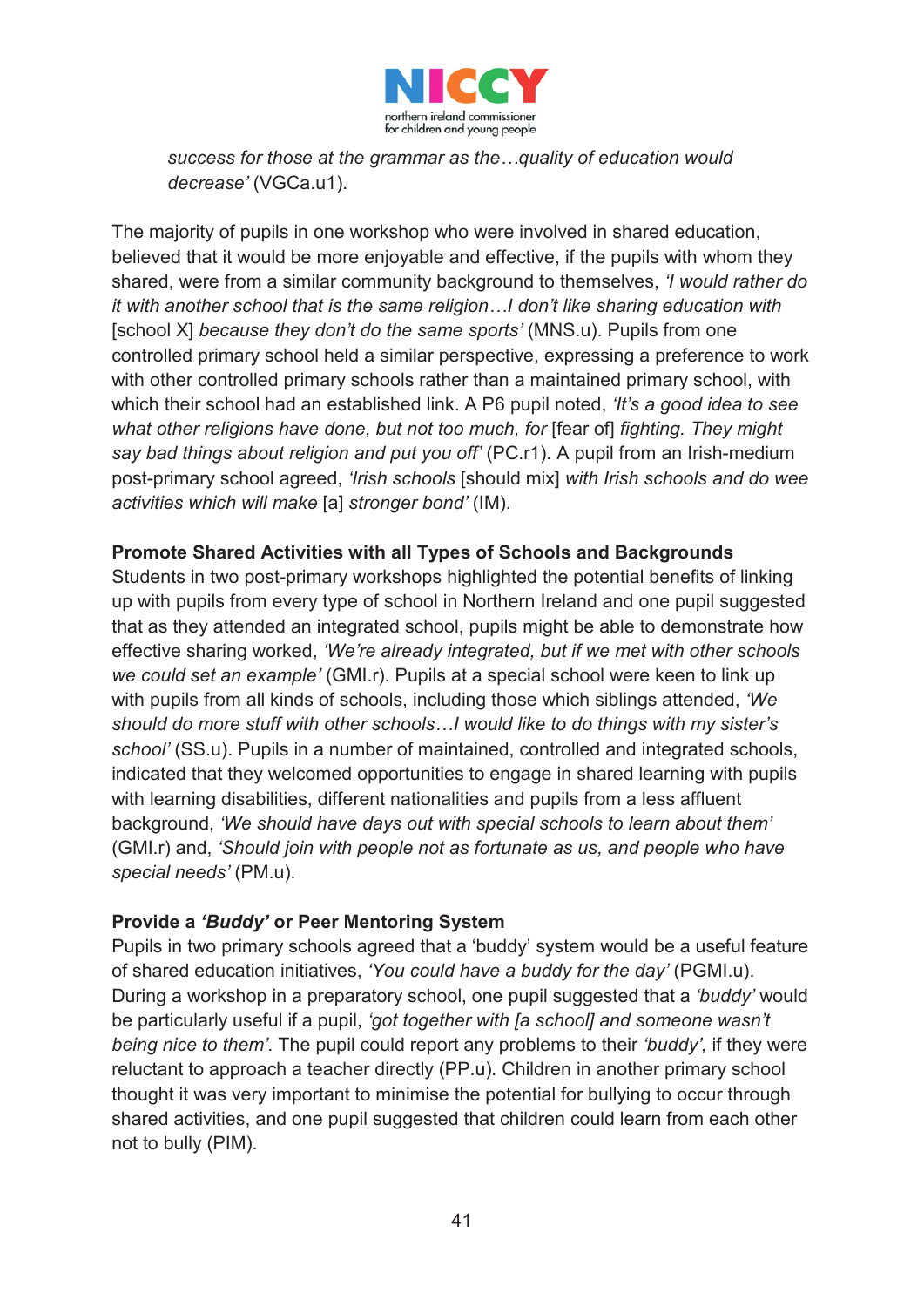*success for those at the grammar as the…quality of education would decrease'* (VGCa.u1).

The majority of pupils in one workshop who were involved in shared education, believed that it would be more enjoyable and effective, if the pupils with whom they shared, were from a similar community background to themselves, *'I would rather do it with another school that is the same religion…I don't like sharing education with* [school X] *because they don't do the same sports'* (MNS.u). Pupils from one controlled primary school held a similar perspective, expressing a preference to work with other controlled primary schools rather than a maintained primary school, with which their school had an established link. A P6 pupil noted, *'It's a good idea to see what other religions have done, but not too much, for* [fear of] *fighting. They might say bad things about religion and put you off'* (PC.r1). A pupil from an Irish-medium post-primary school agreed, *'Irish schools* [should mix] *with Irish schools and do wee activities which will make* [a] *stronger bond'* (IM).

**Promote Shared Activities with all Types of Schools and Backgrounds**

Students in two post-primary workshops highlighted the potential benefits of linking up with pupils from every type of school in Northern Ireland and one pupil suggested that as they attended an integrated school, pupils might be able to demonstrate how effective sharing worked, *'We're already integrated, but if we met with other schools we could set an example'* (GMI.r). Pupils at a special school were keen to link up with pupils from all kinds of schools, including those which siblings attended, *'We should do more stuff with other schools…I would like to do things with my sister's school'* (SS.u). Pupils in a number of maintained, controlled and integrated schools, indicated that they welcomed opportunities to engage in shared learning with pupils with learning disabilities, different nationalities and pupils from a less affluent background, *'We should have days out with special schools to learn about them'* (GMI.r) and, *'Should join with people not as fortunate as us, and people who have special needs'* (PM.u).

**Provide a *'Buddy'* or Peer Mentoring System**

Pupils in two primary schools agreed that a 'buddy' system would be a useful feature of shared education initiatives, *'You could have a buddy for the day'* (PGMI.u). During a workshop in a preparatory school, one pupil suggested that a *'buddy'* would be particularly useful if a pupil, *'got together with [a school] and someone wasn't being nice to them'*. The pupil could report any problems to their *'buddy',* if they were reluctant to approach a teacher directly (PP.u). Children in another primary school thought it was very important to minimise the potential for bullying to occur through shared activities, and one pupil suggested that children could learn from each other not to bully (PIM).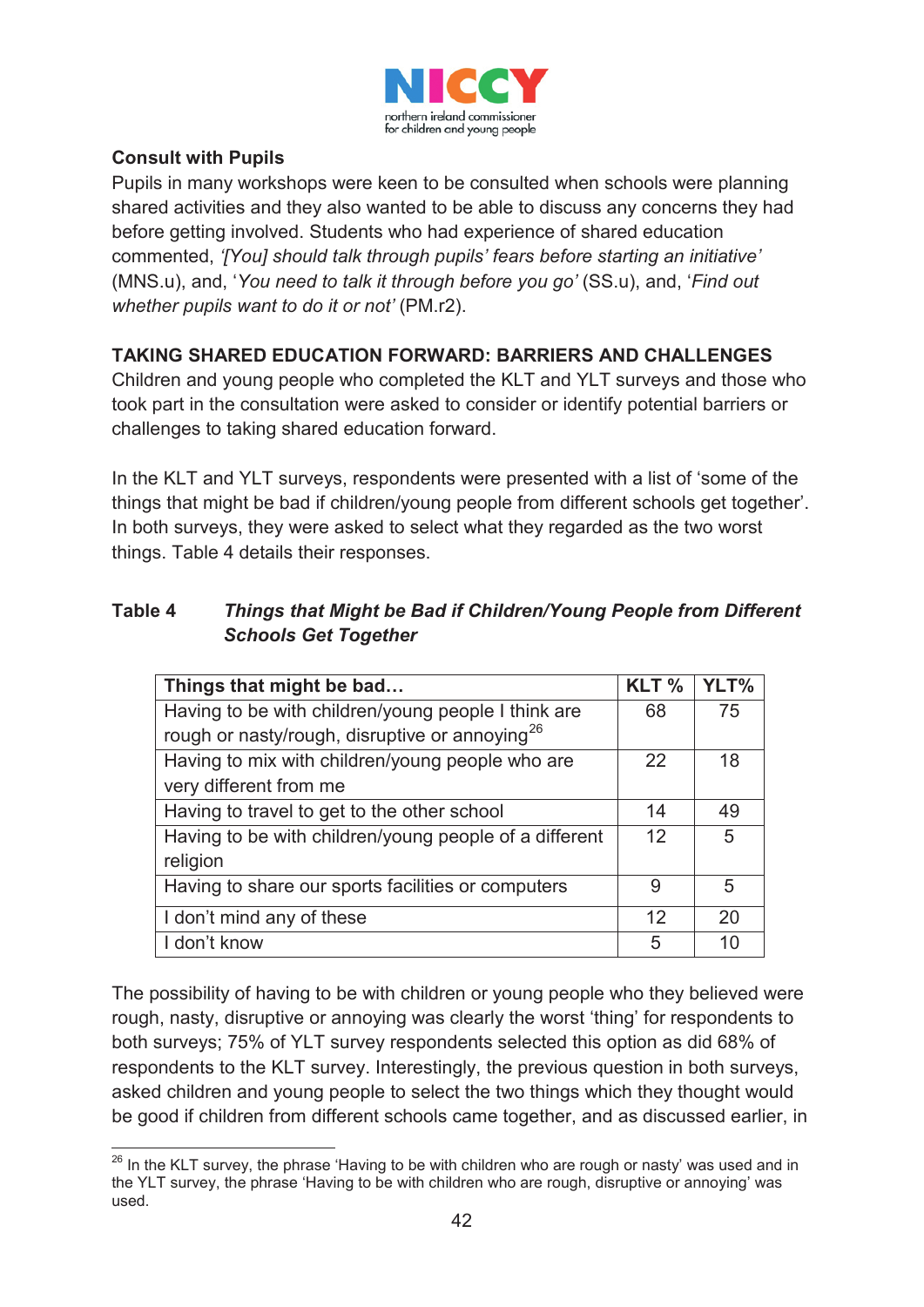**Consult with Pupils**

Pupils in many workshops were keen to be consulted when schools were planning shared activities and they also wanted to be able to discuss any concerns they had before getting involved. Students who had experience of shared education commented, *'[You] should talk through pupils' fears before starting an initiative'* (MNS.u), and, '*You need to talk it through before you go'* (SS.u), and, '*Find out whether pupils want to do it or not'* (PM.r2).

## TAKING SHARED EDUCATION FORWARD: BARRIERS AND CHALLENGES

Children and young people who completed the KLT and YLT surveys and those who took part in the consultation were asked to consider or identify potential barriers or challenges to taking shared education forward.

In the KLT and YLT surveys, respondents were presented with a list of 'some of the things that might be bad if children/young people from different schools get together'. In both surveys, they were asked to select what they regarded as the two worst things. Table 4 details their responses.

**Table 4** ***Things that Might be Bad if Children/Young People from Different Schools Get Together***

| Things that might be bad… | KLT % | YLT% |
|---|---|---|
| Having to be with children/young people I think are rough or nasty/rough, disruptive or annoying[26] | 68 | 75 |
| Having to mix with children/young people who are very different from me | 22 | 18 |
| Having to travel to get to the other school | 14 | 49 |
| Having to be with children/young people of a different religion | 12 | 5 |
| Having to share our sports facilities or computers | 9 | 5 |
| I don't mind any of these | 12 | 20 |
| I don't know | 5 | 10 |

The possibility of having to be with children or young people who they believed were rough, nasty, disruptive or annoying was clearly the worst 'thing' for respondents to both surveys; 75% of YLT survey respondents selected this option as did 68% of respondents to the KLT survey. Interestingly, the previous question in both surveys, asked children and young people to select the two things which they thought would be good if children from different schools came together, and as discussed earlier, in

[26] In the KLT survey, the phrase 'Having to be with children who are rough or nasty' was used and in the YLT survey, the phrase 'Having to be with children who are rough, disruptive or annoying' was used.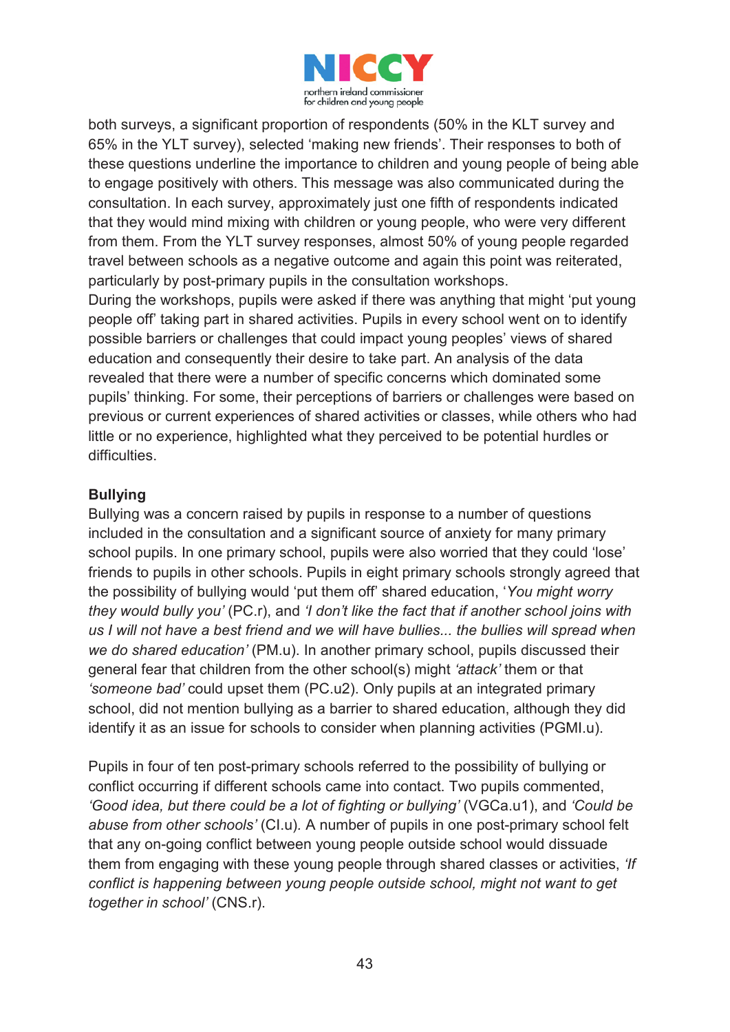both surveys, a significant proportion of respondents (50% in the KLT survey and 65% in the YLT survey), selected 'making new friends'. Their responses to both of these questions underline the importance to children and young people of being able to engage positively with others. This message was also communicated during the consultation. In each survey, approximately just one fifth of respondents indicated that they would mind mixing with children or young people, who were very different from them. From the YLT survey responses, almost 50% of young people regarded travel between schools as a negative outcome and again this point was reiterated, particularly by post-primary pupils in the consultation workshops.

During the workshops, pupils were asked if there was anything that might 'put young people off' taking part in shared activities. Pupils in every school went on to identify possible barriers or challenges that could impact young peoples' views of shared education and consequently their desire to take part. An analysis of the data revealed that there were a number of specific concerns which dominated some pupils' thinking. For some, their perceptions of barriers or challenges were based on previous or current experiences of shared activities or classes, while others who had little or no experience, highlighted what they perceived to be potential hurdles or difficulties.

**Bullying**

Bullying was a concern raised by pupils in response to a number of questions included in the consultation and a significant source of anxiety for many primary school pupils. In one primary school, pupils were also worried that they could 'lose' friends to pupils in other schools. Pupils in eight primary schools strongly agreed that the possibility of bullying would 'put them off' shared education, '*You might worry they would bully you'* (PC.r), and *'I don't like the fact that if another school joins with us I will not have a best friend and we will have bullies... the bullies will spread when we do shared education'* (PM.u). In another primary school, pupils discussed their general fear that children from the other school(s) might *'attack'* them or that *'someone bad'* could upset them (PC.u2). Only pupils at an integrated primary school, did not mention bullying as a barrier to shared education, although they did identify it as an issue for schools to consider when planning activities (PGMI.u).

Pupils in four of ten post-primary schools referred to the possibility of bullying or conflict occurring if different schools came into contact. Two pupils commented, *'Good idea, but there could be a lot of fighting or bullying'* (VGCa.u1), and *'Could be abuse from other schools'* (CI.u). A number of pupils in one post-primary school felt that any on-going conflict between young people outside school would dissuade them from engaging with these young people through shared classes or activities, *'If conflict is happening between young people outside school, might not want to get together in school'* (CNS.r).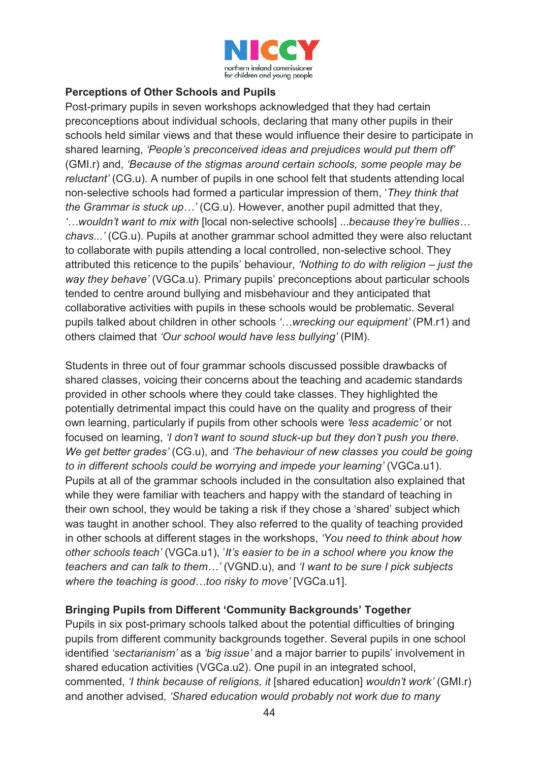**Perceptions of Other Schools and Pupils**

Post-primary pupils in seven workshops acknowledged that they had certain preconceptions about individual schools, declaring that many other pupils in their schools held similar views and that these would influence their desire to participate in shared learning, *'People's preconceived ideas and prejudices would put them off'* (GMI.r) and, *'Because of the stigmas around certain schools, some people may be reluctant'* (CG.u). A number of pupils in one school felt that students attending local non-selective schools had formed a particular impression of them, '*They think that the Grammar is stuck up…'* (CG.u). However, another pupil admitted that they, *'…wouldn't want to mix with* [local non-selective schools] ...*because they're bullies… chavs...'* (CG.u). Pupils at another grammar school admitted they were also reluctant to collaborate with pupils attending a local controlled, non-selective school. They attributed this reticence to the pupils' behaviour, *'Nothing to do with religion – just the way they behave'* (VGCa.u). Primary pupils' preconceptions about particular schools tended to centre around bullying and misbehaviour and they anticipated that collaborative activities with pupils in these schools would be problematic. Several pupils talked about children in other schools *'…wrecking our equipment'* (PM.r1) and others claimed that *'Our school would have less bullying'* (PIM).

Students in three out of four grammar schools discussed possible drawbacks of shared classes, voicing their concerns about the teaching and academic standards provided in other schools where they could take classes. They highlighted the potentially detrimental impact this could have on the quality and progress of their own learning, particularly if pupils from other schools were *'less academic'* or not focused on learning, *'I don't want to sound stuck-up but they don't push you there. We get better grades'* (CG.u), and *'The behaviour of new classes you could be going to in different schools could be worrying and impede your learning'* (VGCa.u1). Pupils at all of the grammar schools included in the consultation also explained that while they were familiar with teachers and happy with the standard of teaching in their own school, they would be taking a risk if they chose a 'shared' subject which was taught in another school. They also referred to the quality of teaching provided in other schools at different stages in the workshops, *'You need to think about how other schools teach'* (VGCa.u1), '*It's easier to be in a school where you know the teachers and can talk to them…'* (VGND.u), and *'I want to be sure I pick subjects where the teaching is good…too risky to move'* [VGCa.u1].

**Bringing Pupils from Different 'Community Backgrounds' Together**

Pupils in six post-primary schools talked about the potential difficulties of bringing pupils from different community backgrounds together. Several pupils in one school identified *'sectarianism'* as a *'big issue'* and a major barrier to pupils' involvement in shared education activities (VGCa.u2). One pupil in an integrated school, commented, *'I think because of religions, it* [shared education] *wouldn't work'* (GMI.r) and another advised, *'Shared education would probably not work due to many*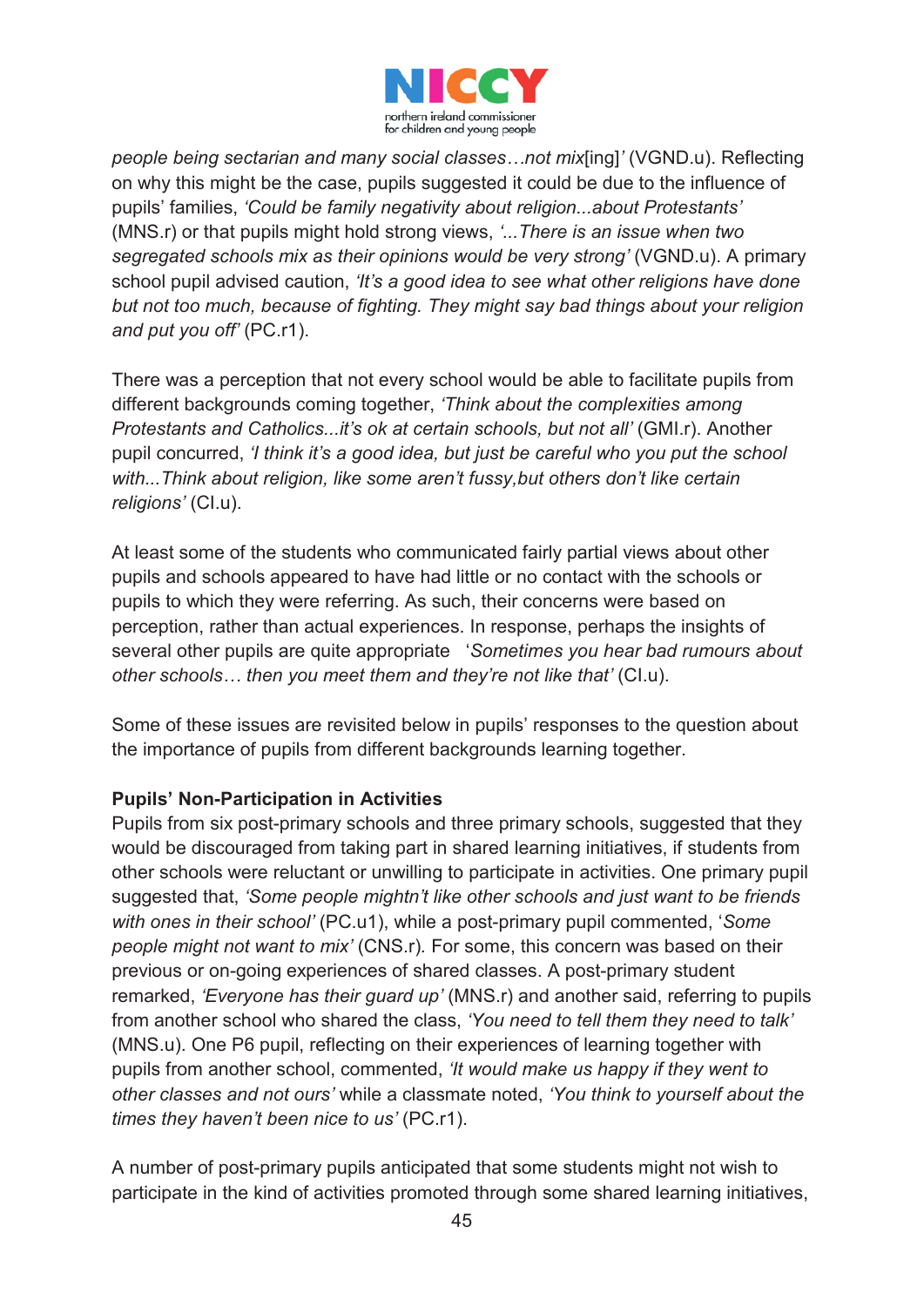*people being sectarian and many social classes…not mix*[ing]*'* (VGND.u). Reflecting on why this might be the case, pupils suggested it could be due to the influence of pupils' families, *'Could be family negativity about religion...about Protestants'* (MNS.r) or that pupils might hold strong views, *'...There is an issue when two segregated schools mix as their opinions would be very strong'* (VGND.u). A primary school pupil advised caution, *'It's a good idea to see what other religions have done but not too much, because of fighting. They might say bad things about your religion and put you off'* (PC.r1).

There was a perception that not every school would be able to facilitate pupils from different backgrounds coming together, *'Think about the complexities among Protestants and Catholics...it's ok at certain schools, but not all'* (GMI.r). Another pupil concurred, *'I think it's a good idea, but just be careful who you put the school with...Think about religion, like some aren't fussy,but others don't like certain religions'* (CI.u).

At least some of the students who communicated fairly partial views about other pupils and schools appeared to have had little or no contact with the schools or pupils to which they were referring. As such, their concerns were based on perception, rather than actual experiences. In response, perhaps the insights of several other pupils are quite appropriate '*Sometimes you hear bad rumours about other schools… then you meet them and they're not like that'* (CI.u).

Some of these issues are revisited below in pupils' responses to the question about the importance of pupils from different backgrounds learning together.

**Pupils' Non-Participation in Activities**

Pupils from six post-primary schools and three primary schools, suggested that they would be discouraged from taking part in shared learning initiatives, if students from other schools were reluctant or unwilling to participate in activities. One primary pupil suggested that, *'Some people mightn't like other schools and just want to be friends with ones in their school'* (PC.u1), while a post-primary pupil commented, '*Some people might not want to mix'* (CNS.r). For some, this concern was based on their previous or on-going experiences of shared classes. A post-primary student remarked, *'Everyone has their guard up'* (MNS.r) and another said, referring to pupils from another school who shared the class, *'You need to tell them they need to talk'* (MNS.u). One P6 pupil, reflecting on their experiences of learning together with pupils from another school, commented, *'It would make us happy if they went to other classes and not ours'* while a classmate noted, *'You think to yourself about the times they haven't been nice to us'* (PC.r1).

A number of post-primary pupils anticipated that some students might not wish to participate in the kind of activities promoted through some shared learning initiatives,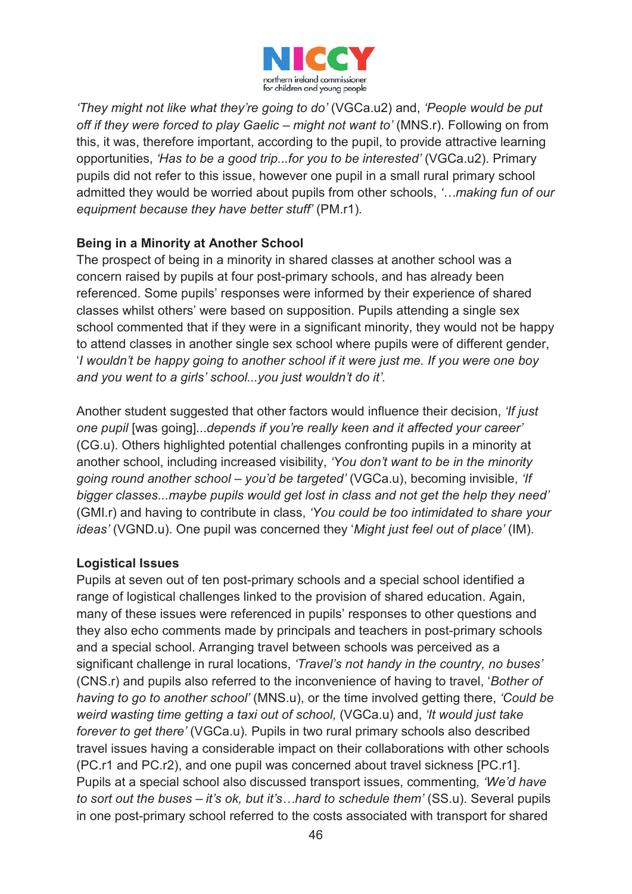*'They might not like what they're going to do'* (VGCa.u2) and, *'People would be put off if they were forced to play Gaelic – might not want to'* (MNS.r). Following on from this, it was, therefore important, according to the pupil, to provide attractive learning opportunities, *'Has to be a good trip...for you to be interested'* (VGCa.u2). Primary pupils did not refer to this issue, however one pupil in a small rural primary school admitted they would be worried about pupils from other schools, *'…making fun of our equipment because they have better stuff'* (PM.r1).

**Being in a Minority at Another School**

The prospect of being in a minority in shared classes at another school was a concern raised by pupils at four post-primary schools, and has already been referenced. Some pupils' responses were informed by their experience of shared classes whilst others' were based on supposition. Pupils attending a single sex school commented that if they were in a significant minority, they would not be happy to attend classes in another single sex school where pupils were of different gender, '*I wouldn't be happy going to another school if it were just me. If you were one boy and you went to a girls' school...you just wouldn't do it'.*

Another student suggested that other factors would influence their decision, *'If just one pupil* [was going]...*depends if you're really keen and it affected your career'* (CG.u). Others highlighted potential challenges confronting pupils in a minority at another school, including increased visibility, *'You don't want to be in the minority going round another school – you'd be targeted'* (VGCa.u), becoming invisible, *'If bigger classes...maybe pupils would get lost in class and not get the help they need'* (GMI.r) and having to contribute in class, *'You could be too intimidated to share your ideas'* (VGND.u). One pupil was concerned they '*Might just feel out of place'* (IM).

**Logistical Issues**

Pupils at seven out of ten post-primary schools and a special school identified a range of logistical challenges linked to the provision of shared education. Again, many of these issues were referenced in pupils' responses to other questions and they also echo comments made by principals and teachers in post-primary schools and a special school. Arranging travel between schools was perceived as a significant challenge in rural locations, *'Travel's not handy in the country, no buses'* (CNS.r) and pupils also referred to the inconvenience of having to travel, '*Bother of having to go to another school'* (MNS.u), or the time involved getting there, *'Could be weird wasting time getting a taxi out of school,* (VGCa.u) and, *'It would just take forever to get there'* (VGCa.u)*.* Pupils in two rural primary schools also described travel issues having a considerable impact on their collaborations with other schools (PC.r1 and PC.r2), and one pupil was concerned about travel sickness [PC.r1]. Pupils at a special school also discussed transport issues, commenting*, 'We'd have to sort out the buses – it's ok, but it's…hard to schedule them'* (SS.u). Several pupils in one post-primary school referred to the costs associated with transport for shared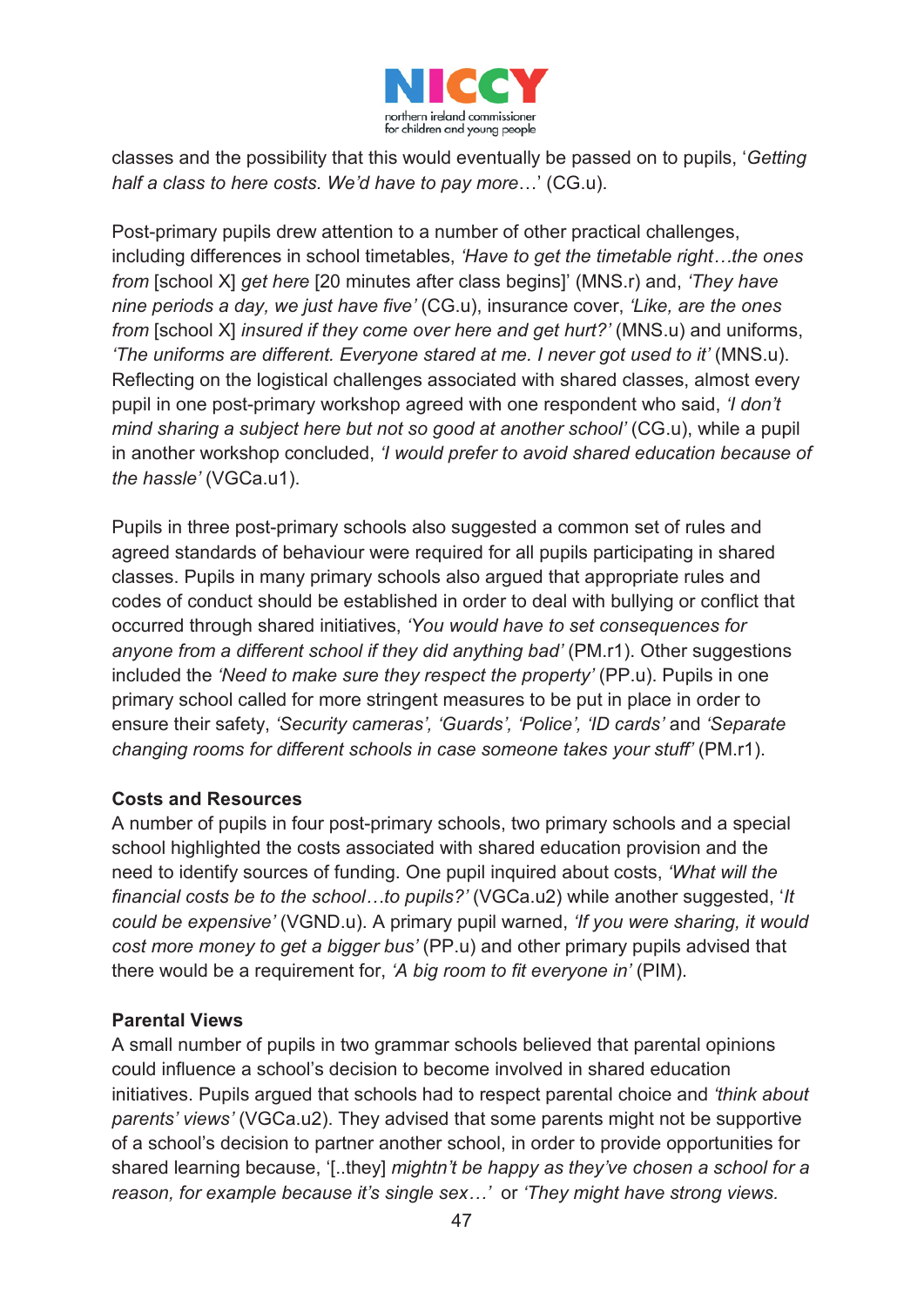classes and the possibility that this would eventually be passed on to pupils, '*Getting half a class to here costs. We'd have to pay more*…' (CG.u).

Post-primary pupils drew attention to a number of other practical challenges, including differences in school timetables, *'Have to get the timetable right…the ones from* [school X] *get here* [20 minutes after class begins]' (MNS.r) and, *'They have nine periods a day, we just have five'* (CG.u), insurance cover, *'Like, are the ones from* [school X] *insured if they come over here and get hurt?'* (MNS.u) and uniforms, *'The uniforms are different. Everyone stared at me. I never got used to it'* (MNS.u). Reflecting on the logistical challenges associated with shared classes, almost every pupil in one post-primary workshop agreed with one respondent who said, *'I don't mind sharing a subject here but not so good at another school'* (CG.u), while a pupil in another workshop concluded, *'I would prefer to avoid shared education because of the hassle'* (VGCa.u1).

Pupils in three post-primary schools also suggested a common set of rules and agreed standards of behaviour were required for all pupils participating in shared classes. Pupils in many primary schools also argued that appropriate rules and codes of conduct should be established in order to deal with bullying or conflict that occurred through shared initiatives, *'You would have to set consequences for anyone from a different school if they did anything bad'* (PM.r1). Other suggestions included the *'Need to make sure they respect the property'* (PP.u). Pupils in one primary school called for more stringent measures to be put in place in order to ensure their safety, *'Security cameras', 'Guards', 'Police', 'ID cards'* and *'Separate changing rooms for different schools in case someone takes your stuff'* (PM.r1).

**Costs and Resources**

A number of pupils in four post-primary schools, two primary schools and a special school highlighted the costs associated with shared education provision and the need to identify sources of funding. One pupil inquired about costs, *'What will the financial costs be to the school…to pupils?'* (VGCa.u2) while another suggested, '*It could be expensive'* (VGND.u). A primary pupil warned, *'If you were sharing, it would cost more money to get a bigger bus'* (PP.u) and other primary pupils advised that there would be a requirement for, *'A big room to fit everyone in'* (PIM).

**Parental Views**

A small number of pupils in two grammar schools believed that parental opinions could influence a school's decision to become involved in shared education initiatives. Pupils argued that schools had to respect parental choice and *'think about parents' views'* (VGCa.u2). They advised that some parents might not be supportive of a school's decision to partner another school, in order to provide opportunities for shared learning because, '[..they] *mightn't be happy as they've chosen a school for a reason, for example because it's single sex…'* or *'They might have strong views.*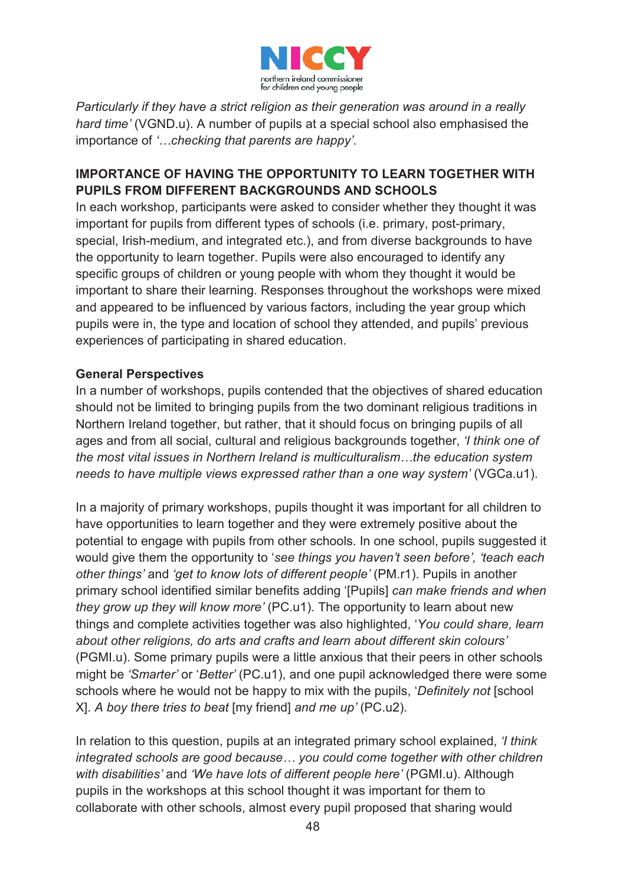*Particularly if they have a strict religion as their generation was around in a really hard time'* (VGND.u). A number of pupils at a special school also emphasised the importance of *'…checking that parents are happy'*.

**IMPORTANCE OF HAVING THE OPPORTUNITY TO LEARN TOGETHER WITH PUPILS FROM DIFFERENT BACKGROUNDS AND SCHOOLS**

In each workshop, participants were asked to consider whether they thought it was important for pupils from different types of schools (i.e. primary, post-primary, special, Irish-medium, and integrated etc.), and from diverse backgrounds to have the opportunity to learn together. Pupils were also encouraged to identify any specific groups of children or young people with whom they thought it would be important to share their learning. Responses throughout the workshops were mixed and appeared to be influenced by various factors, including the year group which pupils were in, the type and location of school they attended, and pupils' previous experiences of participating in shared education.

**General Perspectives**

In a number of workshops, pupils contended that the objectives of shared education should not be limited to bringing pupils from the two dominant religious traditions in Northern Ireland together, but rather, that it should focus on bringing pupils of all ages and from all social, cultural and religious backgrounds together, *'I think one of the most vital issues in Northern Ireland is multiculturalism…the education system needs to have multiple views expressed rather than a one way system'* (VGCa.u1).

In a majority of primary workshops, pupils thought it was important for all children to have opportunities to learn together and they were extremely positive about the potential to engage with pupils from other schools. In one school, pupils suggested it would give them the opportunity to '*see things you haven't seen before', 'teach each other things'* and *'get to know lots of different people'* (PM.r1). Pupils in another primary school identified similar benefits adding '[Pupils] *can make friends and when they grow up they will know more'* (PC.u1). The opportunity to learn about new things and complete activities together was also highlighted, '*You could share, learn about other religions, do arts and crafts and learn about different skin colours'* (PGMI.u). Some primary pupils were a little anxious that their peers in other schools might be *'Smarter'* or '*Better'* (PC.u1), and one pupil acknowledged there were some schools where he would not be happy to mix with the pupils, '*Definitely not* [school X]. *A boy there tries to beat* [my friend] *and me up'* (PC.u2).

In relation to this question, pupils at an integrated primary school explained, *'I think integrated schools are good because… you could come together with other children with disabilities'* and *'We have lots of different people here'* (PGMI.u). Although pupils in the workshops at this school thought it was important for them to collaborate with other schools, almost every pupil proposed that sharing would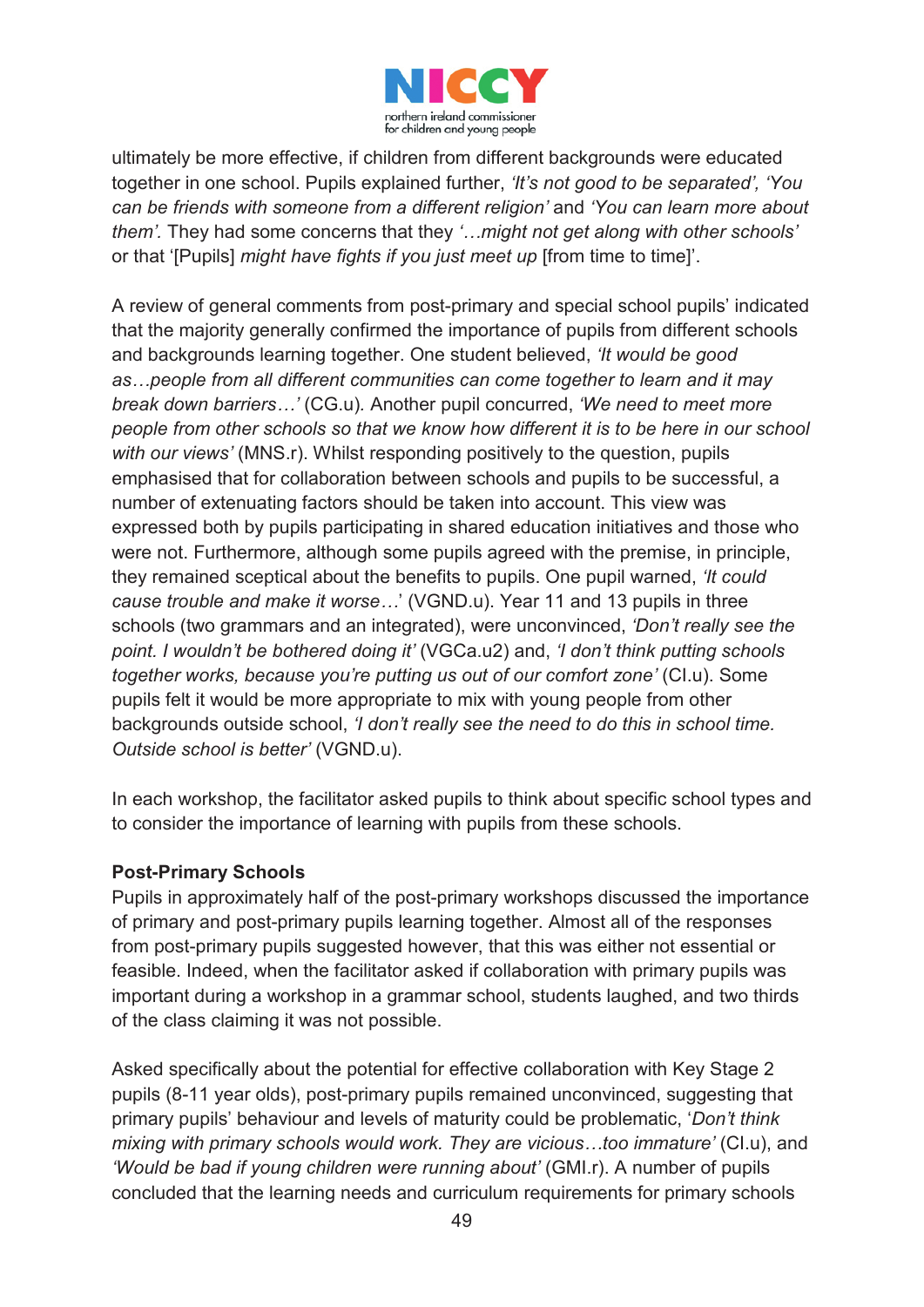ultimately be more effective, if children from different backgrounds were educated together in one school. Pupils explained further, *'It's not good to be separated', 'You can be friends with someone from a different religion'* and *'You can learn more about them'.* They had some concerns that they *'…might not get along with other schools'* or that '[Pupils] *might have fights if you just meet up* [from time to time]'.

A review of general comments from post-primary and special school pupils' indicated that the majority generally confirmed the importance of pupils from different schools and backgrounds learning together. One student believed, *'It would be good as…people from all different communities can come together to learn and it may break down barriers…'* (CG.u). Another pupil concurred, *'We need to meet more people from other schools so that we know how different it is to be here in our school with our views'* (MNS.r). Whilst responding positively to the question, pupils emphasised that for collaboration between schools and pupils to be successful, a number of extenuating factors should be taken into account. This view was expressed both by pupils participating in shared education initiatives and those who were not. Furthermore, although some pupils agreed with the premise, in principle, they remained sceptical about the benefits to pupils. One pupil warned, *'It could cause trouble and make it worse…'* (VGND.u). Year 11 and 13 pupils in three schools (two grammars and an integrated), were unconvinced, *'Don't really see the point. I wouldn't be bothered doing it'* (VGCa.u2) and, *'I don't think putting schools together works, because you're putting us out of our comfort zone'* (CI.u). Some pupils felt it would be more appropriate to mix with young people from other backgrounds outside school, *'I don't really see the need to do this in school time. Outside school is better'* (VGND.u).

In each workshop, the facilitator asked pupils to think about specific school types and to consider the importance of learning with pupils from these schools.

**Post-Primary Schools**

Pupils in approximately half of the post-primary workshops discussed the importance of primary and post-primary pupils learning together. Almost all of the responses from post-primary pupils suggested however, that this was either not essential or feasible. Indeed, when the facilitator asked if collaboration with primary pupils was important during a workshop in a grammar school, students laughed, and two thirds of the class claiming it was not possible.

Asked specifically about the potential for effective collaboration with Key Stage 2 pupils (8-11 year olds), post-primary pupils remained unconvinced, suggesting that primary pupils' behaviour and levels of maturity could be problematic, '*Don't think mixing with primary schools would work. They are vicious…too immature'* (CI.u), and *'Would be bad if young children were running about'* (GMI.r). A number of pupils concluded that the learning needs and curriculum requirements for primary schools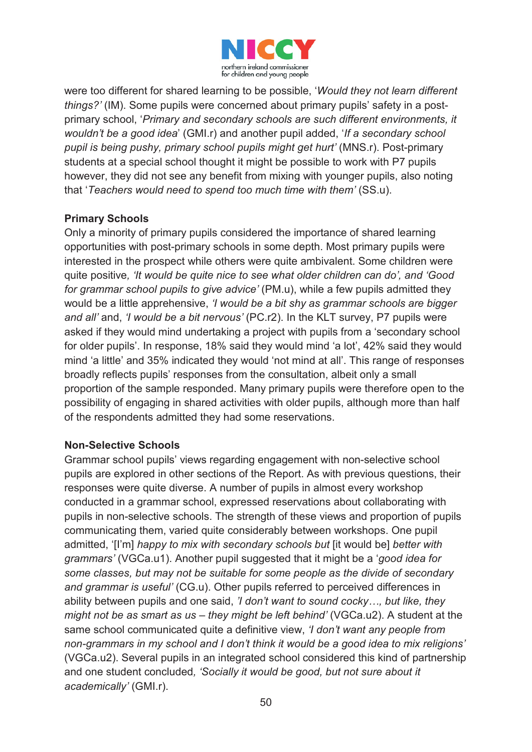were too different for shared learning to be possible, '*Would they not learn different things?*' (IM). Some pupils were concerned about primary pupils' safety in a post-primary school, '*Primary and secondary schools are such different environments, it wouldn't be a good idea*' (GMI.r) and another pupil added, '*If a secondary school pupil is being pushy, primary school pupils might get hurt'* (MNS.r). Post-primary students at a special school thought it might be possible to work with P7 pupils however, they did not see any benefit from mixing with younger pupils, also noting that '*Teachers would need to spend too much time with them'* (SS.u).

**Primary Schools**

Only a minority of primary pupils considered the importance of shared learning opportunities with post-primary schools in some depth. Most primary pupils were interested in the prospect while others were quite ambivalent. Some children were quite positive*, 'It would be quite nice to see what older children can do', and 'Good for grammar school pupils to give advice'* (PM.u), while a few pupils admitted they would be a little apprehensive, *'I would be a bit shy as grammar schools are bigger and all'* and, *'I would be a bit nervous'* (PC.r2). In the KLT survey, P7 pupils were asked if they would mind undertaking a project with pupils from a 'secondary school for older pupils'. In response, 18% said they would mind 'a lot', 42% said they would mind 'a little' and 35% indicated they would 'not mind at all'. This range of responses broadly reflects pupils' responses from the consultation, albeit only a small proportion of the sample responded. Many primary pupils were therefore open to the possibility of engaging in shared activities with older pupils, although more than half of the respondents admitted they had some reservations.

**Non-Selective Schools**

Grammar school pupils' views regarding engagement with non-selective school pupils are explored in other sections of the Report. As with previous questions, their responses were quite diverse. A number of pupils in almost every workshop conducted in a grammar school, expressed reservations about collaborating with pupils in non-selective schools. The strength of these views and proportion of pupils communicating them, varied quite considerably between workshops. One pupil admitted, '[I'm] *happy to mix with secondary schools but* [it would be] *better with grammars'* (VGCa.u1). Another pupil suggested that it might be a '*good idea for some classes, but may not be suitable for some people as the divide of secondary and grammar is useful'* (CG.u). Other pupils referred to perceived differences in ability between pupils and one said, *'I don't want to sound cocky…, but like, they might not be as smart as us – they might be left behind'* (VGCa.u2). A student at the same school communicated quite a definitive view, *'I don't want any people from non-grammars in my school and I don't think it would be a good idea to mix religions'* (VGCa.u2). Several pupils in an integrated school considered this kind of partnership and one student concluded*, 'Socially it would be good, but not sure about it academically'* (GMI.r).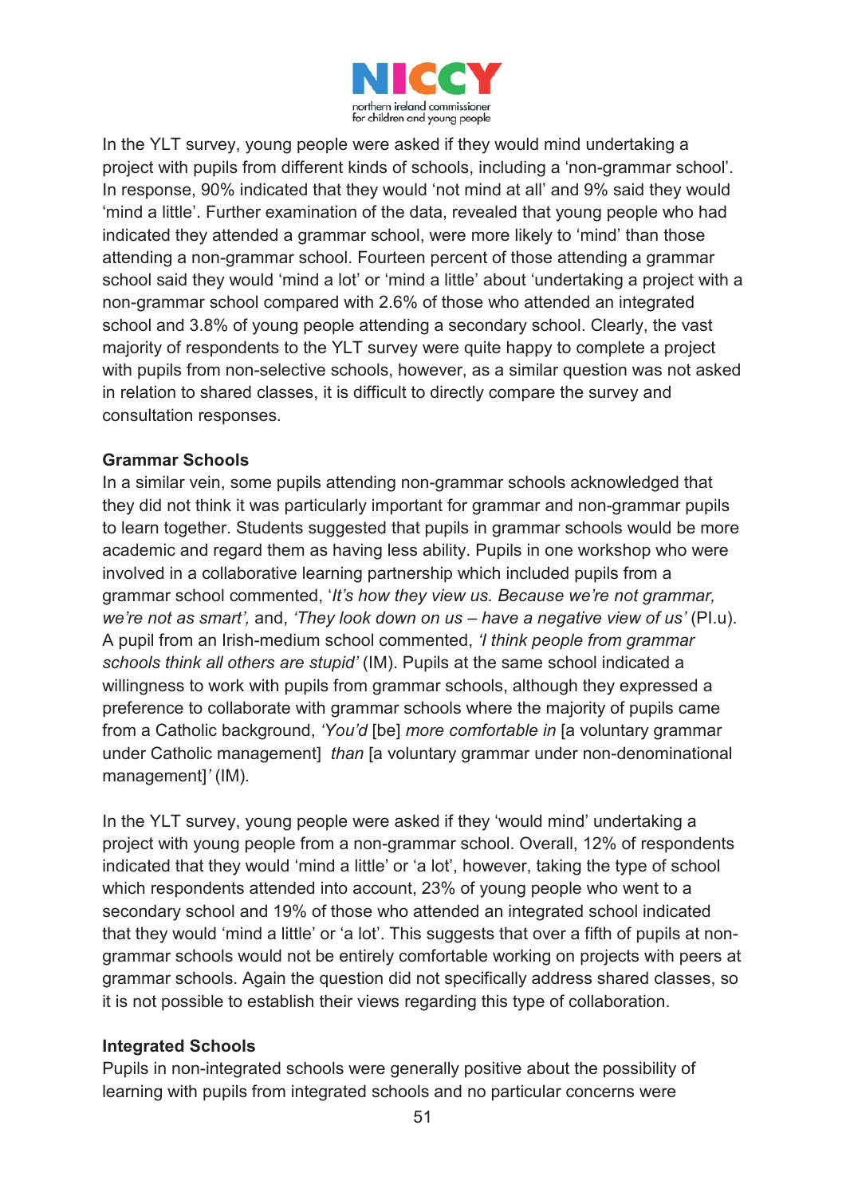In the YLT survey, young people were asked if they would mind undertaking a project with pupils from different kinds of schools, including a 'non-grammar school'. In response, 90% indicated that they would 'not mind at all' and 9% said they would 'mind a little'. Further examination of the data, revealed that young people who had indicated they attended a grammar school, were more likely to 'mind' than those attending a non-grammar school. Fourteen percent of those attending a grammar school said they would 'mind a lot' or 'mind a little' about 'undertaking a project with a non-grammar school compared with 2.6% of those who attended an integrated school and 3.8% of young people attending a secondary school. Clearly, the vast majority of respondents to the YLT survey were quite happy to complete a project with pupils from non-selective schools, however, as a similar question was not asked in relation to shared classes, it is difficult to directly compare the survey and consultation responses.

**Grammar Schools**

In a similar vein, some pupils attending non-grammar schools acknowledged that they did not think it was particularly important for grammar and non-grammar pupils to learn together. Students suggested that pupils in grammar schools would be more academic and regard them as having less ability. Pupils in one workshop who were involved in a collaborative learning partnership which included pupils from a grammar school commented, '*It's how they view us. Because we're not grammar, we're not as smart',* and, *'They look down on us – have a negative view of us'* (PI.u). A pupil from an Irish-medium school commented, *'I think people from grammar schools think all others are stupid'* (IM). Pupils at the same school indicated a willingness to work with pupils from grammar schools, although they expressed a preference to collaborate with grammar schools where the majority of pupils came from a Catholic background, *'You'd* [be] *more comfortable in* [a voluntary grammar under Catholic management] *than* [a voluntary grammar under non-denominational management]*'* (IM)*.*

In the YLT survey, young people were asked if they 'would mind' undertaking a project with young people from a non-grammar school. Overall, 12% of respondents indicated that they would 'mind a little' or 'a lot', however, taking the type of school which respondents attended into account, 23% of young people who went to a secondary school and 19% of those who attended an integrated school indicated that they would 'mind a little' or 'a lot'. This suggests that over a fifth of pupils at non-grammar schools would not be entirely comfortable working on projects with peers at grammar schools. Again the question did not specifically address shared classes, so it is not possible to establish their views regarding this type of collaboration.

**Integrated Schools**

Pupils in non-integrated schools were generally positive about the possibility of learning with pupils from integrated schools and no particular concerns were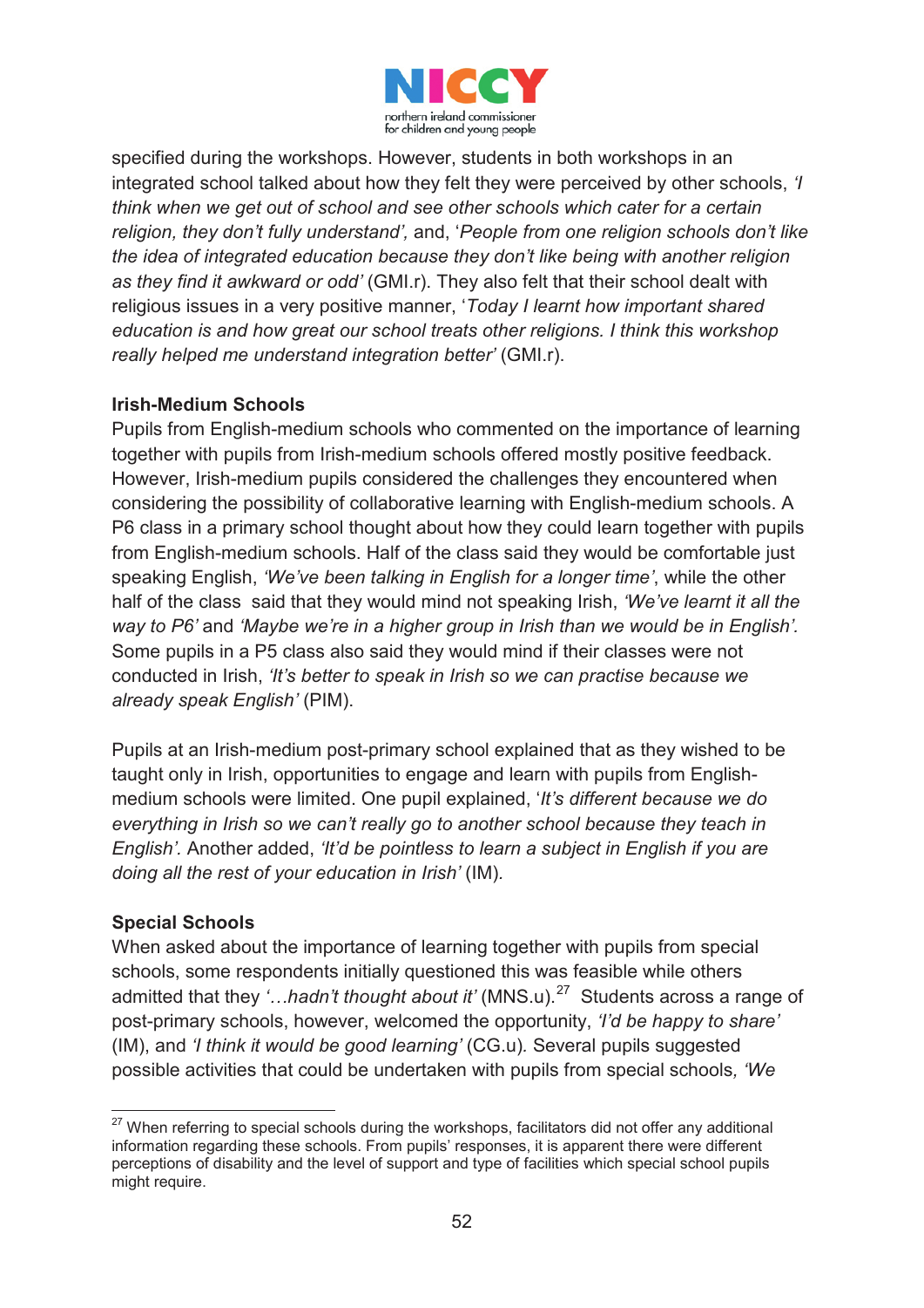specified during the workshops. However, students in both workshops in an integrated school talked about how they felt they were perceived by other schools, *'I think when we get out of school and see other schools which cater for a certain religion, they don't fully understand',* and, '*People from one religion schools don't like the idea of integrated education because they don't like being with another religion as they find it awkward or odd'* (GMI.r). They also felt that their school dealt with religious issues in a very positive manner, '*Today I learnt how important shared education is and how great our school treats other religions. I think this workshop really helped me understand integration better'* (GMI.r).

**Irish-Medium Schools**

Pupils from English-medium schools who commented on the importance of learning together with pupils from Irish-medium schools offered mostly positive feedback. However, Irish-medium pupils considered the challenges they encountered when considering the possibility of collaborative learning with English-medium schools. A P6 class in a primary school thought about how they could learn together with pupils from English-medium schools. Half of the class said they would be comfortable just speaking English, *'We've been talking in English for a longer time'*, while the other half of the class said that they would mind not speaking Irish, *'We've learnt it all the way to P6'* and *'Maybe we're in a higher group in Irish than we would be in English'.* Some pupils in a P5 class also said they would mind if their classes were not conducted in Irish, *'It's better to speak in Irish so we can practise because we already speak English'* (PIM).

Pupils at an Irish-medium post-primary school explained that as they wished to be taught only in Irish, opportunities to engage and learn with pupils from English-medium schools were limited. One pupil explained, '*It's different because we do everything in Irish so we can't really go to another school because they teach in English'.* Another added, *'It'd be pointless to learn a subject in English if you are doing all the rest of your education in Irish'* (IM).

**Special Schools**

When asked about the importance of learning together with pupils from special schools, some respondents initially questioned this was feasible while others admitted that they *'…hadn't thought about it'* (MNS.u).[27] Students across a range of post-primary schools, however, welcomed the opportunity, *'I'd be happy to share'* (IM), and *'I think it would be good learning'* (CG.u). Several pupils suggested possible activities that could be undertaken with pupils from special schools*, 'We*

[27] When referring to special schools during the workshops, facilitators did not offer any additional information regarding these schools. From pupils' responses, it is apparent there were different perceptions of disability and the level of support and type of facilities which special school pupils might require.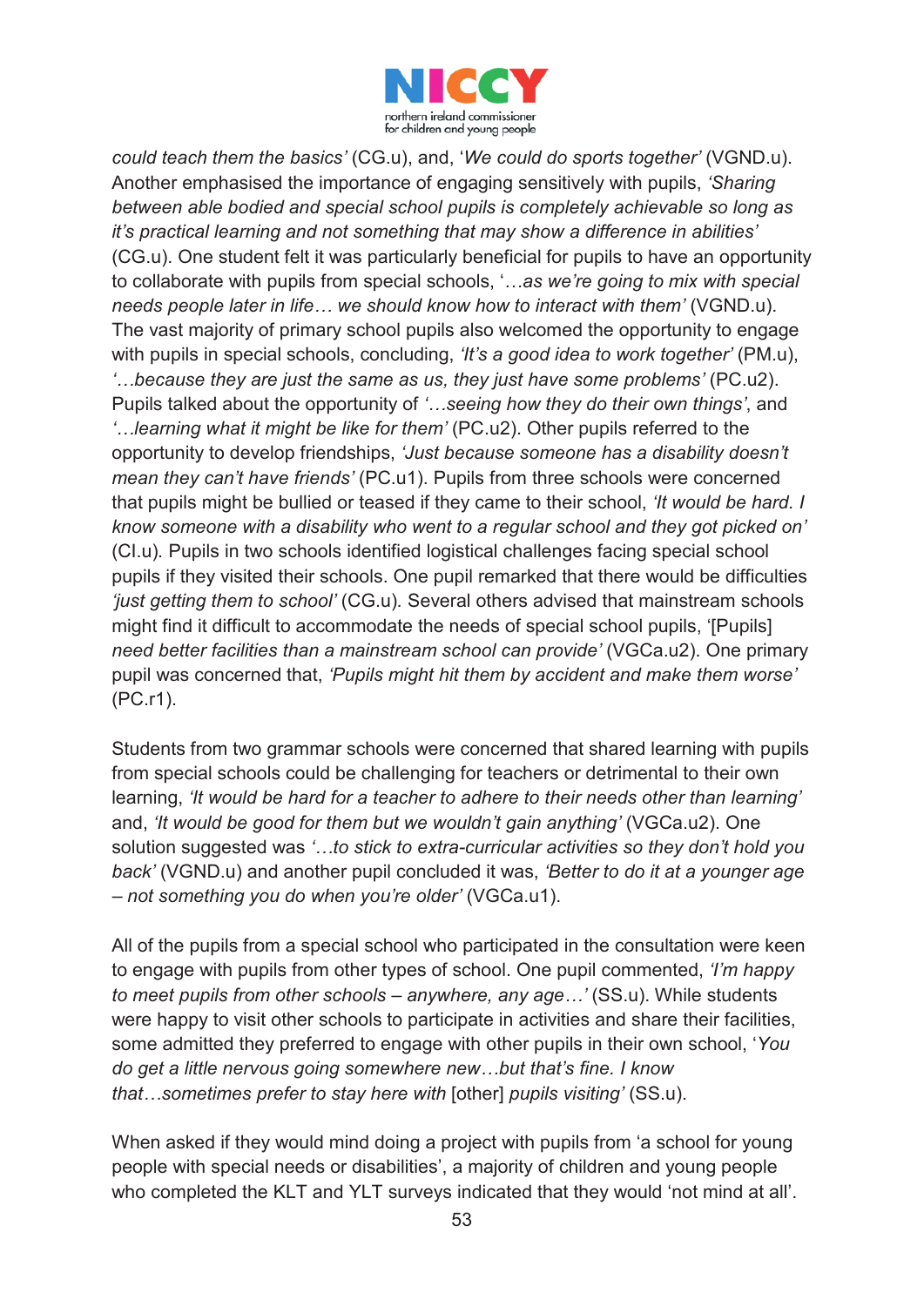*could teach them the basics'* (CG.u), and, '*We could do sports together'* (VGND.u). Another emphasised the importance of engaging sensitively with pupils, *'Sharing between able bodied and special school pupils is completely achievable so long as it's practical learning and not something that may show a difference in abilities'* (CG.u). One student felt it was particularly beneficial for pupils to have an opportunity to collaborate with pupils from special schools, '*…as we're going to mix with special needs people later in life… we should know how to interact with them'* (VGND.u). The vast majority of primary school pupils also welcomed the opportunity to engage with pupils in special schools, concluding, *'It's a good idea to work together'* (PM.u), *'…because they are just the same as us, they just have some problems'* (PC.u2). Pupils talked about the opportunity of *'…seeing how they do their own things'*, and *'…learning what it might be like for them'* (PC.u2). Other pupils referred to the opportunity to develop friendships, *'Just because someone has a disability doesn't mean they can't have friends'* (PC.u1). Pupils from three schools were concerned that pupils might be bullied or teased if they came to their school, *'It would be hard. I know someone with a disability who went to a regular school and they got picked on'* (CI.u). Pupils in two schools identified logistical challenges facing special school pupils if they visited their schools. One pupil remarked that there would be difficulties *'just getting them to school'* (CG.u). Several others advised that mainstream schools might find it difficult to accommodate the needs of special school pupils, '[Pupils] *need better facilities than a mainstream school can provide'* (VGCa.u2). One primary pupil was concerned that, *'Pupils might hit them by accident and make them worse'* (PC.r1).

Students from two grammar schools were concerned that shared learning with pupils from special schools could be challenging for teachers or detrimental to their own learning, *'It would be hard for a teacher to adhere to their needs other than learning'* and, *'It would be good for them but we wouldn't gain anything'* (VGCa.u2). One solution suggested was *'…to stick to extra-curricular activities so they don't hold you back'* (VGND.u) and another pupil concluded it was, *'Better to do it at a younger age – not something you do when you're older'* (VGCa.u1).

All of the pupils from a special school who participated in the consultation were keen to engage with pupils from other types of school. One pupil commented, *'I'm happy to meet pupils from other schools – anywhere, any age…'* (SS.u). While students were happy to visit other schools to participate in activities and share their facilities, some admitted they preferred to engage with other pupils in their own school, '*You do get a little nervous going somewhere new…but that's fine. I know that…sometimes prefer to stay here with* [other] *pupils visiting'* (SS.u).

When asked if they would mind doing a project with pupils from 'a school for young people with special needs or disabilities', a majority of children and young people who completed the KLT and YLT surveys indicated that they would 'not mind at all'.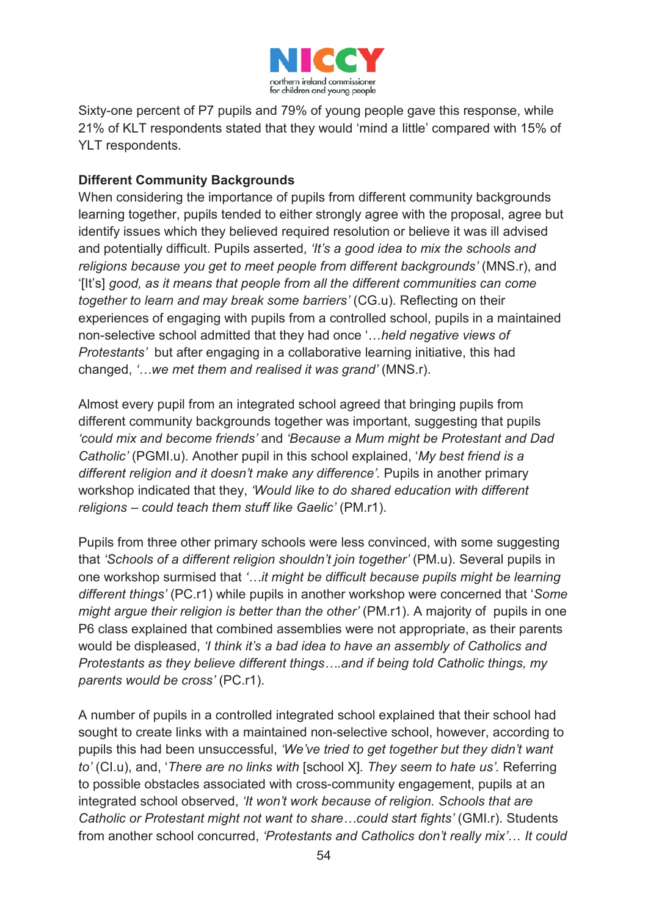Sixty-one percent of P7 pupils and 79% of young people gave this response, while 21% of KLT respondents stated that they would 'mind a little' compared with 15% of YLT respondents.

**Different Community Backgrounds**

When considering the importance of pupils from different community backgrounds learning together, pupils tended to either strongly agree with the proposal, agree but identify issues which they believed required resolution or believe it was ill advised and potentially difficult. Pupils asserted, *'It's a good idea to mix the schools and religions because you get to meet people from different backgrounds'* (MNS.r), and '[It's] *good, as it means that people from all the different communities can come together to learn and may break some barriers'* (CG.u). Reflecting on their experiences of engaging with pupils from a controlled school, pupils in a maintained non-selective school admitted that they had once '*…held negative views of Protestants'* but after engaging in a collaborative learning initiative, this had changed, *'…we met them and realised it was grand'* (MNS.r).

Almost every pupil from an integrated school agreed that bringing pupils from different community backgrounds together was important, suggesting that pupils *'could mix and become friends'* and *'Because a Mum might be Protestant and Dad Catholic'* (PGMI.u). Another pupil in this school explained, '*My best friend is a different religion and it doesn't make any difference'*. Pupils in another primary workshop indicated that they, *'Would like to do shared education with different religions – could teach them stuff like Gaelic'* (PM.r1).

Pupils from three other primary schools were less convinced, with some suggesting that *'Schools of a different religion shouldn't join together'* (PM.u). Several pupils in one workshop surmised that *'…it might be difficult because pupils might be learning different things'* (PC.r1) while pupils in another workshop were concerned that '*Some might argue their religion is better than the other'* (PM.r1). A majority of pupils in one P6 class explained that combined assemblies were not appropriate, as their parents would be displeased, *'I think it's a bad idea to have an assembly of Catholics and Protestants as they believe different things….and if being told Catholic things, my parents would be cross'* (PC.r1).

A number of pupils in a controlled integrated school explained that their school had sought to create links with a maintained non-selective school, however, according to pupils this had been unsuccessful, *'We've tried to get together but they didn't want to'* (CI.u), and, '*There are no links with* [school X]*. They seem to hate us'.* Referring to possible obstacles associated with cross-community engagement, pupils at an integrated school observed, *'It won't work because of religion. Schools that are Catholic or Protestant might not want to share…could start fights'* (GMI.r). Students from another school concurred, *'Protestants and Catholics don't really mix'… It could*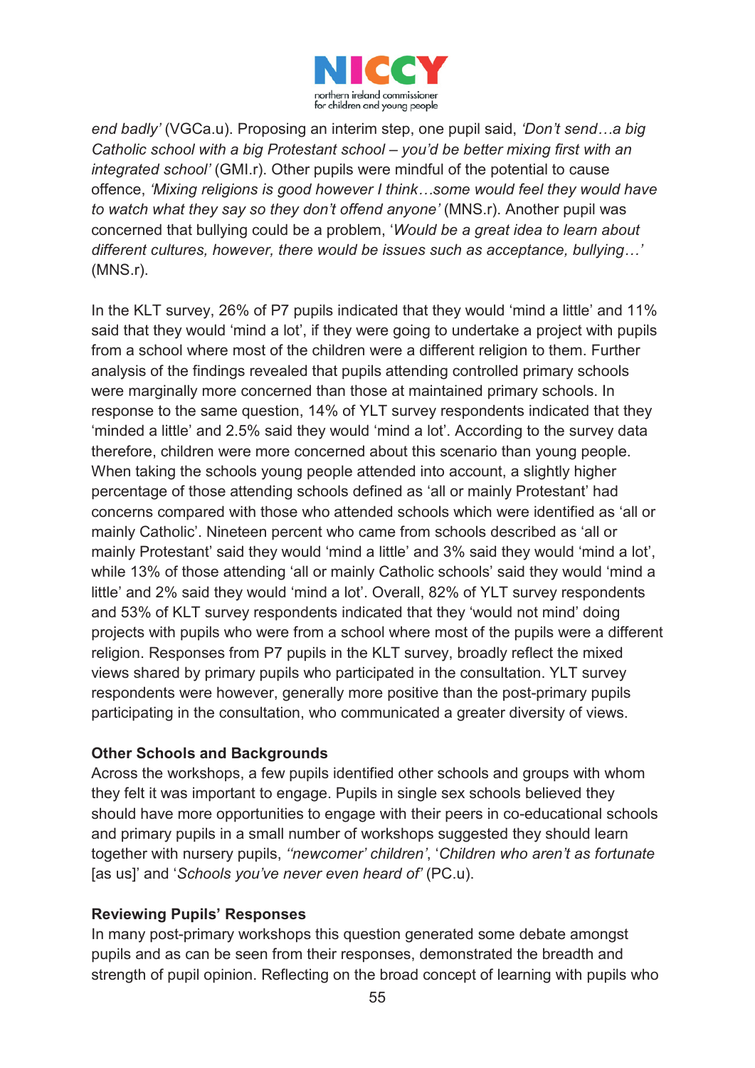*end badly'* (VGCa.u). Proposing an interim step, one pupil said, *'Don't send…a big Catholic school with a big Protestant school – you'd be better mixing first with an integrated school'* (GMI.r). Other pupils were mindful of the potential to cause offence, *'Mixing religions is good however I think…some would feel they would have to watch what they say so they don't offend anyone'* (MNS.r). Another pupil was concerned that bullying could be a problem, '*Would be a great idea to learn about different cultures, however, there would be issues such as acceptance, bullying…'* (MNS.r).

In the KLT survey, 26% of P7 pupils indicated that they would 'mind a little' and 11% said that they would 'mind a lot', if they were going to undertake a project with pupils from a school where most of the children were a different religion to them. Further analysis of the findings revealed that pupils attending controlled primary schools were marginally more concerned than those at maintained primary schools. In response to the same question, 14% of YLT survey respondents indicated that they 'minded a little' and 2.5% said they would 'mind a lot'. According to the survey data therefore, children were more concerned about this scenario than young people. When taking the schools young people attended into account, a slightly higher percentage of those attending schools defined as 'all or mainly Protestant' had concerns compared with those who attended schools which were identified as 'all or mainly Catholic'. Nineteen percent who came from schools described as 'all or mainly Protestant' said they would 'mind a little' and 3% said they would 'mind a lot', while 13% of those attending 'all or mainly Catholic schools' said they would 'mind a little' and 2% said they would 'mind a lot'. Overall, 82% of YLT survey respondents and 53% of KLT survey respondents indicated that they 'would not mind' doing projects with pupils who were from a school where most of the pupils were a different religion. Responses from P7 pupils in the KLT survey, broadly reflect the mixed views shared by primary pupils who participated in the consultation. YLT survey respondents were however, generally more positive than the post-primary pupils participating in the consultation, who communicated a greater diversity of views.

**Other Schools and Backgrounds**
Across the workshops, a few pupils identified other schools and groups with whom they felt it was important to engage. Pupils in single sex schools believed they should have more opportunities to engage with their peers in co-educational schools and primary pupils in a small number of workshops suggested they should learn together with nursery pupils, *''newcomer' children'*, '*Children who aren't as fortunate* [as us]' and '*Schools you've never even heard of'* (PC.u).

**Reviewing Pupils' Responses**
In many post-primary workshops this question generated some debate amongst pupils and as can be seen from their responses, demonstrated the breadth and strength of pupil opinion. Reflecting on the broad concept of learning with pupils who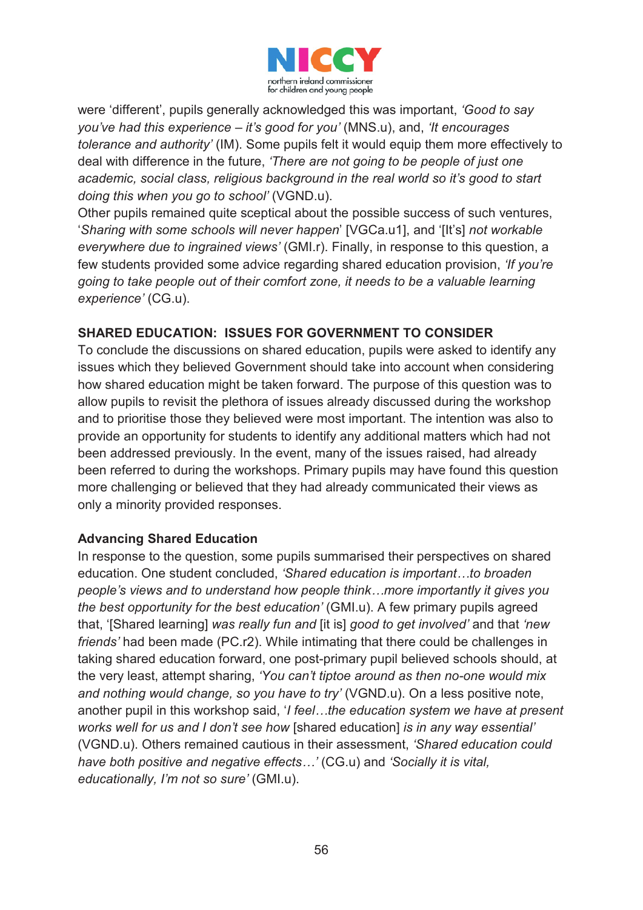were 'different', pupils generally acknowledged this was important, *'Good to say you've had this experience – it's good for you'* (MNS.u), and, *'It encourages tolerance and authority'* (IM). Some pupils felt it would equip them more effectively to deal with difference in the future, *'There are not going to be people of just one academic, social class, religious background in the real world so it's good to start doing this when you go to school'* (VGND.u).

Other pupils remained quite sceptical about the possible success of such ventures, '*Sharing with some schools will never happen*' [VGCa.u1], and '[It's] *not workable everywhere due to ingrained views'* (GMI.r). Finally, in response to this question, a few students provided some advice regarding shared education provision, *'If you're going to take people out of their comfort zone, it needs to be a valuable learning experience'* (CG.u).

## SHARED EDUCATION: ISSUES FOR GOVERNMENT TO CONSIDER

To conclude the discussions on shared education, pupils were asked to identify any issues which they believed Government should take into account when considering how shared education might be taken forward. The purpose of this question was to allow pupils to revisit the plethora of issues already discussed during the workshop and to prioritise those they believed were most important. The intention was also to provide an opportunity for students to identify any additional matters which had not been addressed previously. In the event, many of the issues raised, had already been referred to during the workshops. Primary pupils may have found this question more challenging or believed that they had already communicated their views as only a minority provided responses.

### Advancing Shared Education

In response to the question, some pupils summarised their perspectives on shared education. One student concluded, *'Shared education is important…to broaden people's views and to understand how people think…more importantly it gives you the best opportunity for the best education'* (GMI.u). A few primary pupils agreed that, '[Shared learning] *was really fun and* [it is] *good to get involved'* and that *'new friends'* had been made (PC.r2). While intimating that there could be challenges in taking shared education forward, one post-primary pupil believed schools should, at the very least, attempt sharing, *'You can't tiptoe around as then no-one would mix and nothing would change, so you have to try'* (VGND.u). On a less positive note, another pupil in this workshop said, '*I feel…the education system we have at present works well for us and I don't see how* [shared education] *is in any way essential'* (VGND.u). Others remained cautious in their assessment, *'Shared education could have both positive and negative effects…'* (CG.u) and *'Socially it is vital, educationally, I'm not so sure'* (GMI.u).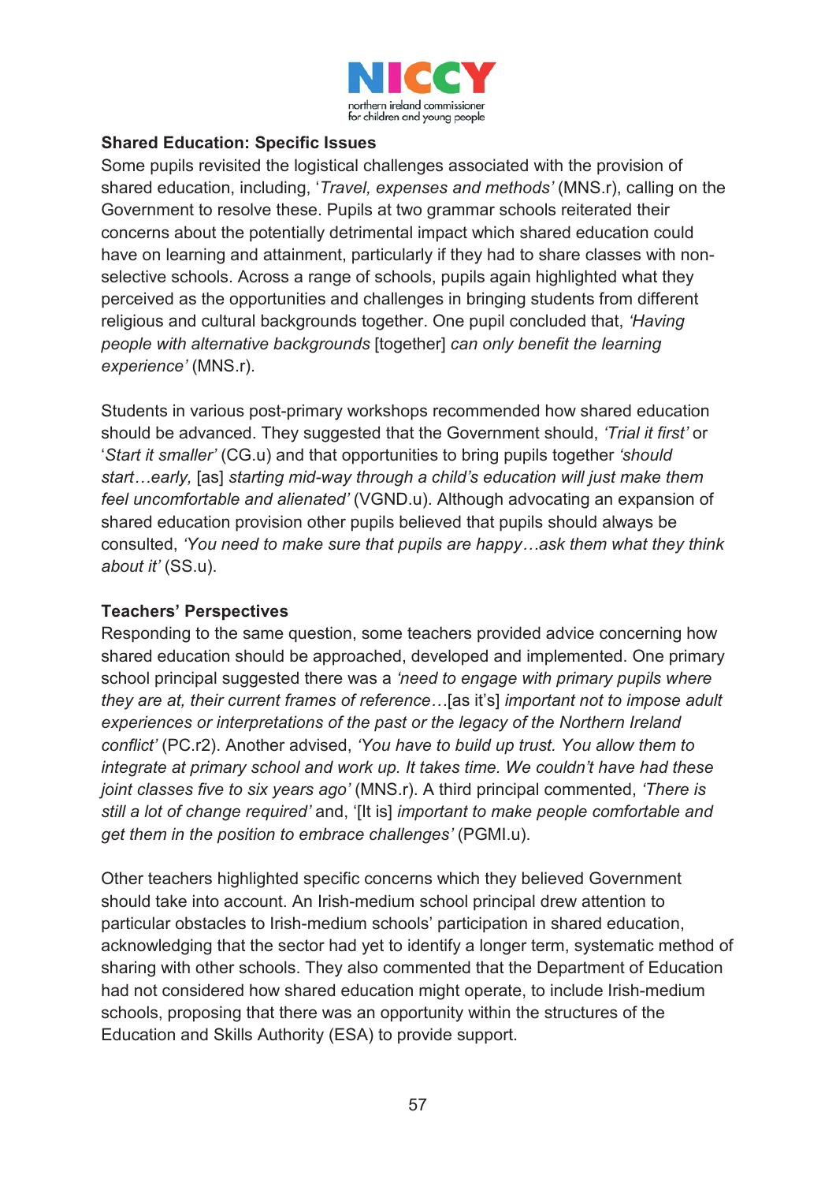**Shared Education: Specific Issues**

Some pupils revisited the logistical challenges associated with the provision of shared education, including, '*Travel, expenses and methods'* (MNS.r), calling on the Government to resolve these. Pupils at two grammar schools reiterated their concerns about the potentially detrimental impact which shared education could have on learning and attainment, particularly if they had to share classes with non-selective schools. Across a range of schools, pupils again highlighted what they perceived as the opportunities and challenges in bringing students from different religious and cultural backgrounds together. One pupil concluded that, *'Having people with alternative backgrounds* [together] *can only benefit the learning experience'* (MNS.r).

Students in various post-primary workshops recommended how shared education should be advanced. They suggested that the Government should, *'Trial it first'* or '*Start it smaller'* (CG.u) and that opportunities to bring pupils together *'should start…early,* [as] *starting mid-way through a child's education will just make them feel uncomfortable and alienated'* (VGND.u). Although advocating an expansion of shared education provision other pupils believed that pupils should always be consulted, *'You need to make sure that pupils are happy…ask them what they think about it'* (SS.u).

**Teachers' Perspectives**

Responding to the same question, some teachers provided advice concerning how shared education should be approached, developed and implemented. One primary school principal suggested there was a *'need to engage with primary pupils where they are at, their current frames of reference…*[as it's] *important not to impose adult experiences or interpretations of the past or the legacy of the Northern Ireland conflict'* (PC.r2). Another advised, *'You have to build up trust. You allow them to integrate at primary school and work up. It takes time. We couldn't have had these joint classes five to six years ago'* (MNS.r). A third principal commented, *'There is still a lot of change required'* and, '[It is] *important to make people comfortable and get them in the position to embrace challenges'* (PGMI.u).

Other teachers highlighted specific concerns which they believed Government should take into account. An Irish-medium school principal drew attention to particular obstacles to Irish-medium schools' participation in shared education, acknowledging that the sector had yet to identify a longer term, systematic method of sharing with other schools. They also commented that the Department of Education had not considered how shared education might operate, to include Irish-medium schools, proposing that there was an opportunity within the structures of the Education and Skills Authority (ESA) to provide support.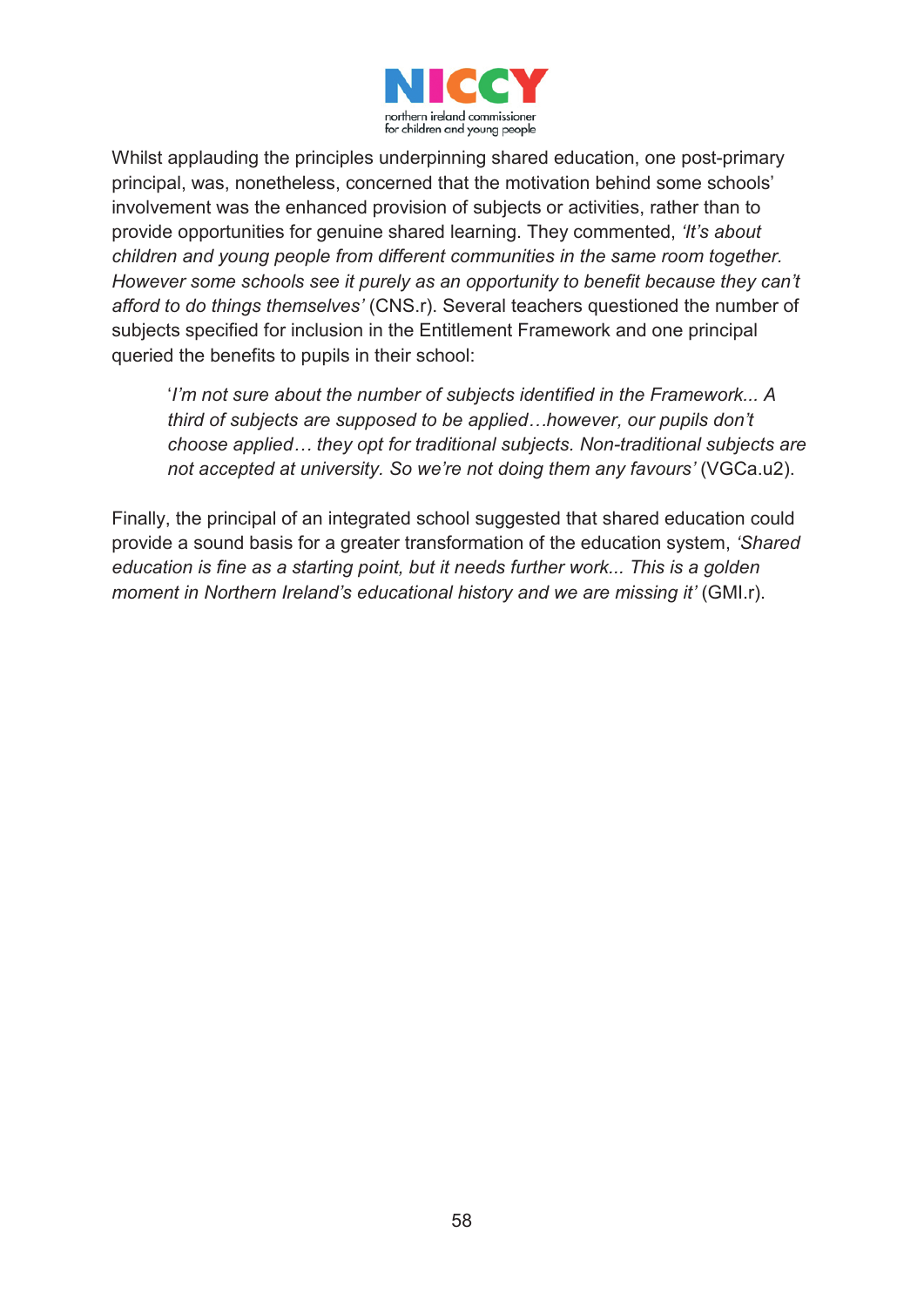Whilst applauding the principles underpinning shared education, one post-primary principal, was, nonetheless, concerned that the motivation behind some schools' involvement was the enhanced provision of subjects or activities, rather than to provide opportunities for genuine shared learning. They commented, *'It's about children and young people from different communities in the same room together. However some schools see it purely as an opportunity to benefit because they can't afford to do things themselves'* (CNS.r). Several teachers questioned the number of subjects specified for inclusion in the Entitlement Framework and one principal queried the benefits to pupils in their school:

> '*I'm not sure about the number of subjects identified in the Framework... A third of subjects are supposed to be applied…however, our pupils don't choose applied… they opt for traditional subjects. Non-traditional subjects are not accepted at university. So we're not doing them any favours'* (VGCa.u2).

Finally, the principal of an integrated school suggested that shared education could provide a sound basis for a greater transformation of the education system, *'Shared education is fine as a starting point, but it needs further work... This is a golden moment in Northern Ireland's educational history and we are missing it'* (GMI.r).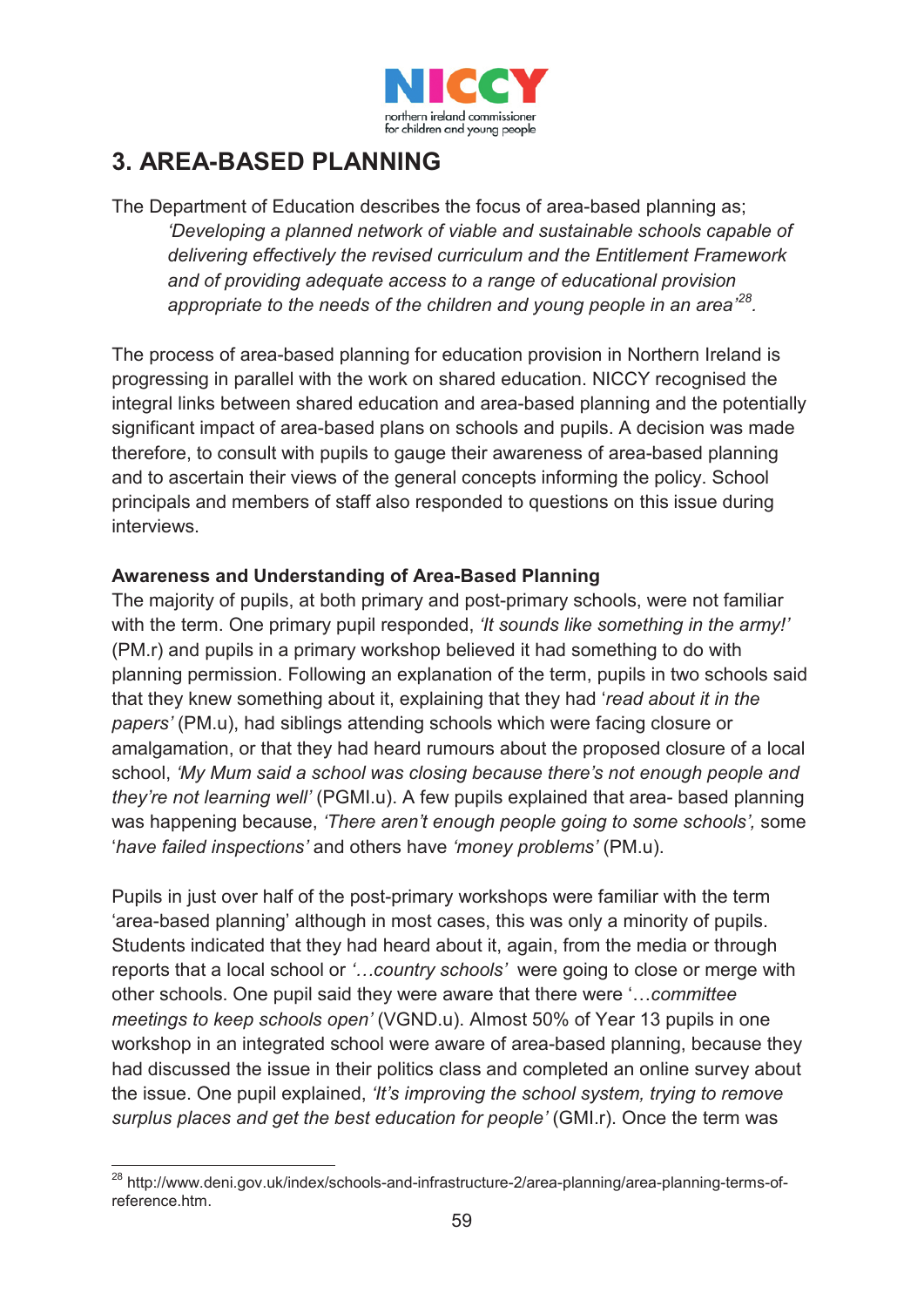# 3. AREA-BASED PLANNING

The Department of Education describes the focus of area-based planning as;

> *'Developing a planned network of viable and sustainable schools capable of delivering effectively the revised curriculum and the Entitlement Framework and of providing adequate access to a range of educational provision appropriate to the needs of the children and young people in an area'*[28].

The process of area-based planning for education provision in Northern Ireland is progressing in parallel with the work on shared education. NICCY recognised the integral links between shared education and area-based planning and the potentially significant impact of area-based plans on schools and pupils. A decision was made therefore, to consult with pupils to gauge their awareness of area-based planning and to ascertain their views of the general concepts informing the policy. School principals and members of staff also responded to questions on this issue during interviews.

**Awareness and Understanding of Area-Based Planning**

The majority of pupils, at both primary and post-primary schools, were not familiar with the term. One primary pupil responded, *'It sounds like something in the army!'* (PM.r) and pupils in a primary workshop believed it had something to do with planning permission. Following an explanation of the term, pupils in two schools said that they knew something about it, explaining that they had '*read about it in the papers'* (PM.u), had siblings attending schools which were facing closure or amalgamation, or that they had heard rumours about the proposed closure of a local school, *'My Mum said a school was closing because there's not enough people and they're not learning well'* (PGMI.u). A few pupils explained that area- based planning was happening because, *'There aren't enough people going to some schools',* some '*have failed inspections'* and others have *'money problems'* (PM.u).

Pupils in just over half of the post-primary workshops were familiar with the term 'area-based planning' although in most cases, this was only a minority of pupils. Students indicated that they had heard about it, again, from the media or through reports that a local school or *'…country schools'* were going to close or merge with other schools. One pupil said they were aware that there were '*…committee meetings to keep schools open'* (VGND.u). Almost 50% of Year 13 pupils in one workshop in an integrated school were aware of area-based planning, because they had discussed the issue in their politics class and completed an online survey about the issue. One pupil explained, *'It's improving the school system, trying to remove surplus places and get the best education for people'* (GMI.r). Once the term was

---

[28] http://www.deni.gov.uk/index/schools-and-infrastructure-2/area-planning/area-planning-terms-of-reference.htm.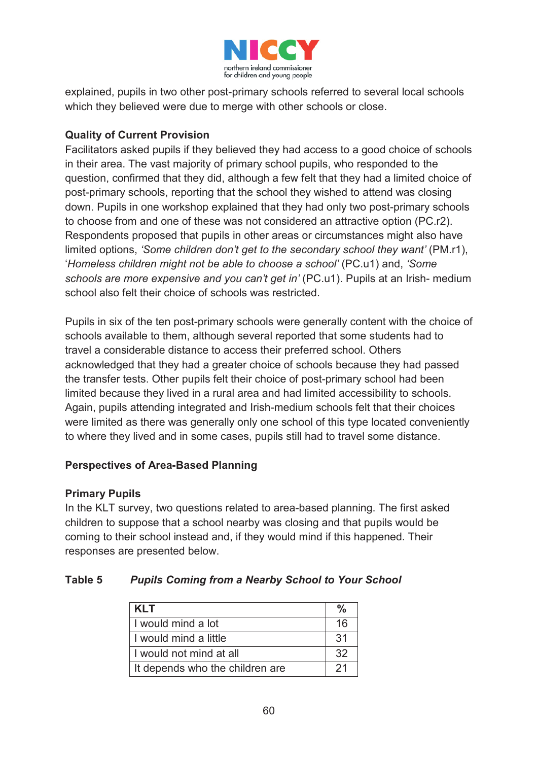explained, pupils in two other post-primary schools referred to several local schools which they believed were due to merge with other schools or close.

**Quality of Current Provision**

Facilitators asked pupils if they believed they had access to a good choice of schools in their area. The vast majority of primary school pupils, who responded to the question, confirmed that they did, although a few felt that they had a limited choice of post-primary schools, reporting that the school they wished to attend was closing down. Pupils in one workshop explained that they had only two post-primary schools to choose from and one of these was not considered an attractive option (PC.r2). Respondents proposed that pupils in other areas or circumstances might also have limited options, *'Some children don't get to the secondary school they want'* (PM.r1), '*Homeless children might not be able to choose a school'* (PC.u1) and, *'Some schools are more expensive and you can't get in'* (PC.u1). Pupils at an Irish- medium school also felt their choice of schools was restricted.

Pupils in six of the ten post-primary schools were generally content with the choice of schools available to them, although several reported that some students had to travel a considerable distance to access their preferred school. Others acknowledged that they had a greater choice of schools because they had passed the transfer tests. Other pupils felt their choice of post-primary school had been limited because they lived in a rural area and had limited accessibility to schools. Again, pupils attending integrated and Irish-medium schools felt that their choices were limited as there was generally only one school of this type located conveniently to where they lived and in some cases, pupils still had to travel some distance.

**Perspectives of Area-Based Planning**

**Primary Pupils**

In the KLT survey, two questions related to area-based planning. The first asked children to suppose that a school nearby was closing and that pupils would be coming to their school instead and, if they would mind if this happened. Their responses are presented below.

**Table 5** ***Pupils Coming from a Nearby School to Your School***

| KLT | % |
|---|---|
| I would mind a lot | 16 |
| I would mind a little | 31 |
| I would not mind at all | 32 |
| It depends who the children are | 21 |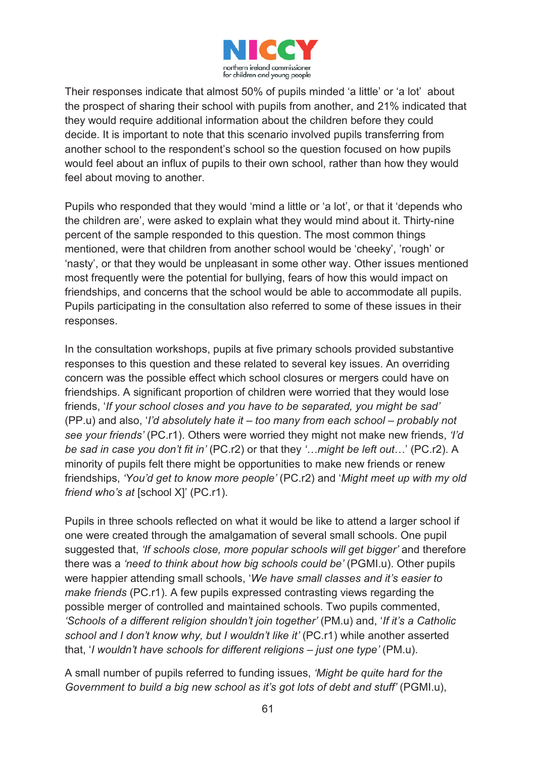Their responses indicate that almost 50% of pupils minded 'a little' or 'a lot' about the prospect of sharing their school with pupils from another, and 21% indicated that they would require additional information about the children before they could decide. It is important to note that this scenario involved pupils transferring from another school to the respondent's school so the question focused on how pupils would feel about an influx of pupils to their own school, rather than how they would feel about moving to another.

Pupils who responded that they would 'mind a little or 'a lot', or that it 'depends who the children are', were asked to explain what they would mind about it. Thirty-nine percent of the sample responded to this question. The most common things mentioned, were that children from another school would be 'cheeky', 'rough' or 'nasty', or that they would be unpleasant in some other way. Other issues mentioned most frequently were the potential for bullying, fears of how this would impact on friendships, and concerns that the school would be able to accommodate all pupils. Pupils participating in the consultation also referred to some of these issues in their responses.

In the consultation workshops, pupils at five primary schools provided substantive responses to this question and these related to several key issues. An overriding concern was the possible effect which school closures or mergers could have on friendships. A significant proportion of children were worried that they would lose friends, '*If your school closes and you have to be separated, you might be sad'* (PP.u) and also, '*I'd absolutely hate it – too many from each school – probably not see your friends'* (PC.r1). Others were worried they might not make new friends, *'I'd be sad in case you don't fit in'* (PC.r2) or that they *'…might be left out…'* (PC.r2). A minority of pupils felt there might be opportunities to make new friends or renew friendships, *'You'd get to know more people'* (PC.r2) and '*Might meet up with my old friend who's at* [school X]' (PC.r1).

Pupils in three schools reflected on what it would be like to attend a larger school if one were created through the amalgamation of several small schools. One pupil suggested that, *'If schools close, more popular schools will get bigger'* and therefore there was a *'need to think about how big schools could be'* (PGMI.u). Other pupils were happier attending small schools, '*We have small classes and it's easier to make friends* (PC.r1). A few pupils expressed contrasting views regarding the possible merger of controlled and maintained schools. Two pupils commented, *'Schools of a different religion shouldn't join together'* (PM.u) and, '*If it's a Catholic school and I don't know why, but I wouldn't like it'* (PC.r1) while another asserted that, '*I wouldn't have schools for different religions – just one type'* (PM.u).

A small number of pupils referred to funding issues, *'Might be quite hard for the Government to build a big new school as it's got lots of debt and stuff'* (PGMI.u),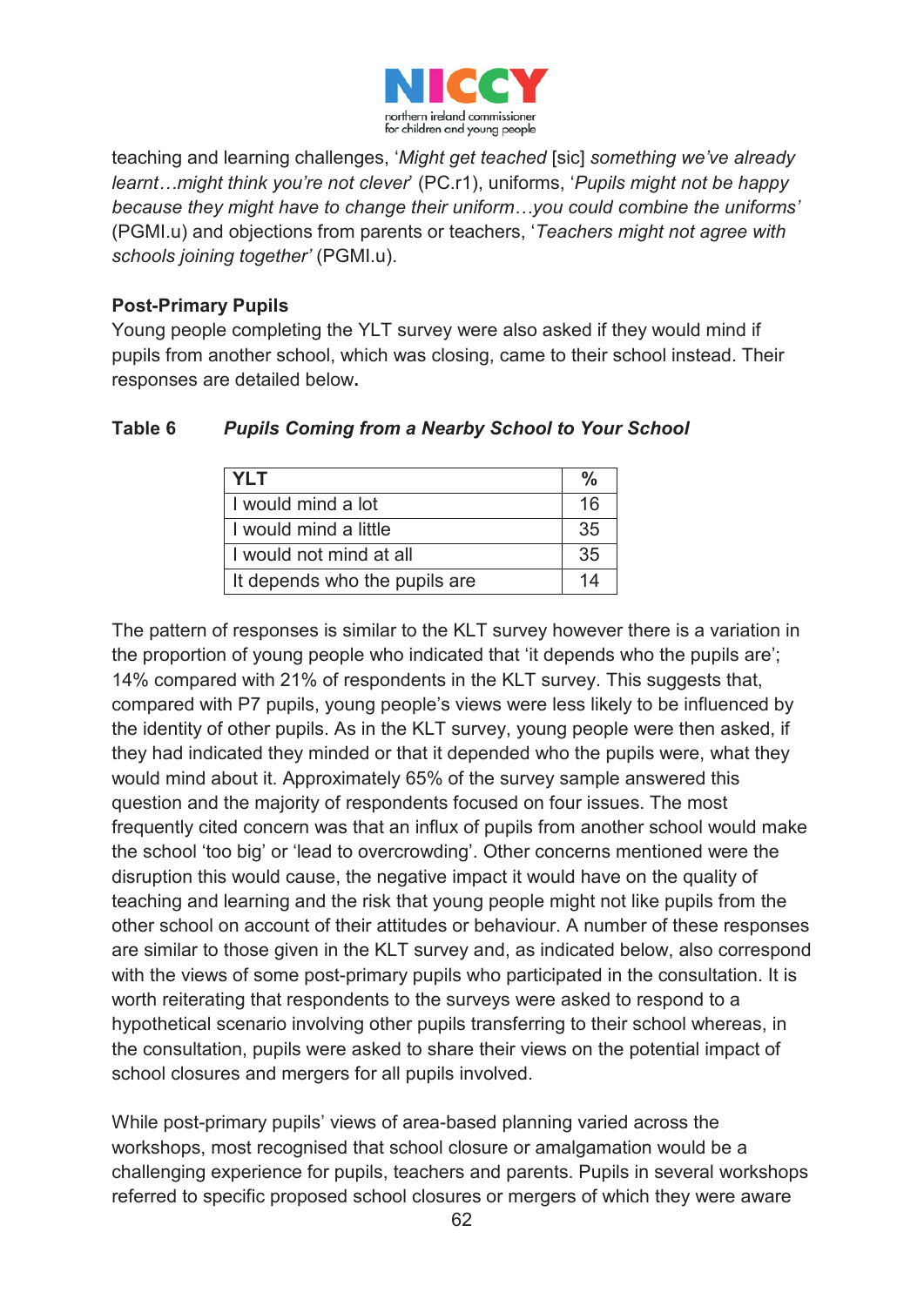teaching and learning challenges, '*Might get teached* [sic] *something we've already learnt…might think you're not clever*' (PC.r1), uniforms, '*Pupils might not be happy because they might have to change their uniform…you could combine the uniforms'* (PGMI.u) and objections from parents or teachers, '*Teachers might not agree with schools joining together'* (PGMI.u).

**Post-Primary Pupils**

Young people completing the YLT survey were also asked if they would mind if pupils from another school, which was closing, came to their school instead. Their responses are detailed below**.**

**Table 6** ***Pupils Coming from a Nearby School to Your School***

| YLT | % |
|---|---|
| I would mind a lot | 16 |
| I would mind a little | 35 |
| I would not mind at all | 35 |
| It depends who the pupils are | 14 |

The pattern of responses is similar to the KLT survey however there is a variation in the proportion of young people who indicated that 'it depends who the pupils are'; 14% compared with 21% of respondents in the KLT survey. This suggests that, compared with P7 pupils, young people's views were less likely to be influenced by the identity of other pupils. As in the KLT survey, young people were then asked, if they had indicated they minded or that it depended who the pupils were, what they would mind about it. Approximately 65% of the survey sample answered this question and the majority of respondents focused on four issues. The most frequently cited concern was that an influx of pupils from another school would make the school 'too big' or 'lead to overcrowding'. Other concerns mentioned were the disruption this would cause, the negative impact it would have on the quality of teaching and learning and the risk that young people might not like pupils from the other school on account of their attitudes or behaviour. A number of these responses are similar to those given in the KLT survey and, as indicated below, also correspond with the views of some post-primary pupils who participated in the consultation. It is worth reiterating that respondents to the surveys were asked to respond to a hypothetical scenario involving other pupils transferring to their school whereas, in the consultation, pupils were asked to share their views on the potential impact of school closures and mergers for all pupils involved.

While post-primary pupils' views of area-based planning varied across the workshops, most recognised that school closure or amalgamation would be a challenging experience for pupils, teachers and parents. Pupils in several workshops referred to specific proposed school closures or mergers of which they were aware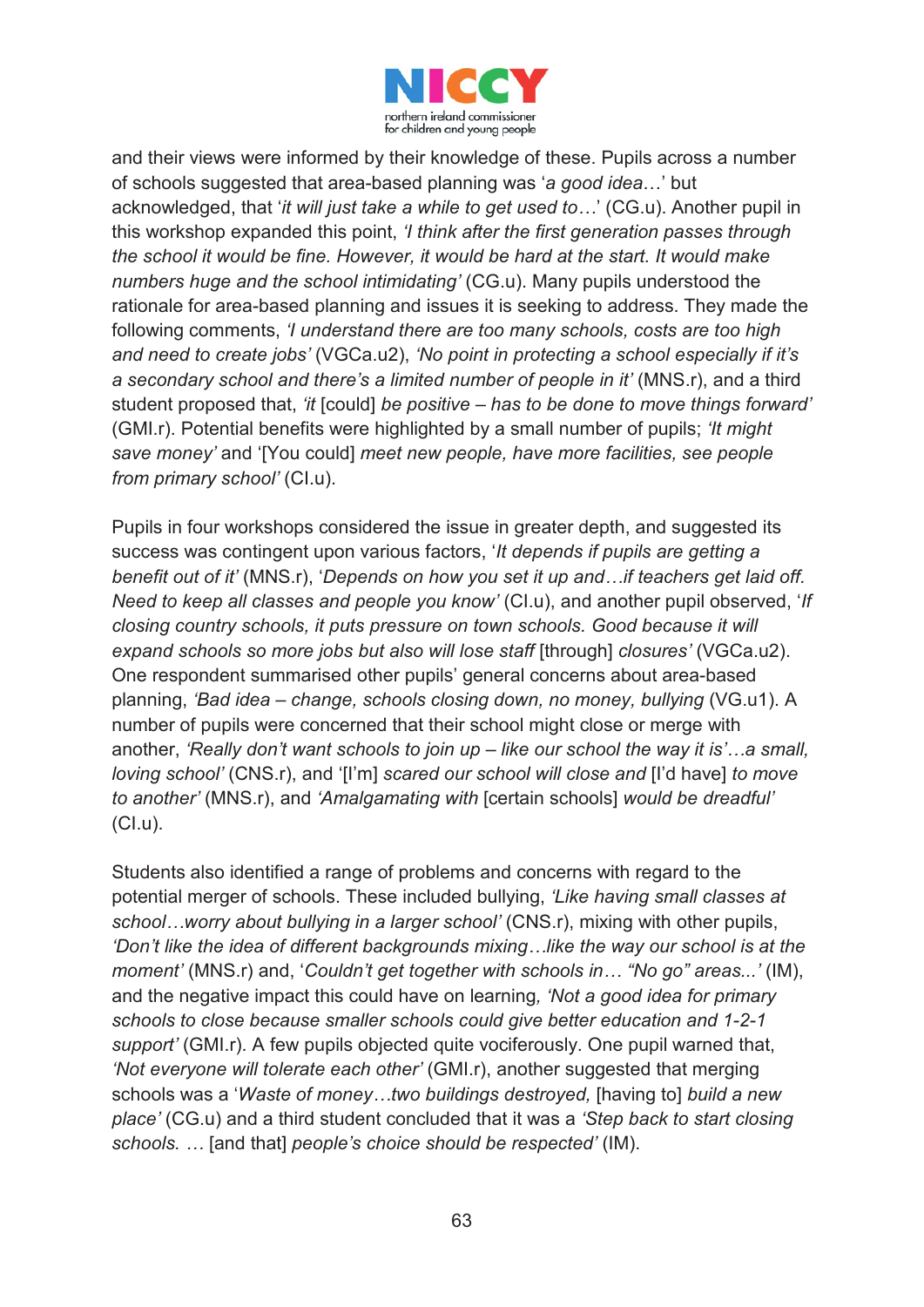and their views were informed by their knowledge of these. Pupils across a number of schools suggested that area-based planning was '*a good idea*…' but acknowledged, that '*it will just take a while to get used to…*' (CG.u). Another pupil in this workshop expanded this point, *'I think after the first generation passes through the school it would be fine. However, it would be hard at the start. It would make numbers huge and the school intimidating'* (CG.u). Many pupils understood the rationale for area-based planning and issues it is seeking to address. They made the following comments, *'I understand there are too many schools, costs are too high and need to create jobs'* (VGCa.u2), *'No point in protecting a school especially if it's a secondary school and there's a limited number of people in it'* (MNS.r), and a third student proposed that, *'it* [could] *be positive – has to be done to move things forward'* (GMI.r). Potential benefits were highlighted by a small number of pupils; *'It might save money'* and '[You could] *meet new people, have more facilities, see people from primary school'* (CI.u).

Pupils in four workshops considered the issue in greater depth, and suggested its success was contingent upon various factors, '*It depends if pupils are getting a benefit out of it'* (MNS.r), '*Depends on how you set it up and…if teachers get laid off. Need to keep all classes and people you know'* (CI.u), and another pupil observed, '*If closing country schools, it puts pressure on town schools. Good because it will expand schools so more jobs but also will lose staff* [through] *closures'* (VGCa.u2). One respondent summarised other pupils' general concerns about area-based planning, *'Bad idea – change, schools closing down, no money, bullying* (VG.u1). A number of pupils were concerned that their school might close or merge with another, *'Really don't want schools to join up – like our school the way it is'…a small, loving school'* (CNS.r), and '[I'm] *scared our school will close and* [I'd have] *to move to another'* (MNS.r), and *'Amalgamating with* [certain schools] *would be dreadful'* (CI.u).

Students also identified a range of problems and concerns with regard to the potential merger of schools. These included bullying, *'Like having small classes at school…worry about bullying in a larger school'* (CNS.r), mixing with other pupils, *'Don't like the idea of different backgrounds mixing…like the way our school is at the moment'* (MNS.r) and, '*Couldn't get together with schools in… "No go" areas...'* (IM), and the negative impact this could have on learning*, 'Not a good idea for primary schools to close because smaller schools could give better education and 1-2-1 support'* (GMI.r). A few pupils objected quite vociferously. One pupil warned that, *'Not everyone will tolerate each other'* (GMI.r), another suggested that merging schools was a '*Waste of money…two buildings destroyed,* [having to] *build a new place'* (CG.u) and a third student concluded that it was a *'Step back to start closing schools. …* [and that] *people's choice should be respected'* (IM).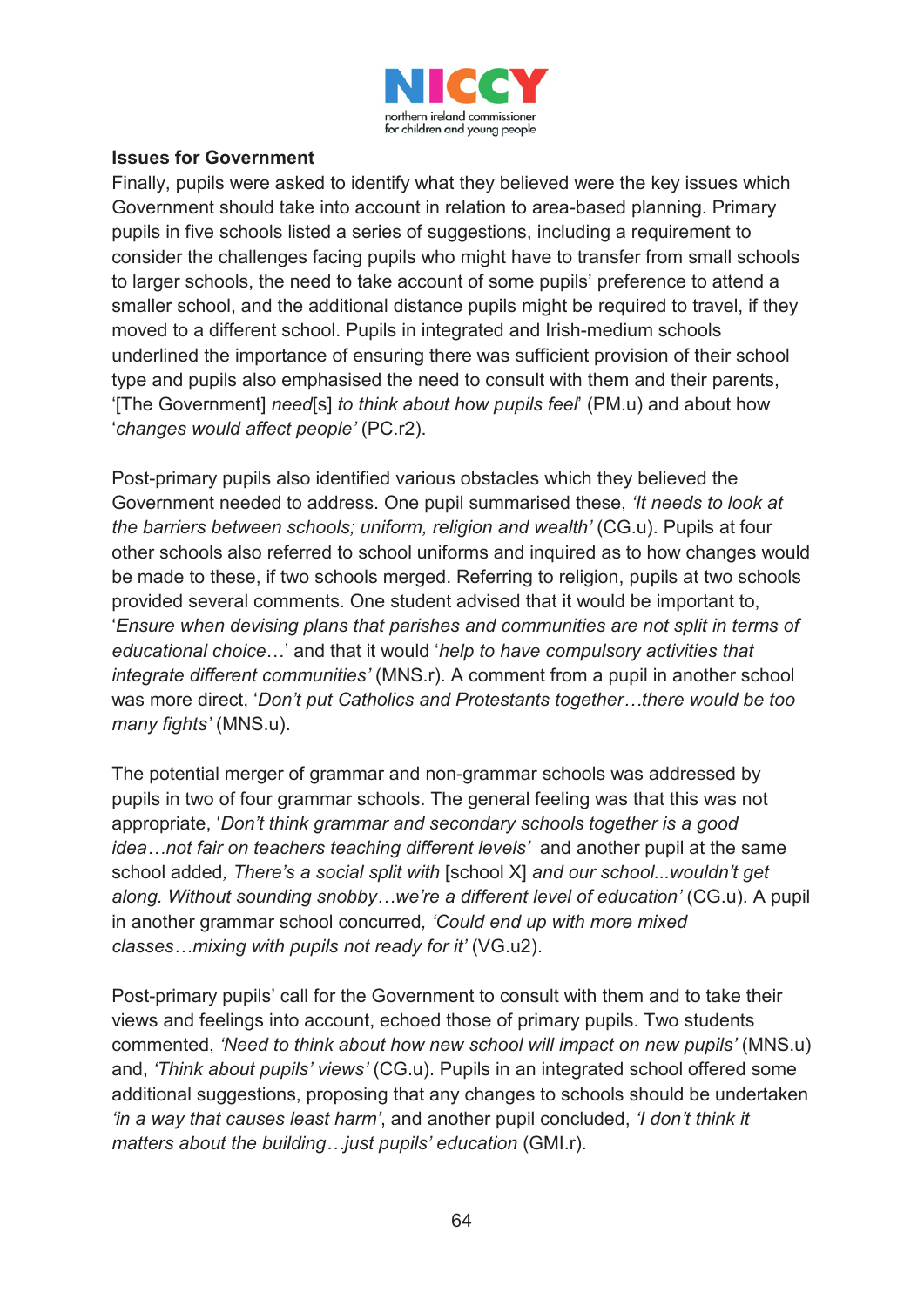**Issues for Government**

Finally, pupils were asked to identify what they believed were the key issues which Government should take into account in relation to area-based planning. Primary pupils in five schools listed a series of suggestions, including a requirement to consider the challenges facing pupils who might have to transfer from small schools to larger schools, the need to take account of some pupils' preference to attend a smaller school, and the additional distance pupils might be required to travel, if they moved to a different school. Pupils in integrated and Irish-medium schools underlined the importance of ensuring there was sufficient provision of their school type and pupils also emphasised the need to consult with them and their parents, '[The Government] *need*[s] *to think about how pupils feel*' (PM.u) and about how '*changes would affect people'* (PC.r2).

Post-primary pupils also identified various obstacles which they believed the Government needed to address. One pupil summarised these, *'It needs to look at the barriers between schools; uniform, religion and wealth'* (CG.u). Pupils at four other schools also referred to school uniforms and inquired as to how changes would be made to these, if two schools merged. Referring to religion, pupils at two schools provided several comments. One student advised that it would be important to, '*Ensure when devising plans that parishes and communities are not split in terms of educational choice*…' and that it would '*help to have compulsory activities that integrate different communities'* (MNS.r). A comment from a pupil in another school was more direct, '*Don't put Catholics and Protestants together…there would be too many fights'* (MNS.u).

The potential merger of grammar and non-grammar schools was addressed by pupils in two of four grammar schools. The general feeling was that this was not appropriate, '*Don't think grammar and secondary schools together is a good idea…not fair on teachers teaching different levels'* and another pupil at the same school added*, There's a social split with* [school X] *and our school...wouldn't get along. Without sounding snobby…we're a different level of education'* (CG.u). A pupil in another grammar school concurred*, 'Could end up with more mixed classes…mixing with pupils not ready for it'* (VG.u2).

Post-primary pupils' call for the Government to consult with them and to take their views and feelings into account, echoed those of primary pupils. Two students commented, *'Need to think about how new school will impact on new pupils'* (MNS.u) and, *'Think about pupils' views'* (CG.u). Pupils in an integrated school offered some additional suggestions, proposing that any changes to schools should be undertaken *'in a way that causes least harm'*, and another pupil concluded, *'I don't think it matters about the building…just pupils' education* (GMI.r).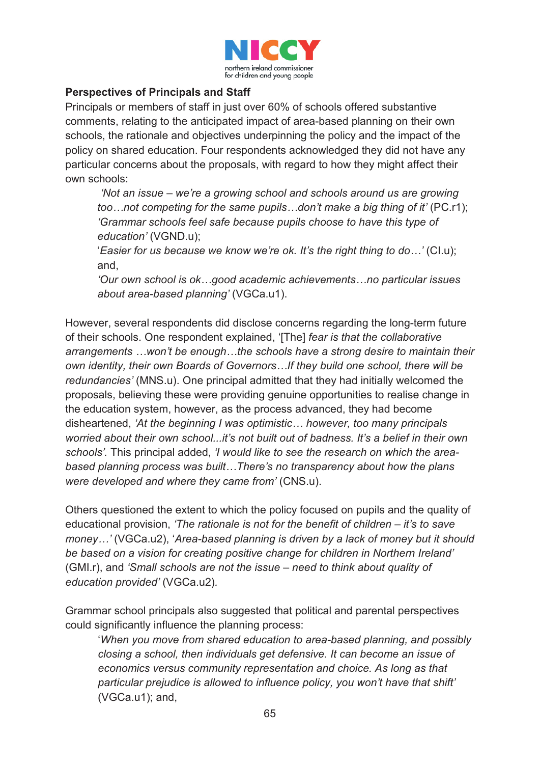**Perspectives of Principals and Staff**

Principals or members of staff in just over 60% of schools offered substantive comments, relating to the anticipated impact of area-based planning on their own schools, the rationale and objectives underpinning the policy and the impact of the policy on shared education. Four respondents acknowledged they did not have any particular concerns about the proposals, with regard to how they might affect their own schools:

> *'Not an issue – we're a growing school and schools around us are growing too…not competing for the same pupils…don't make a big thing of it'* (PC.r1);
> *'Grammar schools feel safe because pupils choose to have this type of education'* (VGND.u);
> '*Easier for us because we know we're ok. It's the right thing to do…'* (CI.u); and,
> *'Our own school is ok…good academic achievements…no particular issues about area-based planning'* (VGCa.u1).

However, several respondents did disclose concerns regarding the long-term future of their schools. One respondent explained, '[The] *fear is that the collaborative arrangements …won't be enough…the schools have a strong desire to maintain their own identity, their own Boards of Governors…If they build one school, there will be redundancies'* (MNS.u). One principal admitted that they had initially welcomed the proposals, believing these were providing genuine opportunities to realise change in the education system, however, as the process advanced, they had become disheartened, *'At the beginning I was optimistic… however, too many principals worried about their own school...it's not built out of badness. It's a belief in their own schools'.* This principal added, *'I would like to see the research on which the area-based planning process was built…There's no transparency about how the plans were developed and where they came from'* (CNS.u).

Others questioned the extent to which the policy focused on pupils and the quality of educational provision, *'The rationale is not for the benefit of children – it's to save money…'* (VGCa.u2), '*Area-based planning is driven by a lack of money but it should be based on a vision for creating positive change for children in Northern Ireland'* (GMI.r), and *'Small schools are not the issue – need to think about quality of education provided'* (VGCa.u2).

Grammar school principals also suggested that political and parental perspectives could significantly influence the planning process:

> '*When you move from shared education to area-based planning, and possibly closing a school, then individuals get defensive. It can become an issue of economics versus community representation and choice. As long as that particular prejudice is allowed to influence policy, you won't have that shift'* (VGCa.u1); and,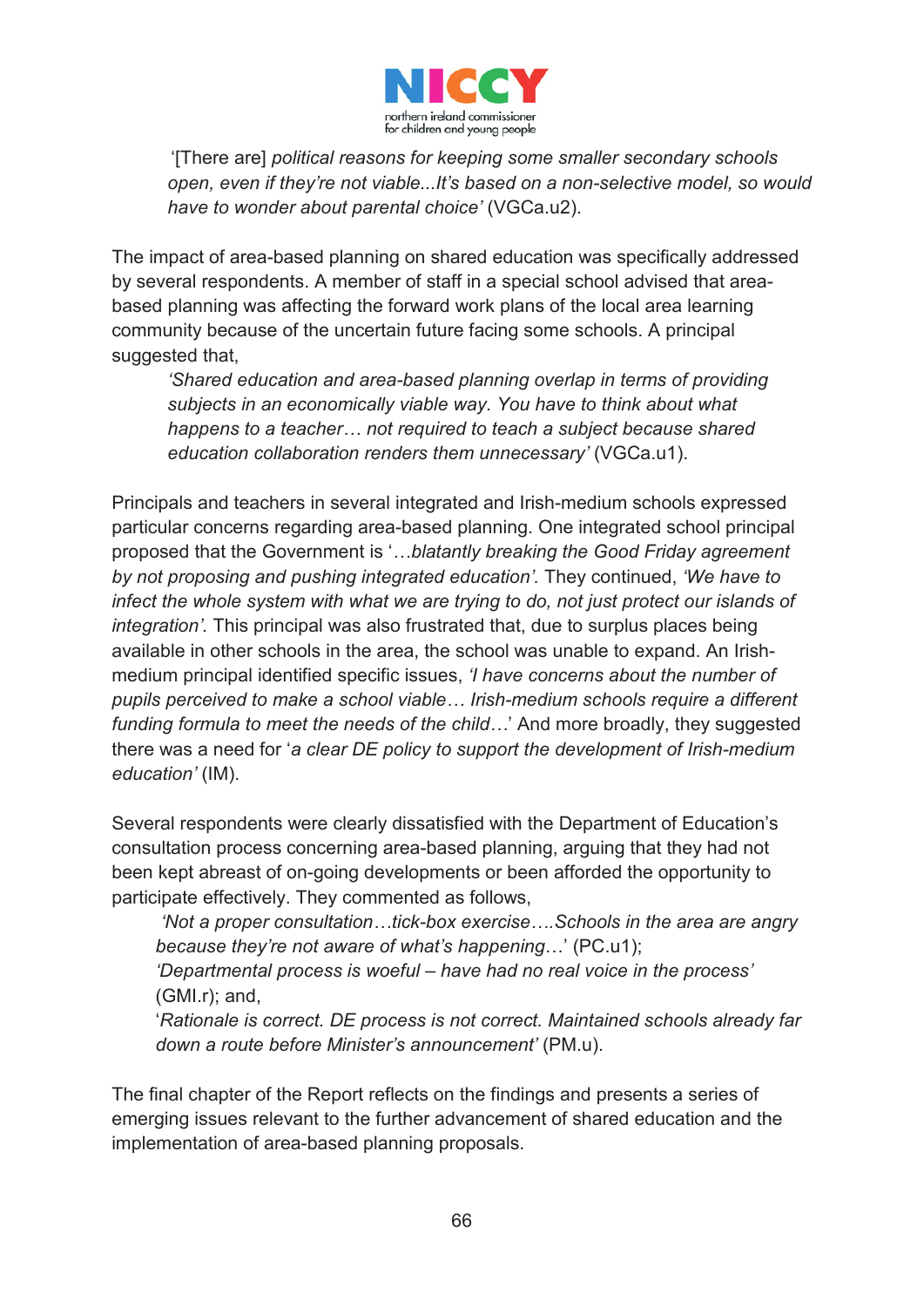'[There are] *political reasons for keeping some smaller secondary schools open, even if they're not viable...It's based on a non-selective model, so would have to wonder about parental choice'* (VGCa.u2).

The impact of area-based planning on shared education was specifically addressed by several respondents. A member of staff in a special school advised that area-based planning was affecting the forward work plans of the local area learning community because of the uncertain future facing some schools. A principal suggested that,

> *'Shared education and area-based planning overlap in terms of providing subjects in an economically viable way. You have to think about what happens to a teacher… not required to teach a subject because shared education collaboration renders them unnecessary'* (VGCa.u1).

Principals and teachers in several integrated and Irish-medium schools expressed particular concerns regarding area-based planning. One integrated school principal proposed that the Government is '*…blatantly breaking the Good Friday agreement by not proposing and pushing integrated education'*. They continued, *'We have to infect the whole system with what we are trying to do, not just protect our islands of integration'*. This principal was also frustrated that, due to surplus places being available in other schools in the area, the school was unable to expand. An Irish-medium principal identified specific issues, *'I have concerns about the number of pupils perceived to make a school viable… Irish-medium schools require a different funding formula to meet the needs of the child…*' And more broadly, they suggested there was a need for '*a clear DE policy to support the development of Irish-medium education'* (IM).

Several respondents were clearly dissatisfied with the Department of Education's consultation process concerning area-based planning, arguing that they had not been kept abreast of on-going developments or been afforded the opportunity to participate effectively. They commented as follows,

> *'Not a proper consultation…tick-box exercise….Schools in the area are angry because they're not aware of what's happening…*' (PC.u1);
> *'Departmental process is woeful – have had no real voice in the process'* (GMI.r); and,
> '*Rationale is correct. DE process is not correct. Maintained schools already far down a route before Minister's announcement'* (PM.u).

The final chapter of the Report reflects on the findings and presents a series of emerging issues relevant to the further advancement of shared education and the implementation of area-based planning proposals.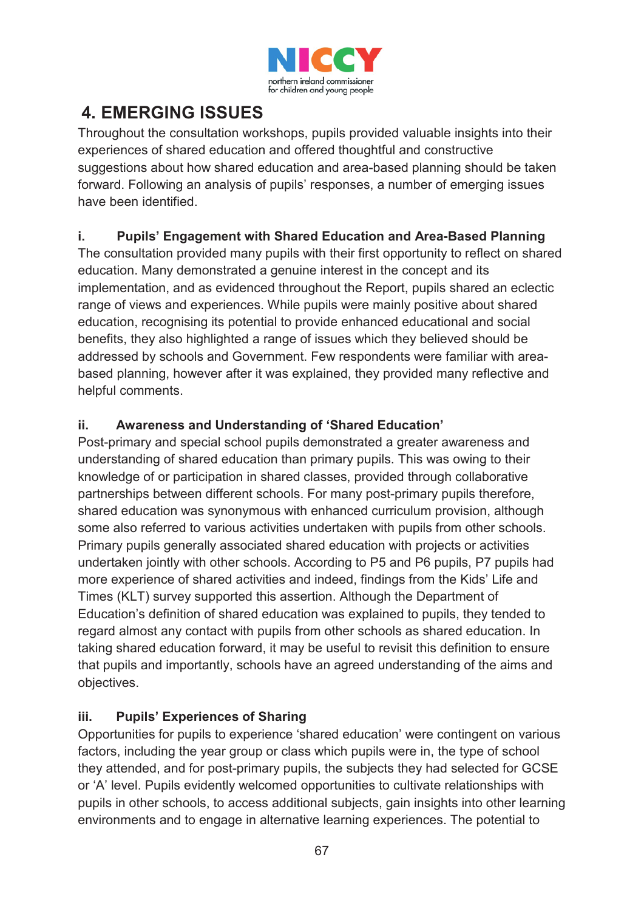## 4. EMERGING ISSUES

Throughout the consultation workshops, pupils provided valuable insights into their experiences of shared education and offered thoughtful and constructive suggestions about how shared education and area-based planning should be taken forward. Following an analysis of pupils' responses, a number of emerging issues have been identified.

### i. Pupils' Engagement with Shared Education and Area-Based Planning

The consultation provided many pupils with their first opportunity to reflect on shared education. Many demonstrated a genuine interest in the concept and its implementation, and as evidenced throughout the Report, pupils shared an eclectic range of views and experiences. While pupils were mainly positive about shared education, recognising its potential to provide enhanced educational and social benefits, they also highlighted a range of issues which they believed should be addressed by schools and Government. Few respondents were familiar with area-based planning, however after it was explained, they provided many reflective and helpful comments.

### ii. Awareness and Understanding of 'Shared Education'

Post-primary and special school pupils demonstrated a greater awareness and understanding of shared education than primary pupils. This was owing to their knowledge of or participation in shared classes, provided through collaborative partnerships between different schools. For many post-primary pupils therefore, shared education was synonymous with enhanced curriculum provision, although some also referred to various activities undertaken with pupils from other schools. Primary pupils generally associated shared education with projects or activities undertaken jointly with other schools. According to P5 and P6 pupils, P7 pupils had more experience of shared activities and indeed, findings from the Kids' Life and Times (KLT) survey supported this assertion. Although the Department of Education's definition of shared education was explained to pupils, they tended to regard almost any contact with pupils from other schools as shared education. In taking shared education forward, it may be useful to revisit this definition to ensure that pupils and importantly, schools have an agreed understanding of the aims and objectives.

### iii. Pupils' Experiences of Sharing

Opportunities for pupils to experience 'shared education' were contingent on various factors, including the year group or class which pupils were in, the type of school they attended, and for post-primary pupils, the subjects they had selected for GCSE or 'A' level. Pupils evidently welcomed opportunities to cultivate relationships with pupils in other schools, to access additional subjects, gain insights into other learning environments and to engage in alternative learning experiences. The potential to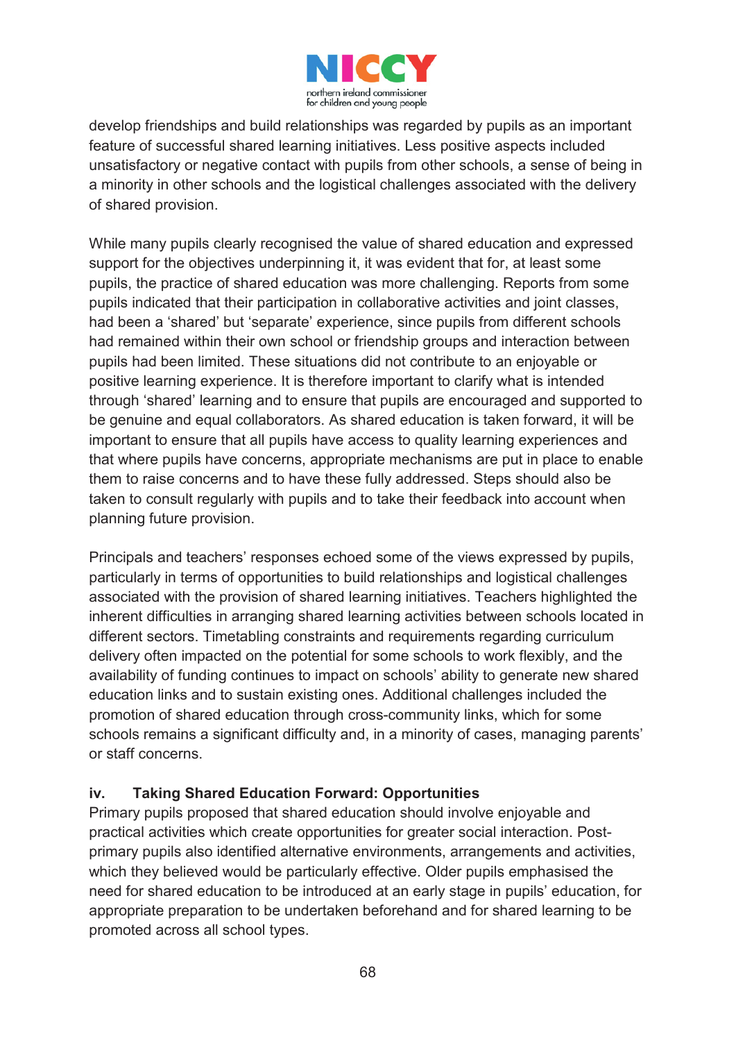develop friendships and build relationships was regarded by pupils as an important feature of successful shared learning initiatives. Less positive aspects included unsatisfactory or negative contact with pupils from other schools, a sense of being in a minority in other schools and the logistical challenges associated with the delivery of shared provision.

While many pupils clearly recognised the value of shared education and expressed support for the objectives underpinning it, it was evident that for, at least some pupils, the practice of shared education was more challenging. Reports from some pupils indicated that their participation in collaborative activities and joint classes, had been a 'shared' but 'separate' experience, since pupils from different schools had remained within their own school or friendship groups and interaction between pupils had been limited. These situations did not contribute to an enjoyable or positive learning experience. It is therefore important to clarify what is intended through 'shared' learning and to ensure that pupils are encouraged and supported to be genuine and equal collaborators. As shared education is taken forward, it will be important to ensure that all pupils have access to quality learning experiences and that where pupils have concerns, appropriate mechanisms are put in place to enable them to raise concerns and to have these fully addressed. Steps should also be taken to consult regularly with pupils and to take their feedback into account when planning future provision.

Principals and teachers' responses echoed some of the views expressed by pupils, particularly in terms of opportunities to build relationships and logistical challenges associated with the provision of shared learning initiatives. Teachers highlighted the inherent difficulties in arranging shared learning activities between schools located in different sectors. Timetabling constraints and requirements regarding curriculum delivery often impacted on the potential for some schools to work flexibly, and the availability of funding continues to impact on schools' ability to generate new shared education links and to sustain existing ones. Additional challenges included the promotion of shared education through cross-community links, which for some schools remains a significant difficulty and, in a minority of cases, managing parents' or staff concerns.

### iv. Taking Shared Education Forward: Opportunities

Primary pupils proposed that shared education should involve enjoyable and practical activities which create opportunities for greater social interaction. Post-primary pupils also identified alternative environments, arrangements and activities, which they believed would be particularly effective. Older pupils emphasised the need for shared education to be introduced at an early stage in pupils' education, for appropriate preparation to be undertaken beforehand and for shared learning to be promoted across all school types.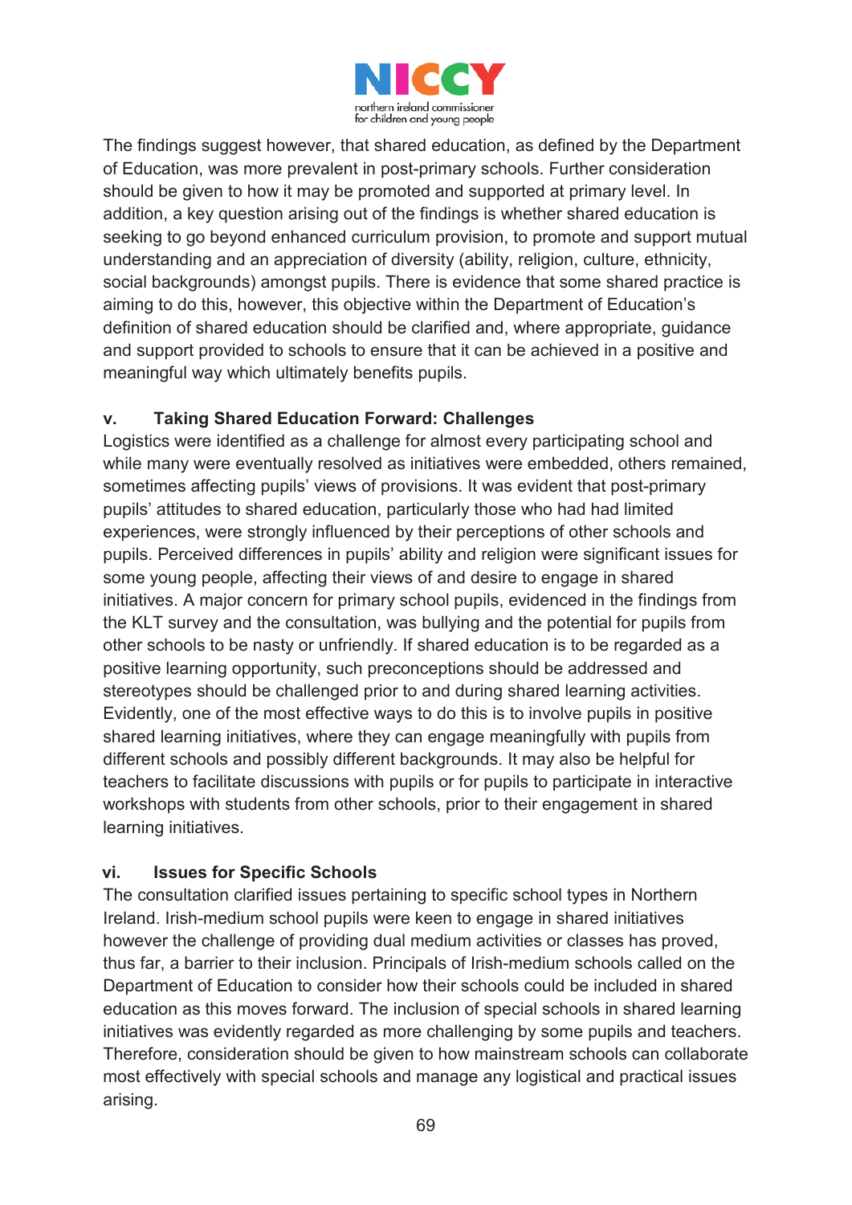The findings suggest however, that shared education, as defined by the Department of Education, was more prevalent in post-primary schools. Further consideration should be given to how it may be promoted and supported at primary level. In addition, a key question arising out of the findings is whether shared education is seeking to go beyond enhanced curriculum provision, to promote and support mutual understanding and an appreciation of diversity (ability, religion, culture, ethnicity, social backgrounds) amongst pupils. There is evidence that some shared practice is aiming to do this, however, this objective within the Department of Education's definition of shared education should be clarified and, where appropriate, guidance and support provided to schools to ensure that it can be achieved in a positive and meaningful way which ultimately benefits pupils.

### v. Taking Shared Education Forward: Challenges

Logistics were identified as a challenge for almost every participating school and while many were eventually resolved as initiatives were embedded, others remained, sometimes affecting pupils' views of provisions. It was evident that post-primary pupils' attitudes to shared education, particularly those who had had limited experiences, were strongly influenced by their perceptions of other schools and pupils. Perceived differences in pupils' ability and religion were significant issues for some young people, affecting their views of and desire to engage in shared initiatives. A major concern for primary school pupils, evidenced in the findings from the KLT survey and the consultation, was bullying and the potential for pupils from other schools to be nasty or unfriendly. If shared education is to be regarded as a positive learning opportunity, such preconceptions should be addressed and stereotypes should be challenged prior to and during shared learning activities. Evidently, one of the most effective ways to do this is to involve pupils in positive shared learning initiatives, where they can engage meaningfully with pupils from different schools and possibly different backgrounds. It may also be helpful for teachers to facilitate discussions with pupils or for pupils to participate in interactive workshops with students from other schools, prior to their engagement in shared learning initiatives.

### vi. Issues for Specific Schools

The consultation clarified issues pertaining to specific school types in Northern Ireland. Irish-medium school pupils were keen to engage in shared initiatives however the challenge of providing dual medium activities or classes has proved, thus far, a barrier to their inclusion. Principals of Irish-medium schools called on the Department of Education to consider how their schools could be included in shared education as this moves forward. The inclusion of special schools in shared learning initiatives was evidently regarded as more challenging by some pupils and teachers. Therefore, consideration should be given to how mainstream schools can collaborate most effectively with special schools and manage any logistical and practical issues arising.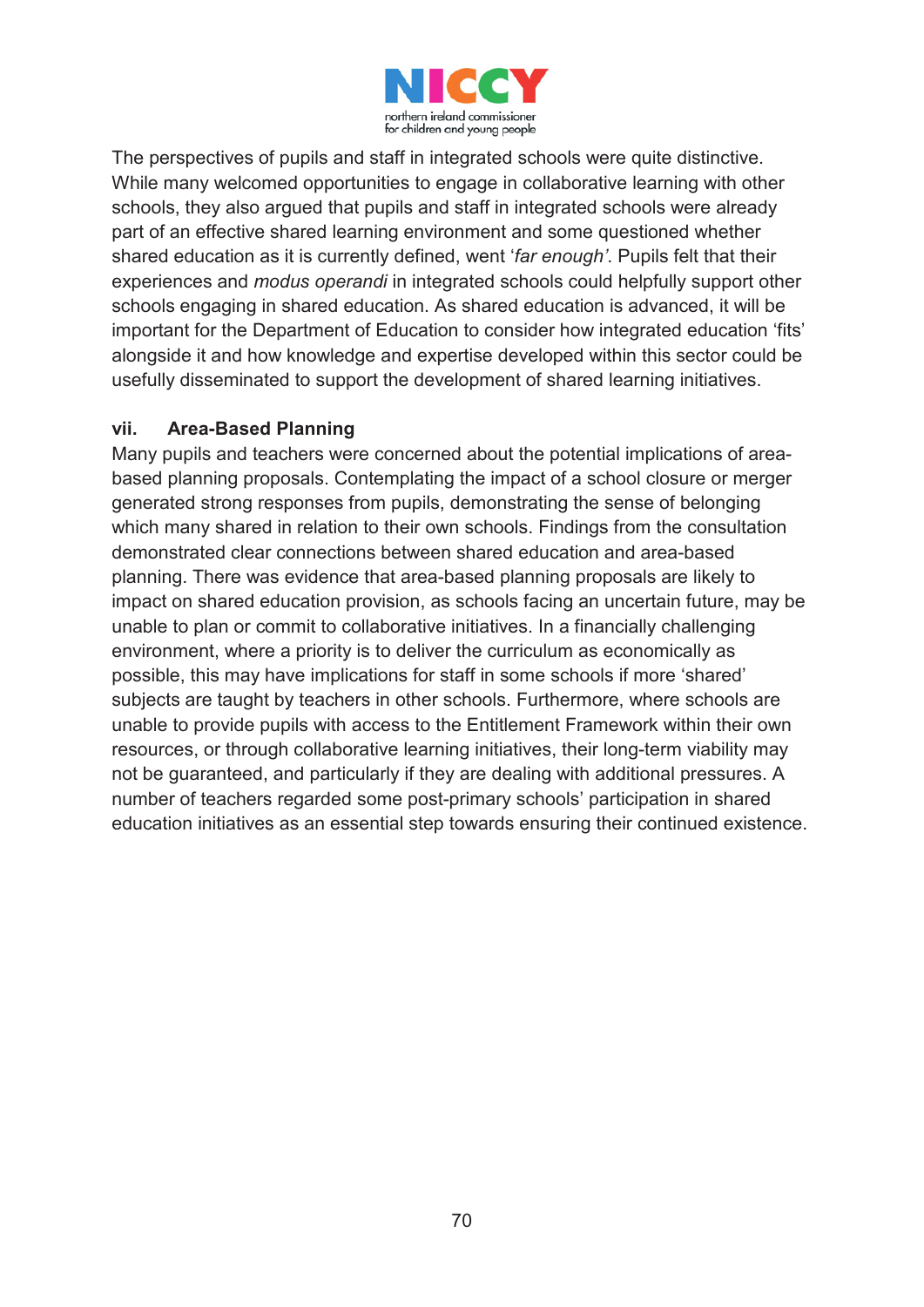The perspectives of pupils and staff in integrated schools were quite distinctive. While many welcomed opportunities to engage in collaborative learning with other schools, they also argued that pupils and staff in integrated schools were already part of an effective shared learning environment and some questioned whether shared education as it is currently defined, went '*far enough'*. Pupils felt that their experiences and *modus operandi* in integrated schools could helpfully support other schools engaging in shared education. As shared education is advanced, it will be important for the Department of Education to consider how integrated education 'fits' alongside it and how knowledge and expertise developed within this sector could be usefully disseminated to support the development of shared learning initiatives.

### vii. Area-Based Planning

Many pupils and teachers were concerned about the potential implications of area-based planning proposals. Contemplating the impact of a school closure or merger generated strong responses from pupils, demonstrating the sense of belonging which many shared in relation to their own schools. Findings from the consultation demonstrated clear connections between shared education and area-based planning. There was evidence that area-based planning proposals are likely to impact on shared education provision, as schools facing an uncertain future, may be unable to plan or commit to collaborative initiatives. In a financially challenging environment, where a priority is to deliver the curriculum as economically as possible, this may have implications for staff in some schools if more 'shared' subjects are taught by teachers in other schools. Furthermore, where schools are unable to provide pupils with access to the Entitlement Framework within their own resources, or through collaborative learning initiatives, their long-term viability may not be guaranteed, and particularly if they are dealing with additional pressures. A number of teachers regarded some post-primary schools' participation in shared education initiatives as an essential step towards ensuring their continued existence.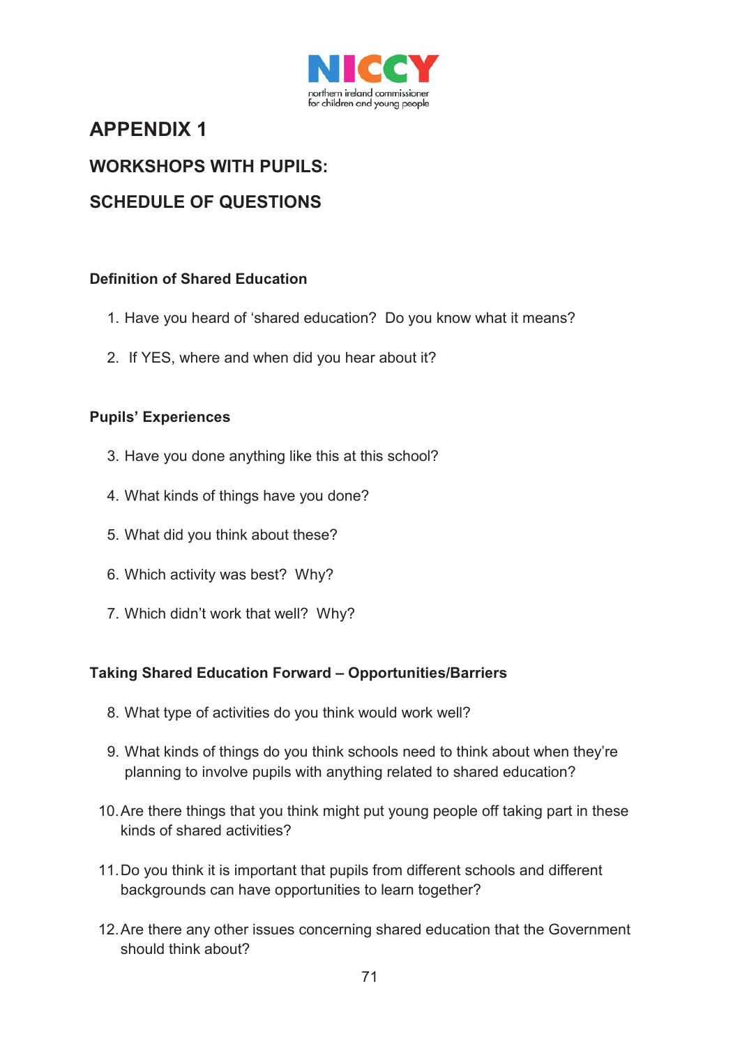# APPENDIX 1

## WORKSHOPS WITH PUPILS:

## SCHEDULE OF QUESTIONS

### Definition of Shared Education

1. Have you heard of 'shared education? Do you know what it means?
2. If YES, where and when did you hear about it?

### Pupils' Experiences

3. Have you done anything like this at this school?
4. What kinds of things have you done?
5. What did you think about these?
6. Which activity was best? Why?
7. Which didn't work that well? Why?

### Taking Shared Education Forward – Opportunities/Barriers

8. What type of activities do you think would work well?
9. What kinds of things do you think schools need to think about when they're planning to involve pupils with anything related to shared education?
10. Are there things that you think might put young people off taking part in these kinds of shared activities?
11. Do you think it is important that pupils from different schools and different backgrounds can have opportunities to learn together?
12. Are there any other issues concerning shared education that the Government should think about?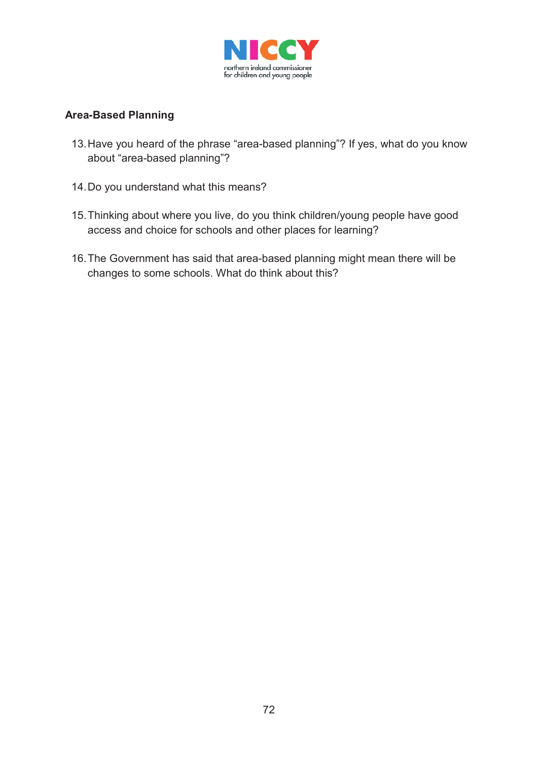## Area-Based Planning

13. Have you heard of the phrase “area-based planning”? If yes, what do you know about “area-based planning”?

14. Do you understand what this means?

15. Thinking about where you live, do you think children/young people have good access and choice for schools and other places for learning?

16. The Government has said that area-based planning might mean there will be changes to some schools. What do think about this?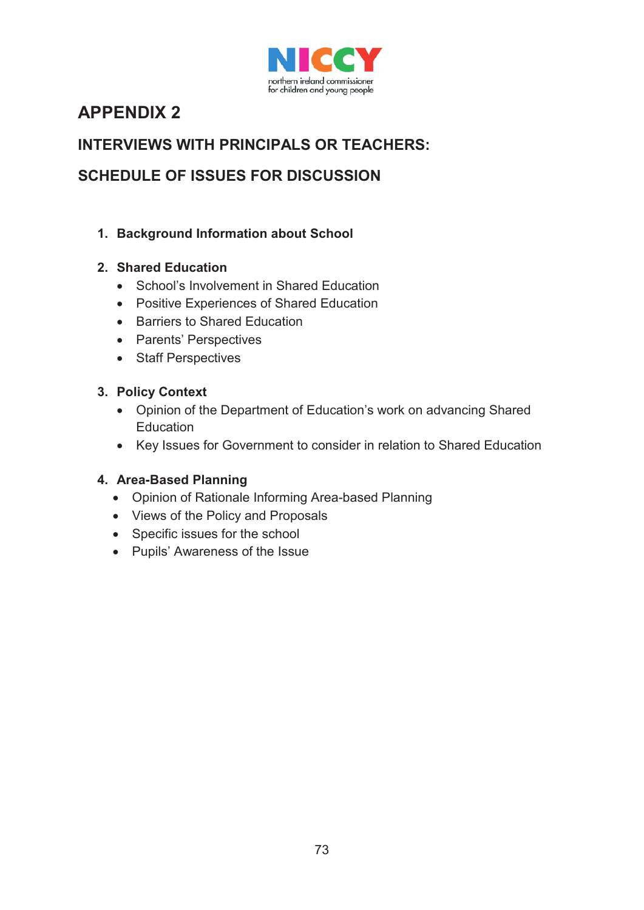# APPENDIX 2

## INTERVIEWS WITH PRINCIPALS OR TEACHERS:

## SCHEDULE OF ISSUES FOR DISCUSSION

1. **Background Information about School**

2. **Shared Education**
   - School's Involvement in Shared Education
   - Positive Experiences of Shared Education
   - Barriers to Shared Education
   - Parents' Perspectives
   - Staff Perspectives

3. **Policy Context**
   - Opinion of the Department of Education's work on advancing Shared Education
   - Key Issues for Government to consider in relation to Shared Education

4. **Area-Based Planning**
   - Opinion of Rationale Informing Area-based Planning
   - Views of the Policy and Proposals
   - Specific issues for the school
   - Pupils' Awareness of the Issue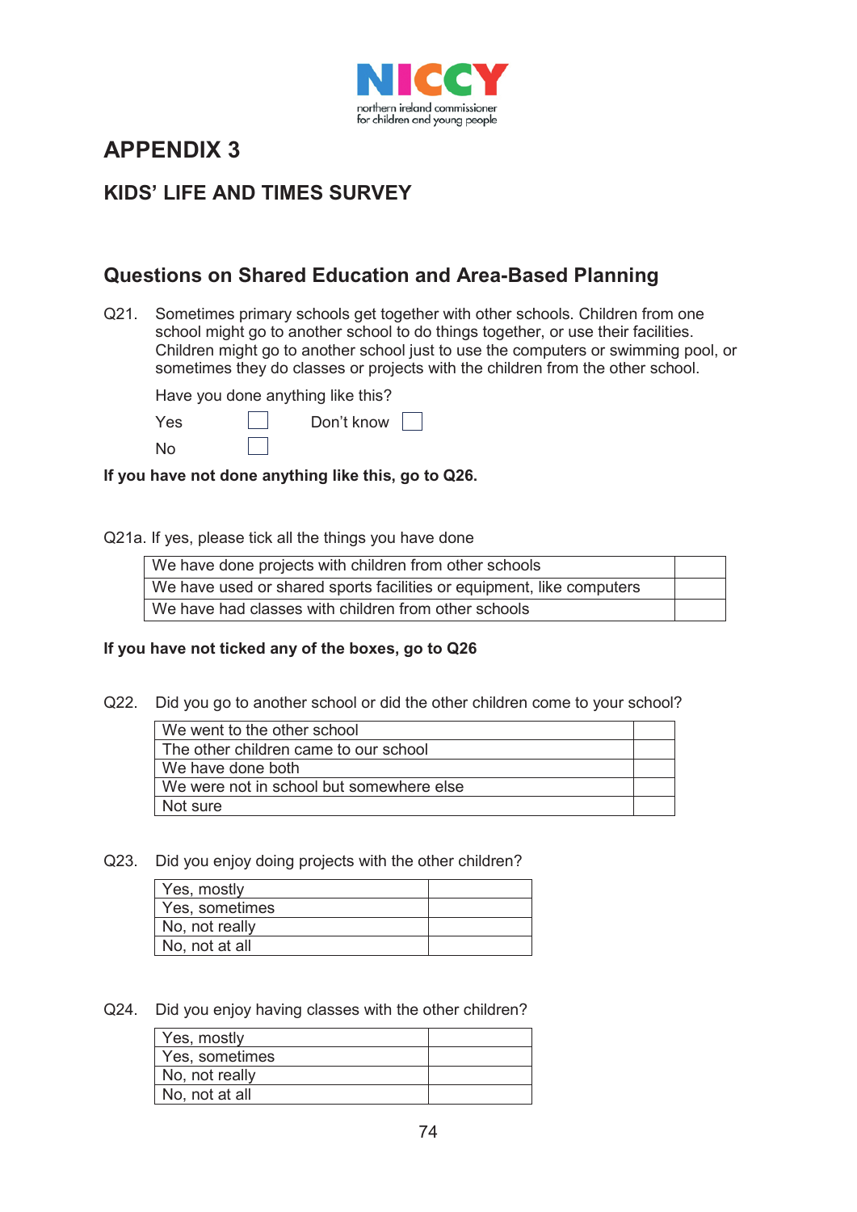# APPENDIX 3

## KIDS' LIFE AND TIMES SURVEY

### Questions on Shared Education and Area-Based Planning

Q21. Sometimes primary schools get together with other schools. Children from one school might go to another school to do things together, or use their facilities. Children might go to another school just to use the computers or swimming pool, or sometimes they do classes or projects with the children from the other school.

Have you done anything like this?

Yes ☐ Don't know ☐

No ☐

**If you have not done anything like this, go to Q26.**

Q21a. If yes, please tick all the things you have done

| | |
|---|---|
| We have done projects with children from other schools | |
| We have used or shared sports facilities or equipment, like computers | |
| We have had classes with children from other schools | |

**If you have not ticked any of the boxes, go to Q26**

Q22. Did you go to another school or did the other children come to your school?

| | |
|---|---|
| We went to the other school | |
| The other children came to our school | |
| We have done both | |
| We were not in school but somewhere else | |
| Not sure | |

Q23. Did you enjoy doing projects with the other children?

| | |
|---|---|
| Yes, mostly | |
| Yes, sometimes | |
| No, not really | |
| No, not at all | |

Q24. Did you enjoy having classes with the other children?

| | |
|---|---|
| Yes, mostly | |
| Yes, sometimes | |
| No, not really | |
| No, not at all | |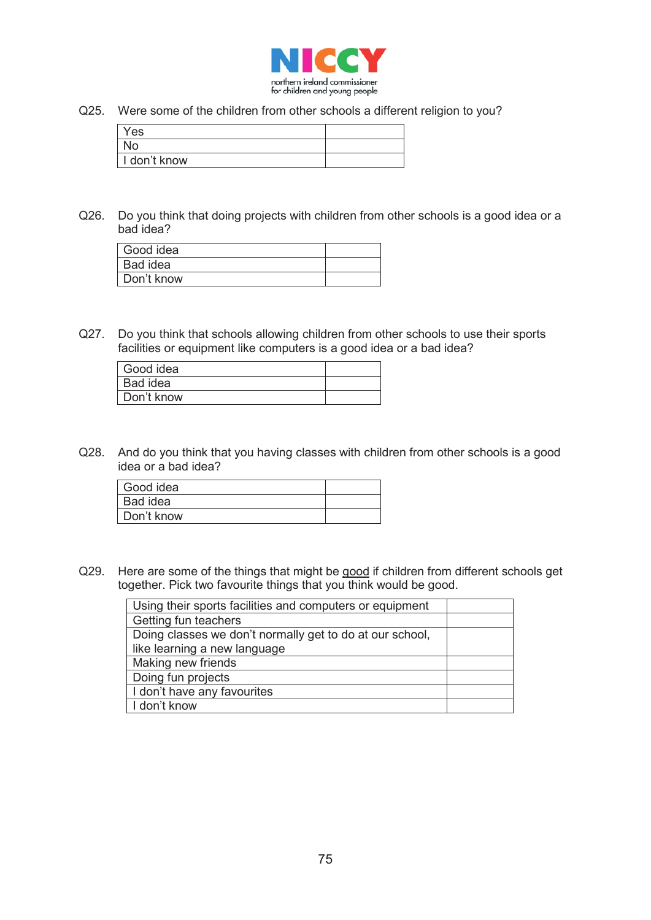Q25. Were some of the children from other schools a different religion to you?

| | |
|---|---|
| Yes | |
| No | |
| I don't know | |

Q26. Do you think that doing projects with children from other schools is a good idea or a bad idea?

| | |
|---|---|
| Good idea | |
| Bad idea | |
| Don't know | |

Q27. Do you think that schools allowing children from other schools to use their sports facilities or equipment like computers is a good idea or a bad idea?

| | |
|---|---|
| Good idea | |
| Bad idea | |
| Don't know | |

Q28. And do you think that you having classes with children from other schools is a good idea or a bad idea?

| | |
|---|---|
| Good idea | |
| Bad idea | |
| Don't know | |

Q29. Here are some of the things that might be good if children from different schools get together. Pick two favourite things that you think would be good.

| | |
|---|---|
| Using their sports facilities and computers or equipment | |
| Getting fun teachers | |
| Doing classes we don't normally get to do at our school, like learning a new language | |
| Making new friends | |
| Doing fun projects | |
| I don't have any favourites | |
| I don't know | |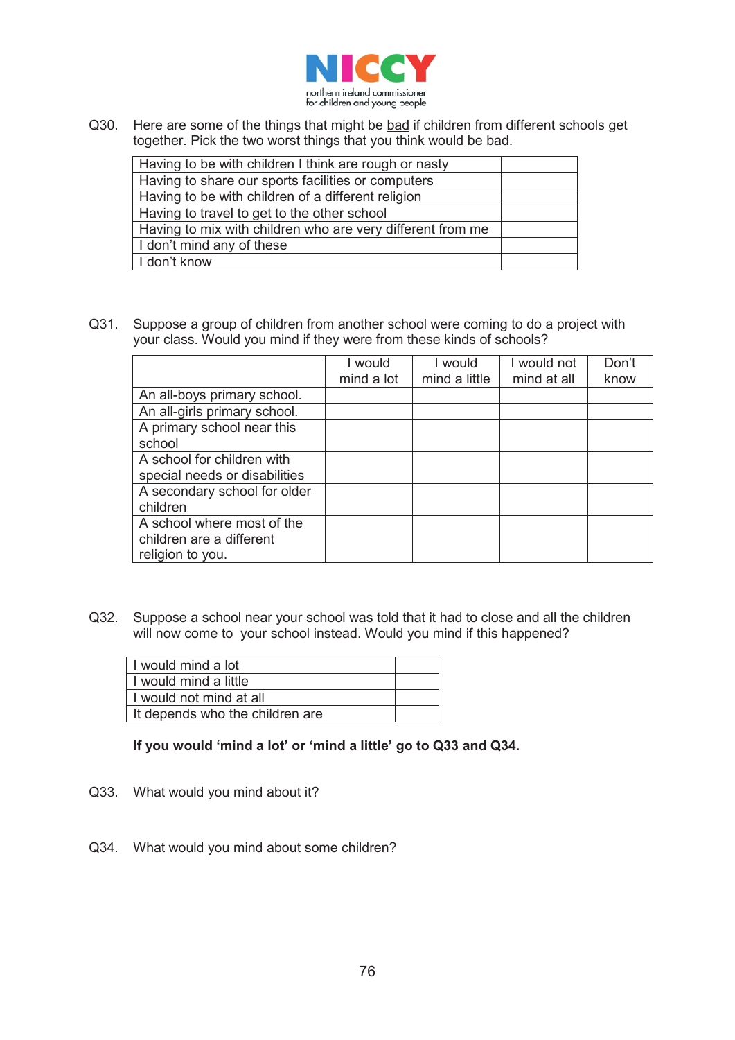NICCY
northern ireland commissioner for children and young people

Q30. Here are some of the things that might be bad if children from different schools get together. Pick the two worst things that you think would be bad.

| | |
|---|---|
| Having to be with children I think are rough or nasty | |
| Having to share our sports facilities or computers | |
| Having to be with children of a different religion | |
| Having to travel to get to the other school | |
| Having to mix with children who are very different from me | |
| I don't mind any of these | |
| I don't know | |

Q31. Suppose a group of children from another school were coming to do a project with your class. Would you mind if they were from these kinds of schools?

| | I would mind a lot | I would mind a little | I would not mind at all | Don't know |
|---|---|---|---|---|
| An all-boys primary school. | | | | |
| An all-girls primary school. | | | | |
| A primary school near this school | | | | |
| A school for children with special needs or disabilities | | | | |
| A secondary school for older children | | | | |
| A school where most of the children are a different religion to you. | | | | |

Q32. Suppose a school near your school was told that it had to close and all the children will now come to your school instead. Would you mind if this happened?

| | |
|---|---|
| I would mind a lot | |
| I would mind a little | |
| I would not mind at all | |
| It depends who the children are | |

**If you would 'mind a lot' or 'mind a little' go to Q33 and Q34.**

Q33. What would you mind about it?

Q34. What would you mind about some children?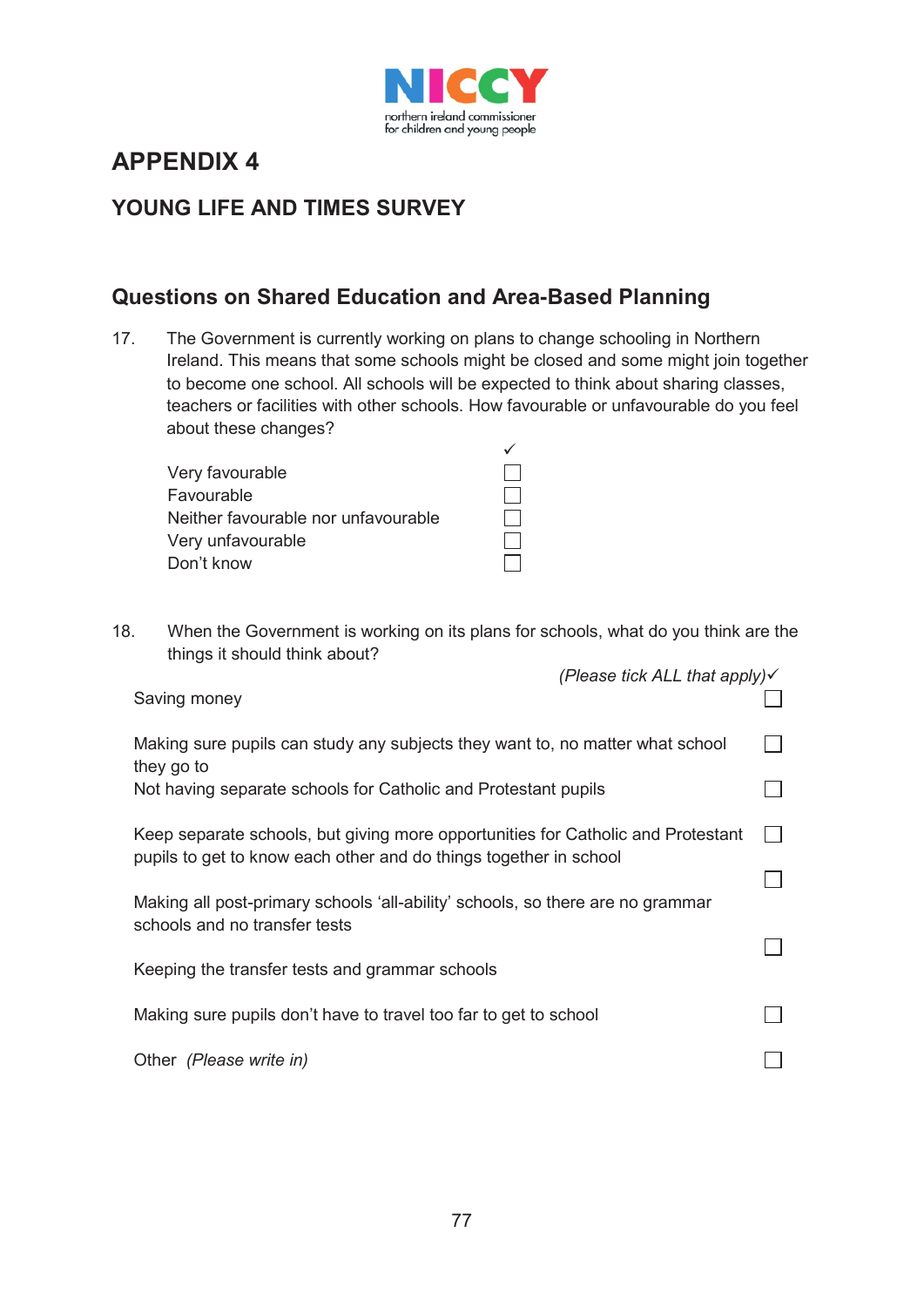# APPENDIX 4

## YOUNG LIFE AND TIMES SURVEY

### Questions on Shared Education and Area-Based Planning

17. The Government is currently working on plans to change schooling in Northern Ireland. This means that some schools might be closed and some might join together to become one school. All schools will be expected to think about sharing classes, teachers or facilities with other schools. How favourable or unfavourable do you feel about these changes?

| | ✓ |
|---|---|
| Very favourable | ☐ |
| Favourable | ☐ |
| Neither favourable nor unfavourable | ☐ |
| Very unfavourable | ☐ |
| Don't know | ☐ |

18. When the Government is working on its plans for schools, what do you think are the things it should think about?

| | *(Please tick ALL that apply)* ✓ |
|---|---|
| Saving money | ☐ |
| Making sure pupils can study any subjects they want to, no matter what school they go to | ☐ |
| Not having separate schools for Catholic and Protestant pupils | ☐ |
| Keep separate schools, but giving more opportunities for Catholic and Protestant pupils to get to know each other and do things together in school | ☐ |
| Making all post-primary schools 'all-ability' schools, so there are no grammar schools and no transfer tests | ☐ |
| Keeping the transfer tests and grammar schools | ☐ |
| Making sure pupils don't have to travel too far to get to school | ☐ |
| Other *(Please write in)* | ☐ |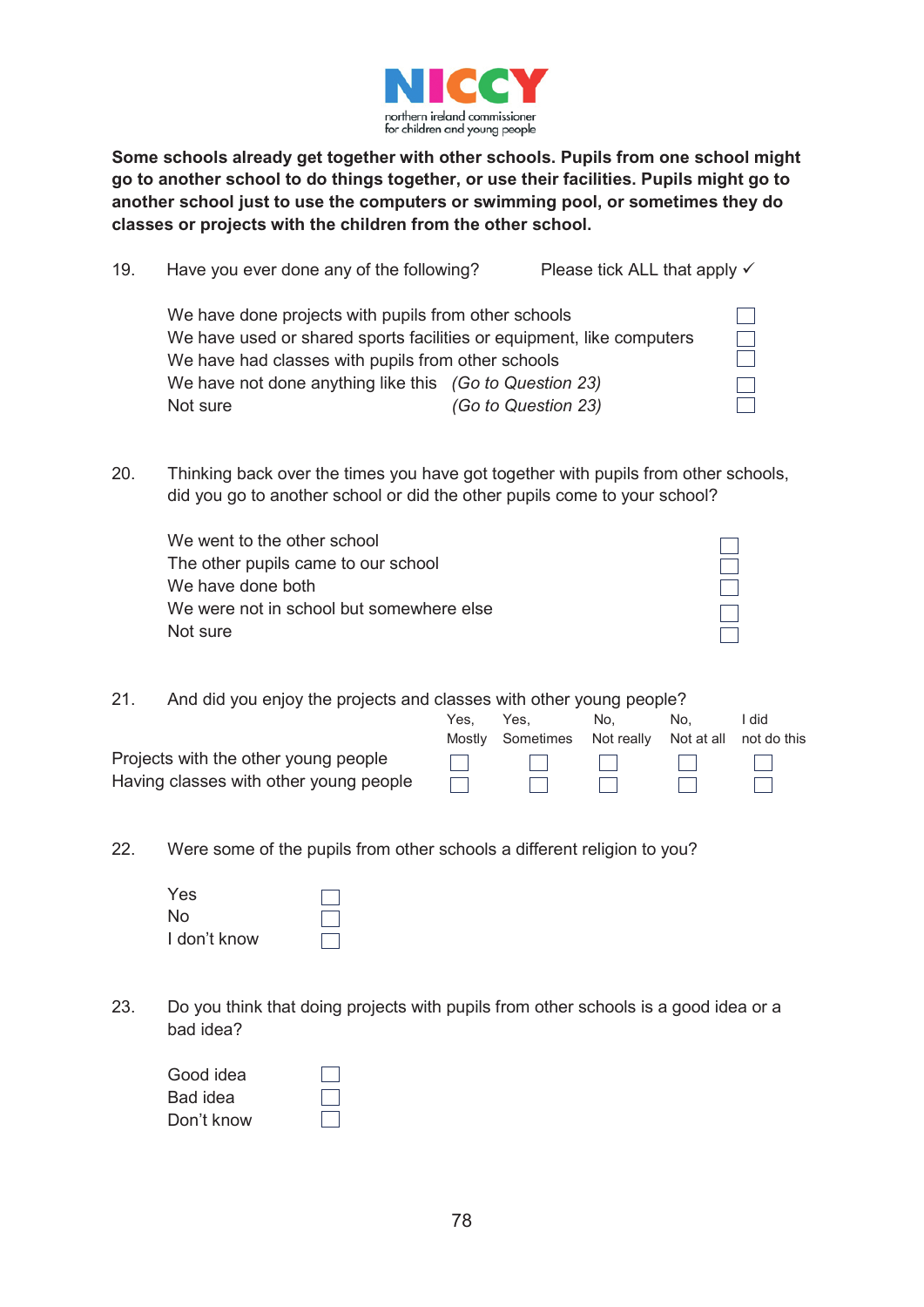**Some schools already get together with other schools. Pupils from one school might go to another school to do things together, or use their facilities. Pupils might go to another school just to use the computers or swimming pool, or sometimes they do classes or projects with the children from the other school.**

19. Have you ever done any of the following? Please tick ALL that apply ✓

| | |
|---|---|
| We have done projects with pupils from other schools | ☐ |
| We have used or shared sports facilities or equipment, like computers | ☐ |
| We have had classes with pupils from other schools | ☐ |
| We have not done anything like this *(Go to Question 23)* | ☐ |
| Not sure *(Go to Question 23)* | ☐ |

20. Thinking back over the times you have got together with pupils from other schools, did you go to another school or did the other pupils come to your school?

| | |
|---|---|
| We went to the other school | ☐ |
| The other pupils came to our school | ☐ |
| We have done both | ☐ |
| We were not in school but somewhere else | ☐ |
| Not sure | ☐ |

21. And did you enjoy the projects and classes with other young people?

| | Yes, Mostly | Yes, Sometimes | No, Not really | No, Not at all | I did not do this |
|---|---|---|---|---|---|
| Projects with the other young people | ☐ | ☐ | ☐ | ☐ | ☐ |
| Having classes with other young people | ☐ | ☐ | ☐ | ☐ | ☐ |

22. Were some of the pupils from other schools a different religion to you?

| | |
|---|---|
| Yes | ☐ |
| No | ☐ |
| I don't know | ☐ |

23. Do you think that doing projects with pupils from other schools is a good idea or a bad idea?

| | |
|---|---|
| Good idea | ☐ |
| Bad idea | ☐ |
| Don't know | ☐ |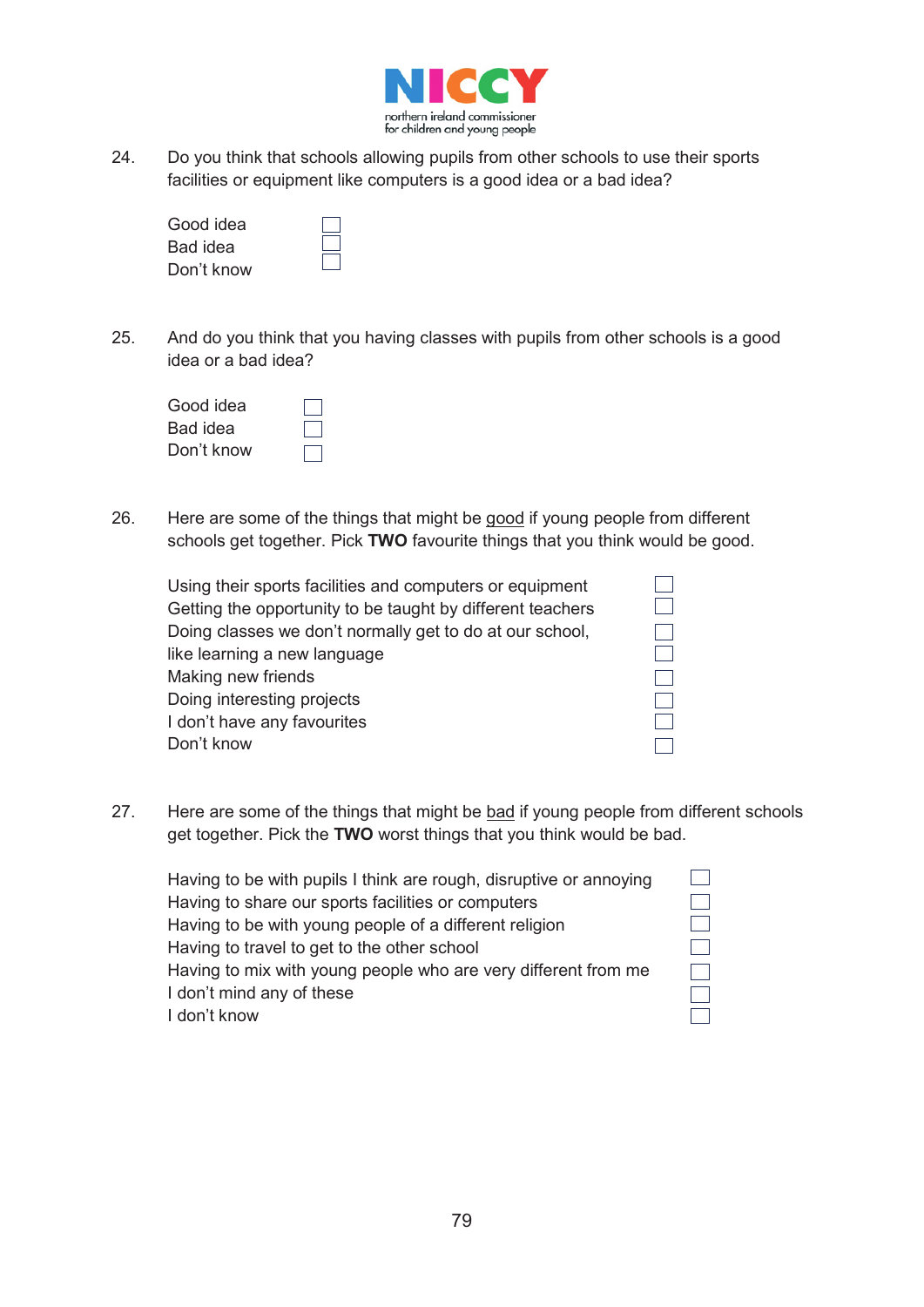24. Do you think that schools allowing pupils from other schools to use their sports facilities or equipment like computers is a good idea or a bad idea?

    Good idea ☐
    Bad idea ☐
    Don't know ☐

25. And do you think that you having classes with pupils from other schools is a good idea or a bad idea?

    Good idea ☐
    Bad idea ☐
    Don't know ☐

26. Here are some of the things that might be good if young people from different schools get together. Pick **TWO** favourite things that you think would be good.

    Using their sports facilities and computers or equipment ☐
    Getting the opportunity to be taught by different teachers ☐
    Doing classes we don't normally get to do at our school, ☐
    like learning a new language ☐
    Making new friends ☐
    Doing interesting projects ☐
    I don't have any favourites ☐
    Don't know ☐

27. Here are some of the things that might be bad if young people from different schools get together. Pick the **TWO** worst things that you think would be bad.

    Having to be with pupils I think are rough, disruptive or annoying ☐
    Having to share our sports facilities or computers ☐
    Having to be with young people of a different religion ☐
    Having to travel to get to the other school ☐
    Having to mix with young people who are very different from me ☐
    I don't mind any of these ☐
    I don't know ☐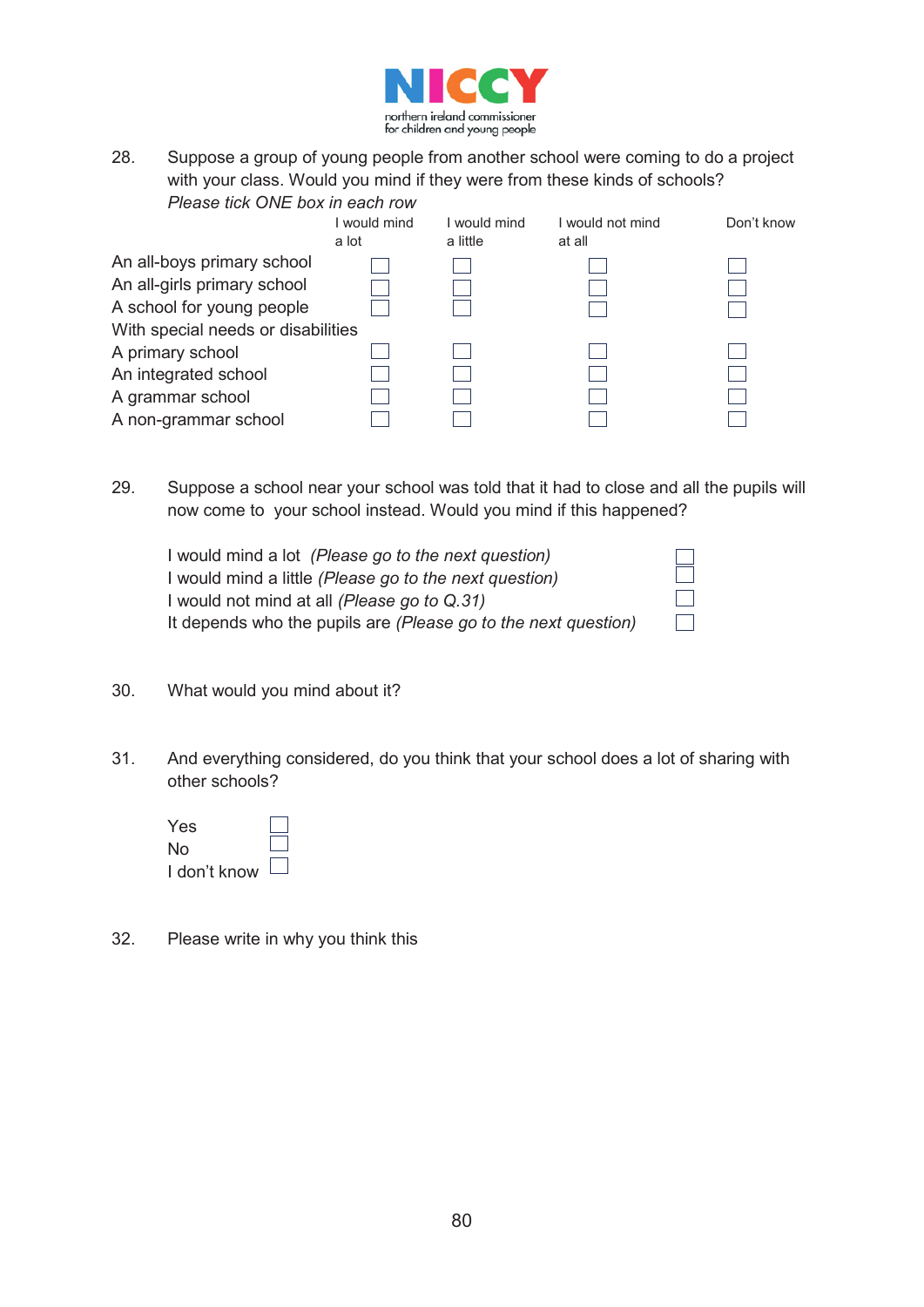28. Suppose a group of young people from another school were coming to do a project with your class. Would you mind if they were from these kinds of schools?
*Please tick ONE box in each row*

| | I would mind a lot | I would mind a little | I would not mind at all | Don't know |
|---|---|---|---|---|
| An all-boys primary school | ☐ | ☐ | ☐ | ☐ |
| An all-girls primary school | ☐ | ☐ | ☐ | ☐ |
| A school for young people With special needs or disabilities | ☐ | ☐ | ☐ | ☐ |
| A primary school | ☐ | ☐ | ☐ | ☐ |
| An integrated school | ☐ | ☐ | ☐ | ☐ |
| A grammar school | ☐ | ☐ | ☐ | ☐ |
| A non-grammar school | ☐ | ☐ | ☐ | ☐ |

29. Suppose a school near your school was told that it had to close and all the pupils will now come to your school instead. Would you mind if this happened?

- I would mind a lot *(Please go to the next question)* ☐
- I would mind a little *(Please go to the next question)* ☐
- I would not mind at all *(Please go to Q.31)* ☐
- It depends who the pupils are *(Please go to the next question)* ☐

30. What would you mind about it?

31. And everything considered, do you think that your school does a lot of sharing with other schools?

- Yes ☐
- No ☐
- I don't know ☐

32. Please write in why you think this